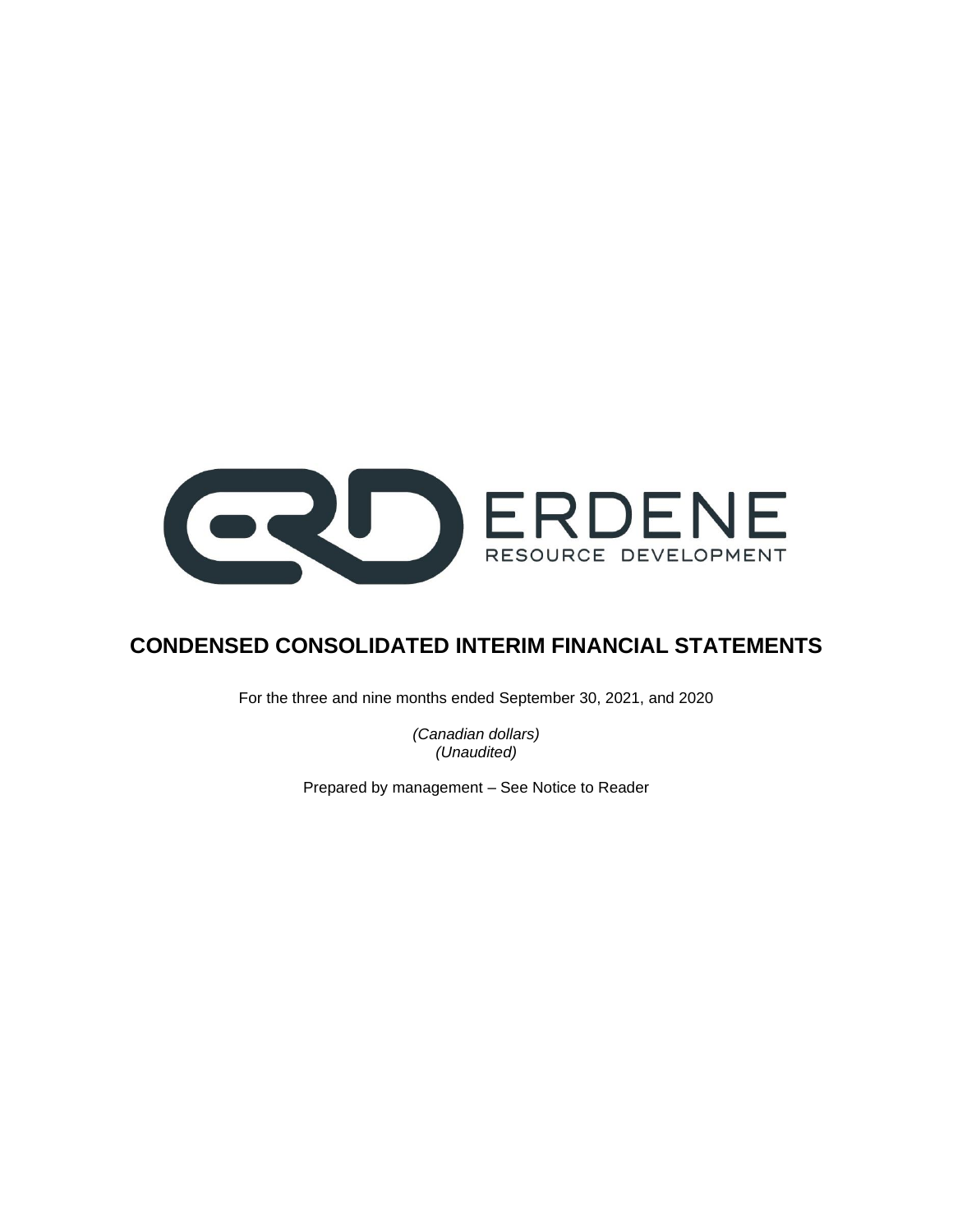ERDENE
RESOURCE DEVELOPMENT

# CONDENSED CONSOLIDATED INTERIM FINANCIAL STATEMENTS

For the three and nine months ended September 30, 2021, and 2020

*(Canadian dollars)*
*(Unaudited)*

Prepared by management – See Notice to Reader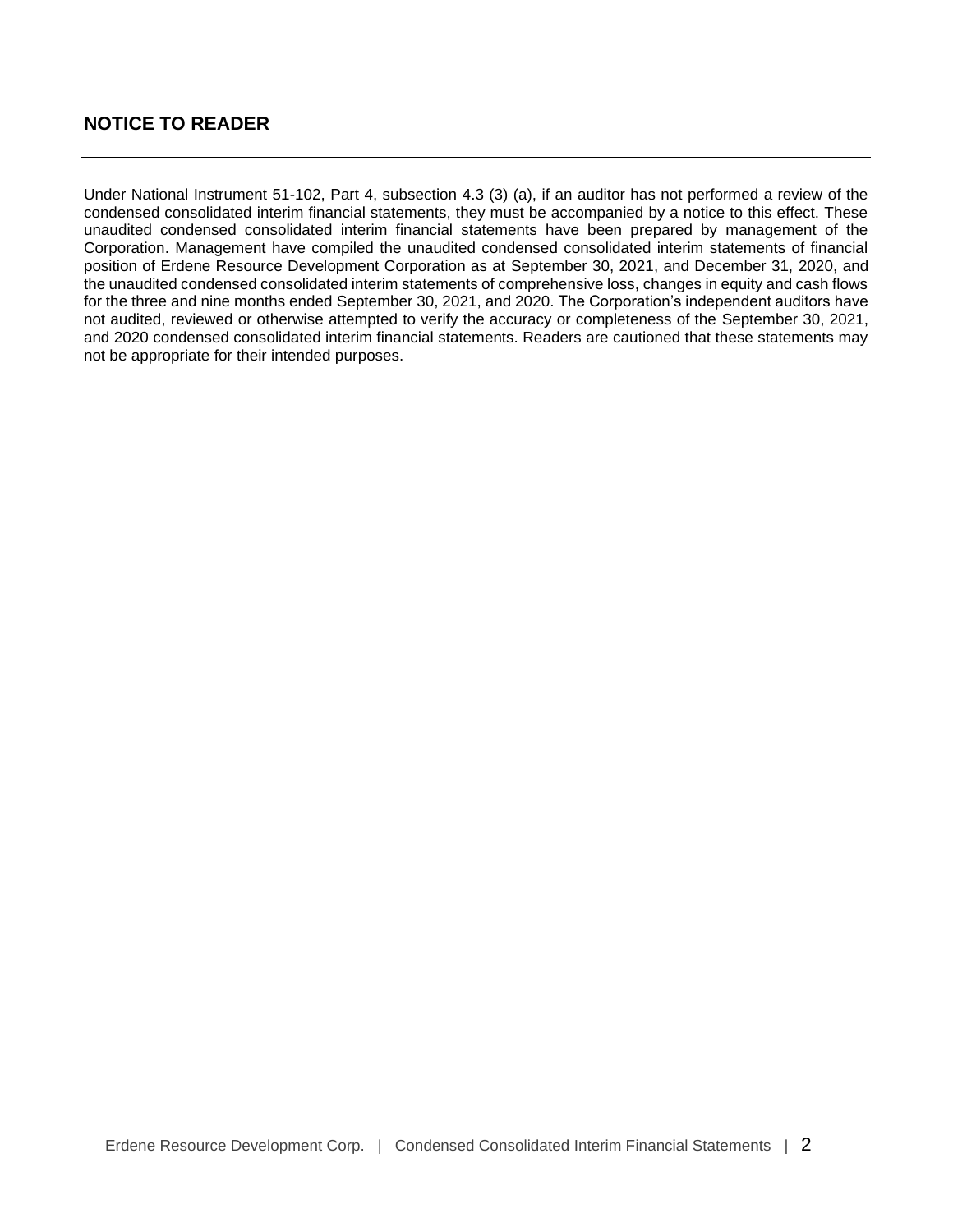## NOTICE TO READER

Under National Instrument 51-102, Part 4, subsection 4.3 (3) (a), if an auditor has not performed a review of the condensed consolidated interim financial statements, they must be accompanied by a notice to this effect. These unaudited condensed consolidated interim financial statements have been prepared by management of the Corporation. Management have compiled the unaudited condensed consolidated interim statements of financial position of Erdene Resource Development Corporation as at September 30, 2021, and December 31, 2020, and the unaudited condensed consolidated interim statements of comprehensive loss, changes in equity and cash flows for the three and nine months ended September 30, 2021, and 2020. The Corporation's independent auditors have not audited, reviewed or otherwise attempted to verify the accuracy or completeness of the September 30, 2021, and 2020 condensed consolidated interim financial statements. Readers are cautioned that these statements may not be appropriate for their intended purposes.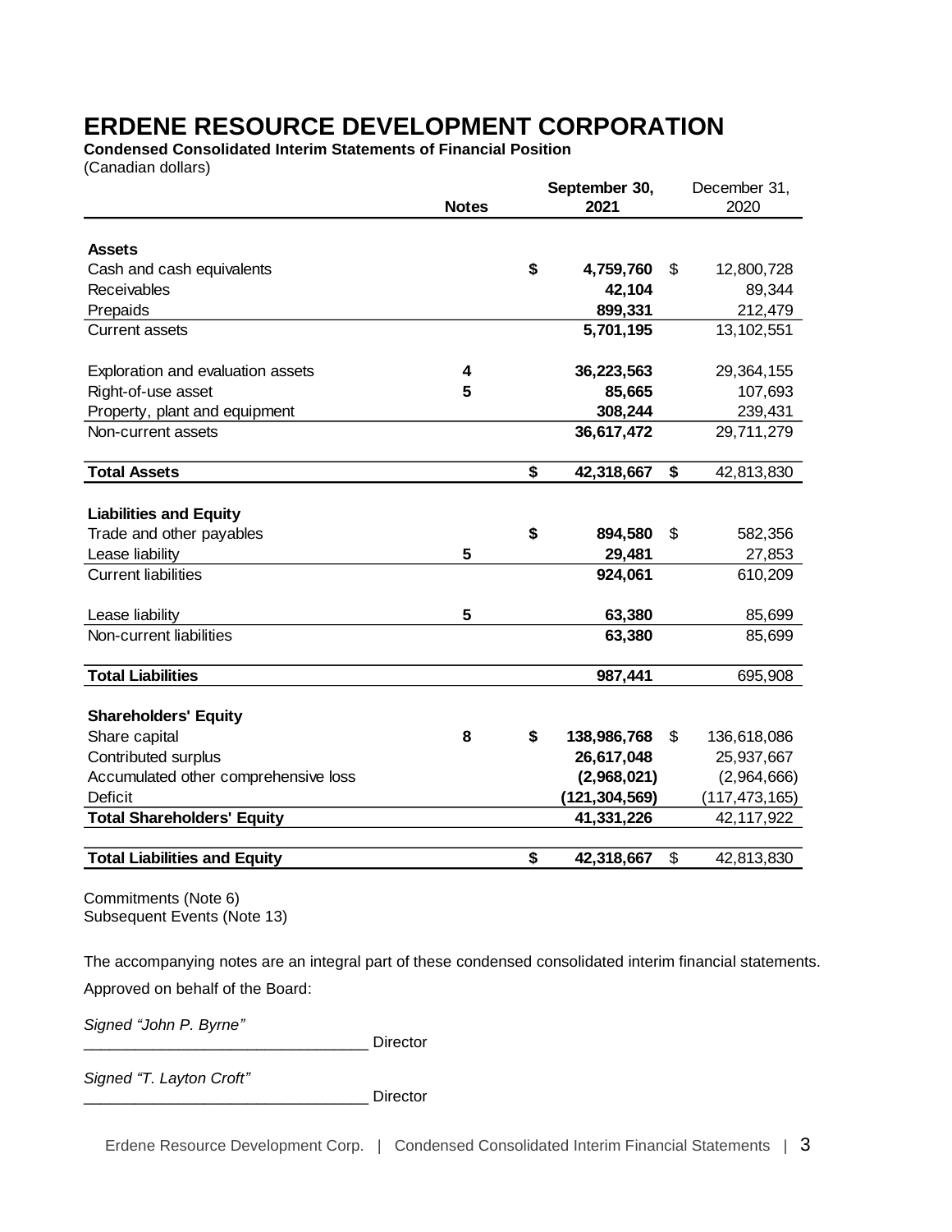# ERDENE RESOURCE DEVELOPMENT CORPORATION

**Condensed Consolidated Interim Statements of Financial Position**

(Canadian dollars)

| | Notes | September 30, 2021 | December 31, 2020 |
|---|---|---|---|
| **Assets** | | | |
| Cash and cash equivalents | | **$ 4,759,760** | $ 12,800,728 |
| Receivables | | **42,104** | 89,344 |
| Prepaids | | **899,331** | 212,479 |
| Current assets | | **5,701,195** | 13,102,551 |
| Exploration and evaluation assets | 4 | **36,223,563** | 29,364,155 |
| Right-of-use asset | 5 | **85,665** | 107,693 |
| Property, plant and equipment | | **308,244** | 239,431 |
| Non-current assets | | **36,617,472** | 29,711,279 |
| **Total Assets** | | **$ 42,318,667** | **$** 42,813,830 |
| **Liabilities and Equity** | | | |
| Trade and other payables | | **$ 894,580** | $ 582,356 |
| Lease liability | 5 | **29,481** | 27,853 |
| Current liabilities | | **924,061** | 610,209 |
| Lease liability | 5 | **63,380** | 85,699 |
| Non-current liabilities | | **63,380** | 85,699 |
| **Total Liabilities** | | **987,441** | 695,908 |
| **Shareholders' Equity** | | | |
| Share capital | 8 | **$ 138,986,768** | $ 136,618,086 |
| Contributed surplus | | **26,617,048** | 25,937,667 |
| Accumulated other comprehensive loss | | **(2,968,021)** | (2,964,666) |
| Deficit | | **(121,304,569)** | (117,473,165) |
| **Total Shareholders' Equity** | | **41,331,226** | 42,117,922 |
| **Total Liabilities and Equity** | | **$ 42,318,667** | $ 42,813,830 |

Commitments (Note 6)
Subsequent Events (Note 13)

The accompanying notes are an integral part of these condensed consolidated interim financial statements.

Approved on behalf of the Board:

*Signed "John P. Byrne"*
________________________________ Director

*Signed "T. Layton Croft"*
________________________________ Director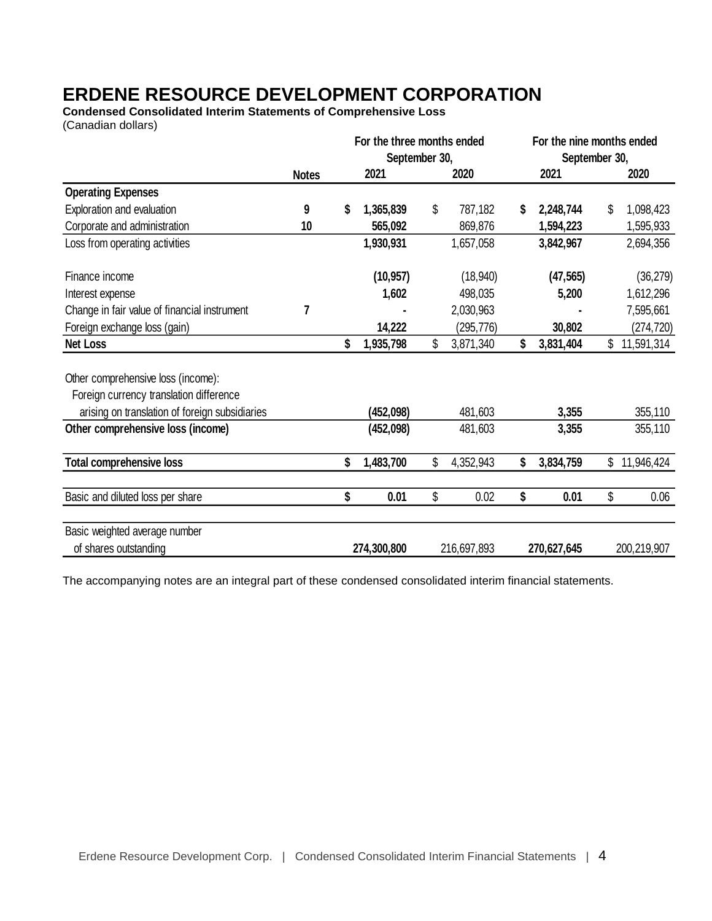# ERDENE RESOURCE DEVELOPMENT CORPORATION

**Condensed Consolidated Interim Statements of Comprehensive Loss**

(Canadian dollars)

| | Notes | For the three months ended September 30, 2021 | For the three months ended September 30, 2020 | For the nine months ended September 30, 2021 | For the nine months ended September 30, 2020 |
|---|---|---|---|---|---|
| **Operating Expenses** | | | | | |
| Exploration and evaluation | 9 | **$ 1,365,839** | $ 787,182 | **$ 2,248,744** | $ 1,098,423 |
| Corporate and administration | 10 | **565,092** | 869,876 | **1,594,223** | 1,595,933 |
| Loss from operating activities | | **1,930,931** | 1,657,058 | **3,842,967** | 2,694,356 |
| Finance income | | **(10,957)** | (18,940) | **(47,565)** | (36,279) |
| Interest expense | | **1,602** | 498,035 | **5,200** | 1,612,296 |
| Change in fair value of financial instrument | 7 | **-** | 2,030,963 | **-** | 7,595,661 |
| Foreign exchange loss (gain) | | **14,222** | (295,776) | **30,802** | (274,720) |
| **Net Loss** | | **$ 1,935,798** | $ 3,871,340 | **$ 3,831,404** | $ 11,591,314 |
| Other comprehensive loss (income): | | | | | |
| Foreign currency translation difference arising on translation of foreign subsidiaries | | **(452,098)** | 481,603 | **3,355** | 355,110 |
| **Other comprehensive loss (income)** | | **(452,098)** | 481,603 | **3,355** | 355,110 |
| **Total comprehensive loss** | | **$ 1,483,700** | $ 4,352,943 | **$ 3,834,759** | $ 11,946,424 |
| Basic and diluted loss per share | | **$ 0.01** | $ 0.02 | **$ 0.01** | $ 0.06 |
| Basic weighted average number of shares outstanding | | **274,300,800** | 216,697,893 | **270,627,645** | 200,219,907 |

The accompanying notes are an integral part of these condensed consolidated interim financial statements.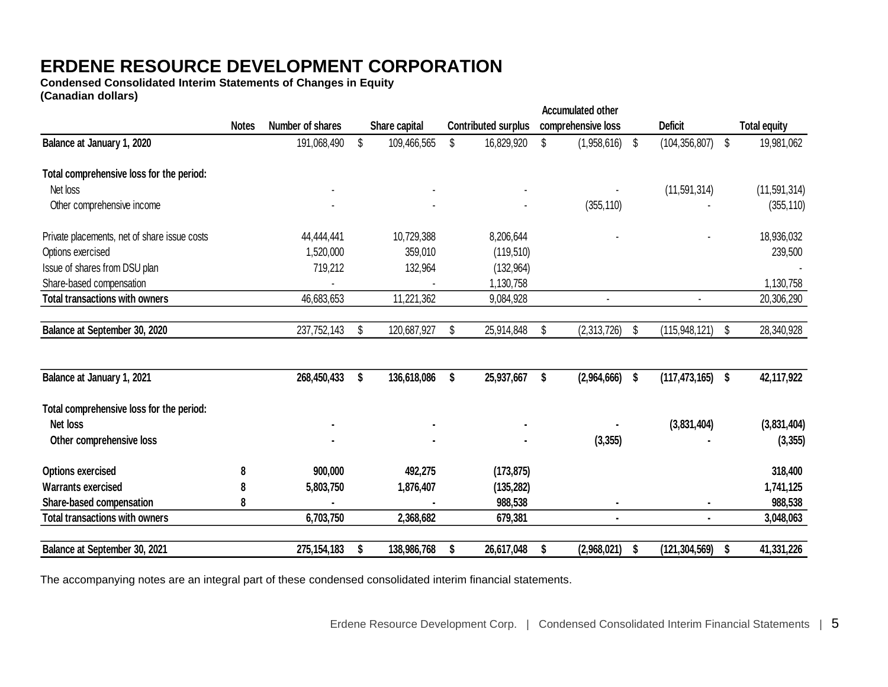# ERDENE RESOURCE DEVELOPMENT CORPORATION

**Condensed Consolidated Interim Statements of Changes in Equity**
**(Canadian dollars)**

| | Notes | Number of shares | Share capital | Contributed surplus | Accumulated other comprehensive loss | Deficit | Total equity |
|---|---|---|---|---|---|---|---|
| **Balance at January 1, 2020** | | 191,068,490 | $ 109,466,565 | $ 16,829,920 | $ (1,958,616) | $ (104,356,807) | $ 19,981,062 |
| **Total comprehensive loss for the period:** | | | | | | | |
| Net loss | | - | - | - | - | (11,591,314) | (11,591,314) |
| Other comprehensive income | | - | - | - | (355,110) | - | (355,110) |
| Private placements, net of share issue costs | | 44,444,441 | 10,729,388 | 8,206,644 | - | - | 18,936,032 |
| Options exercised | | 1,520,000 | 359,010 | (119,510) | | | 239,500 |
| Issue of shares from DSU plan | | 719,212 | 132,964 | (132,964) | | | - |
| Share-based compensation | | - | - | 1,130,758 | | | 1,130,758 |
| **Total transactions with owners** | | 46,683,653 | 11,221,362 | 9,084,928 | - | - | 20,306,290 |
| **Balance at September 30, 2020** | | 237,752,143 | $ 120,687,927 | $ 25,914,848 | $ (2,313,726) | $ (115,948,121) | $ 28,340,928 |
| **Balance at January 1, 2021** | | **268,450,433** | **$ 136,618,086** | **$ 25,937,667** | **$ (2,964,666)** | **$ (117,473,165)** | **$ 42,117,922** |
| **Total comprehensive loss for the period:** | | | | | | | |
| **Net loss** | | **-** | **-** | **-** | **-** | **(3,831,404)** | **(3,831,404)** |
| **Other comprehensive loss** | | **-** | **-** | **-** | **(3,355)** | **-** | **(3,355)** |
| **Options exercised** | **8** | **900,000** | **492,275** | **(173,875)** | | | **318,400** |
| **Warrants exercised** | **8** | **5,803,750** | **1,876,407** | **(135,282)** | | | **1,741,125** |
| **Share-based compensation** | **8** | **-** | **-** | **988,538** | **-** | **-** | **988,538** |
| **Total transactions with owners** | | **6,703,750** | **2,368,682** | **679,381** | **-** | **-** | **3,048,063** |
| **Balance at September 30, 2021** | | **275,154,183** | **$ 138,986,768** | **$ 26,617,048** | **$ (2,968,021)** | **$ (121,304,569)** | **$ 41,331,226** |

The accompanying notes are an integral part of these condensed consolidated interim financial statements.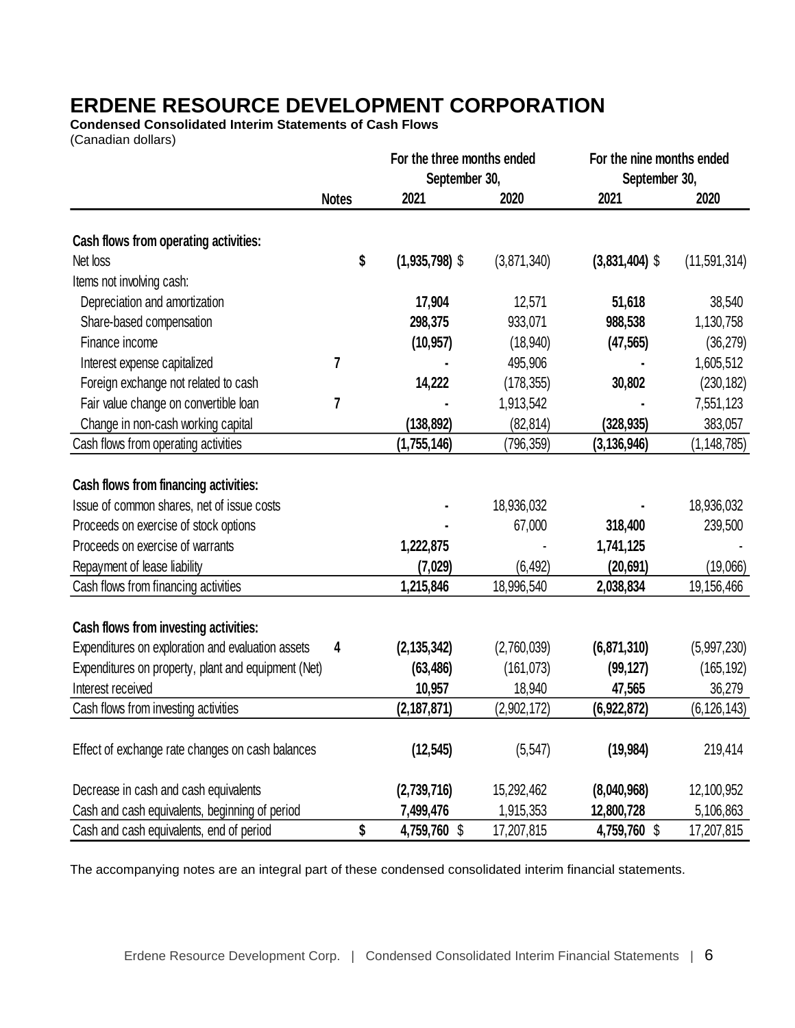# ERDENE RESOURCE DEVELOPMENT CORPORATION

**Condensed Consolidated Interim Statements of Cash Flows**

(Canadian dollars)

| | Notes | For the three months ended September 30, 2021 | For the three months ended September 30, 2020 | For the nine months ended September 30, 2021 | For the nine months ended September 30, 2020 |
|---|---|---|---|---|---|
| **Cash flows from operating activities:** | | | | | |
| Net loss | | **$ (1,935,798)** | $ (3,871,340) | **$ (3,831,404)** | $ (11,591,314) |
| Items not involving cash: | | | | | |
| Depreciation and amortization | | **17,904** | 12,571 | **51,618** | 38,540 |
| Share-based compensation | | **298,375** | 933,071 | **988,538** | 1,130,758 |
| Finance income | | **(10,957)** | (18,940) | **(47,565)** | (36,279) |
| Interest expense capitalized | 7 | **-** | 495,906 | **-** | 1,605,512 |
| Foreign exchange not related to cash | | **14,222** | (178,355) | **30,802** | (230,182) |
| Fair value change on convertible loan | 7 | **-** | 1,913,542 | **-** | 7,551,123 |
| Change in non-cash working capital | | **(138,892)** | (82,814) | **(328,935)** | 383,057 |
| Cash flows from operating activities | | **(1,755,146)** | (796,359) | **(3,136,946)** | (1,148,785) |
| **Cash flows from financing activities:** | | | | | |
| Issue of common shares, net of issue costs | | **-** | 18,936,032 | **-** | 18,936,032 |
| Proceeds on exercise of stock options | | **-** | 67,000 | **318,400** | 239,500 |
| Proceeds on exercise of warrants | | **1,222,875** | - | **1,741,125** | - |
| Repayment of lease liability | | **(7,029)** | (6,492) | **(20,691)** | (19,066) |
| Cash flows from financing activities | | **1,215,846** | 18,996,540 | **2,038,834** | 19,156,466 |
| **Cash flows from investing activities:** | | | | | |
| Expenditures on exploration and evaluation assets | 4 | **(2,135,342)** | (2,760,039) | **(6,871,310)** | (5,997,230) |
| Expenditures on property, plant and equipment (Net) | | **(63,486)** | (161,073) | **(99,127)** | (165,192) |
| Interest received | | **10,957** | 18,940 | **47,565** | 36,279 |
| Cash flows from investing activities | | **(2,187,871)** | (2,902,172) | **(6,922,872)** | (6,126,143) |
| Effect of exchange rate changes on cash balances | | **(12,545)** | (5,547) | **(19,984)** | 219,414 |
| Decrease in cash and cash equivalents | | **(2,739,716)** | 15,292,462 | **(8,040,968)** | 12,100,952 |
| Cash and cash equivalents, beginning of period | | **7,499,476** | 1,915,353 | **12,800,728** | 5,106,863 |
| Cash and cash equivalents, end of period | | **$ 4,759,760** | $ 17,207,815 | **4,759,760** | $ 17,207,815 |

The accompanying notes are an integral part of these condensed consolidated interim financial statements.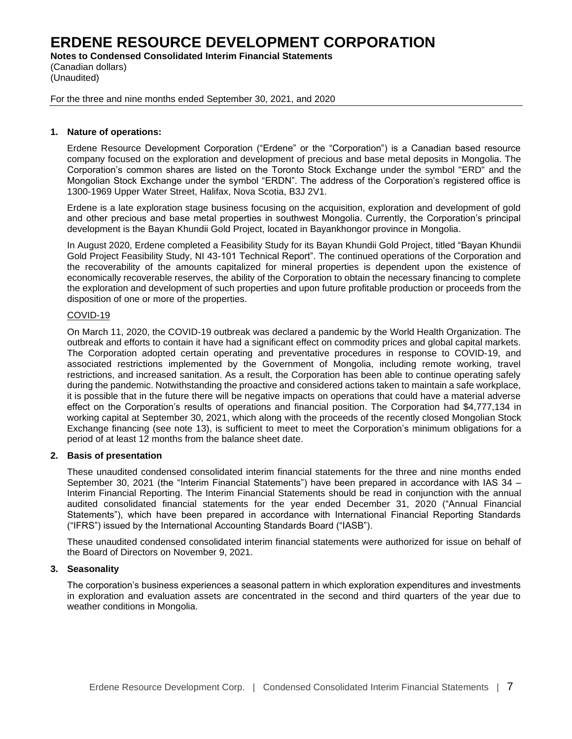# ERDENE RESOURCE DEVELOPMENT CORPORATION

**Notes to Condensed Consolidated Interim Financial Statements**
(Canadian dollars)
(Unaudited)

For the three and nine months ended September 30, 2021, and 2020

## 1. Nature of operations:

Erdene Resource Development Corporation ("Erdene" or the "Corporation") is a Canadian based resource company focused on the exploration and development of precious and base metal deposits in Mongolia. The Corporation's common shares are listed on the Toronto Stock Exchange under the symbol "ERD" and the Mongolian Stock Exchange under the symbol "ERDN". The address of the Corporation's registered office is 1300-1969 Upper Water Street, Halifax, Nova Scotia, B3J 2V1.

Erdene is a late exploration stage business focusing on the acquisition, exploration and development of gold and other precious and base metal properties in southwest Mongolia. Currently, the Corporation's principal development is the Bayan Khundii Gold Project, located in Bayankhongor province in Mongolia.

In August 2020, Erdene completed a Feasibility Study for its Bayan Khundii Gold Project, titled "Bayan Khundii Gold Project Feasibility Study, NI 43-101 Technical Report". The continued operations of the Corporation and the recoverability of the amounts capitalized for mineral properties is dependent upon the existence of economically recoverable reserves, the ability of the Corporation to obtain the necessary financing to complete the exploration and development of such properties and upon future profitable production or proceeds from the disposition of one or more of the properties.

COVID-19

On March 11, 2020, the COVID-19 outbreak was declared a pandemic by the World Health Organization. The outbreak and efforts to contain it have had a significant effect on commodity prices and global capital markets. The Corporation adopted certain operating and preventative procedures in response to COVID-19, and associated restrictions implemented by the Government of Mongolia, including remote working, travel restrictions, and increased sanitation. As a result, the Corporation has been able to continue operating safely during the pandemic. Notwithstanding the proactive and considered actions taken to maintain a safe workplace, it is possible that in the future there will be negative impacts on operations that could have a material adverse effect on the Corporation's results of operations and financial position. The Corporation had $4,777,134 in working capital at September 30, 2021, which along with the proceeds of the recently closed Mongolian Stock Exchange financing (see note 13), is sufficient to meet to meet the Corporation's minimum obligations for a period of at least 12 months from the balance sheet date.

## 2. Basis of presentation

These unaudited condensed consolidated interim financial statements for the three and nine months ended September 30, 2021 (the "Interim Financial Statements") have been prepared in accordance with IAS 34 – Interim Financial Reporting. The Interim Financial Statements should be read in conjunction with the annual audited consolidated financial statements for the year ended December 31, 2020 ("Annual Financial Statements"), which have been prepared in accordance with International Financial Reporting Standards ("IFRS") issued by the International Accounting Standards Board ("IASB").

These unaudited condensed consolidated interim financial statements were authorized for issue on behalf of the Board of Directors on November 9, 2021.

## 3. Seasonality

The corporation's business experiences a seasonal pattern in which exploration expenditures and investments in exploration and evaluation assets are concentrated in the second and third quarters of the year due to weather conditions in Mongolia.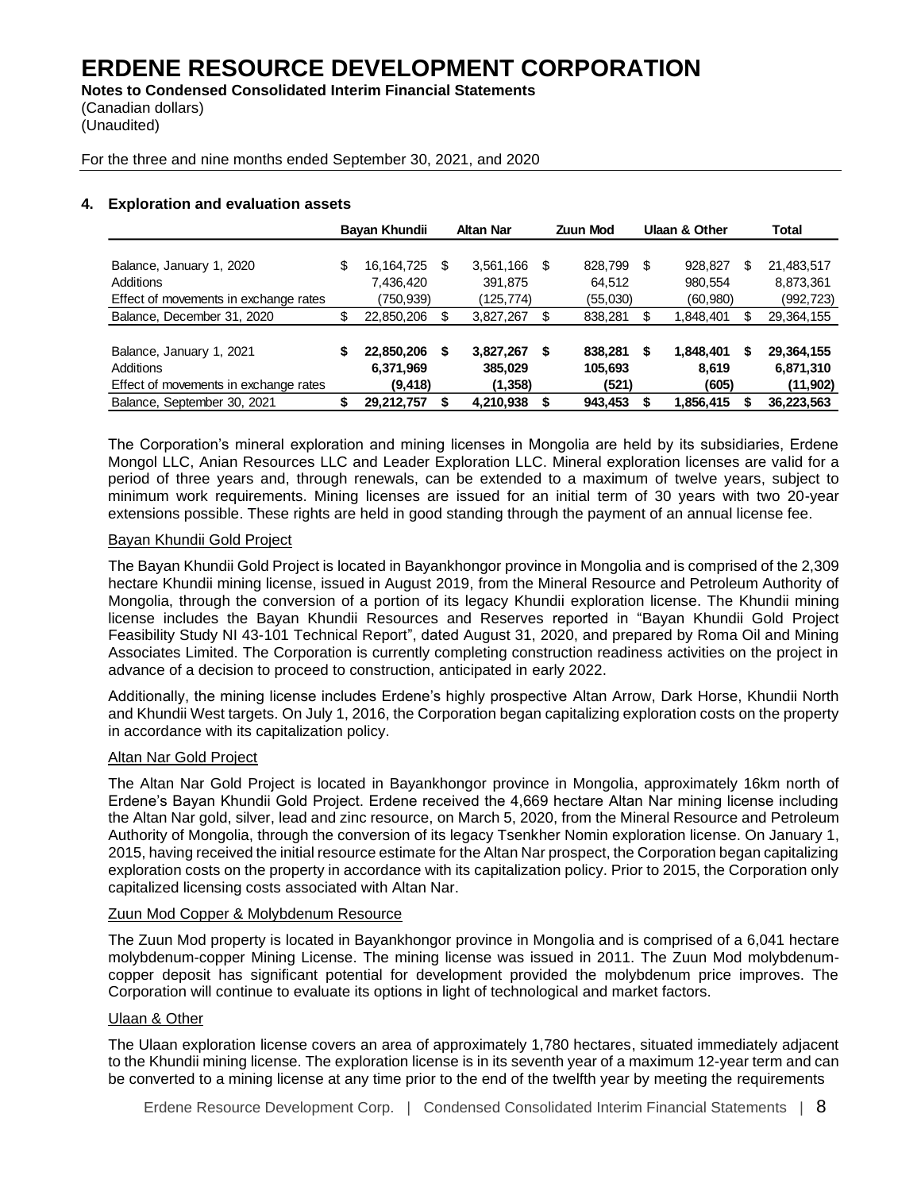# ERDENE RESOURCE DEVELOPMENT CORPORATION

**Notes to Condensed Consolidated Interim Financial Statements**
(Canadian dollars)
(Unaudited)

For the three and nine months ended September 30, 2021, and 2020

## 4. Exploration and evaluation assets

| | Bayan Khundii | Altan Nar | Zuun Mod | Ulaan & Other | Total |
|---|---|---|---|---|---|
| Balance, January 1, 2020 | $ 16,164,725 | $ 3,561,166 | $ 828,799 | $ 928,827 | $ 21,483,517 |
| Additions | 7,436,420 | 391,875 | 64,512 | 980,554 | 8,873,361 |
| Effect of movements in exchange rates | (750,939) | (125,774) | (55,030) | (60,980) | (992,723) |
| Balance, December 31, 2020 | $ 22,850,206 | $ 3,827,267 | $ 838,281 | $ 1,848,401 | $ 29,364,155 |
| | | | | | |
| **Balance, January 1, 2021** | **$ 22,850,206** | **$ 3,827,267** | **$ 838,281** | **$ 1,848,401** | **$ 29,364,155** |
| Additions | **6,371,969** | **385,029** | **105,693** | **8,619** | **6,871,310** |
| Effect of movements in exchange rates | **(9,418)** | **(1,358)** | **(521)** | **(605)** | **(11,902)** |
| Balance, September 30, 2021 | **$ 29,212,757** | **$ 4,210,938** | **$ 943,453** | **$ 1,856,415** | **$ 36,223,563** |

The Corporation's mineral exploration and mining licenses in Mongolia are held by its subsidiaries, Erdene Mongol LLC, Anian Resources LLC and Leader Exploration LLC. Mineral exploration licenses are valid for a period of three years and, through renewals, can be extended to a maximum of twelve years, subject to minimum work requirements. Mining licenses are issued for an initial term of 30 years with two 20-year extensions possible. These rights are held in good standing through the payment of an annual license fee.

### Bayan Khundii Gold Project

The Bayan Khundii Gold Project is located in Bayankhongor province in Mongolia and is comprised of the 2,309 hectare Khundii mining license, issued in August 2019, from the Mineral Resource and Petroleum Authority of Mongolia, through the conversion of a portion of its legacy Khundii exploration license. The Khundii mining license includes the Bayan Khundii Resources and Reserves reported in "Bayan Khundii Gold Project Feasibility Study NI 43-101 Technical Report", dated August 31, 2020, and prepared by Roma Oil and Mining Associates Limited. The Corporation is currently completing construction readiness activities on the project in advance of a decision to proceed to construction, anticipated in early 2022.

Additionally, the mining license includes Erdene's highly prospective Altan Arrow, Dark Horse, Khundii North and Khundii West targets. On July 1, 2016, the Corporation began capitalizing exploration costs on the property in accordance with its capitalization policy.

### Altan Nar Gold Project

The Altan Nar Gold Project is located in Bayankhongor province in Mongolia, approximately 16km north of Erdene's Bayan Khundii Gold Project. Erdene received the 4,669 hectare Altan Nar mining license including the Altan Nar gold, silver, lead and zinc resource, on March 5, 2020, from the Mineral Resource and Petroleum Authority of Mongolia, through the conversion of its legacy Tsenkher Nomin exploration license. On January 1, 2015, having received the initial resource estimate for the Altan Nar prospect, the Corporation began capitalizing exploration costs on the property in accordance with its capitalization policy. Prior to 2015, the Corporation only capitalized licensing costs associated with Altan Nar.

### Zuun Mod Copper & Molybdenum Resource

The Zuun Mod property is located in Bayankhongor province in Mongolia and is comprised of a 6,041 hectare molybdenum-copper Mining License. The mining license was issued in 2011. The Zuun Mod molybdenum-copper deposit has significant potential for development provided the molybdenum price improves. The Corporation will continue to evaluate its options in light of technological and market factors.

### Ulaan & Other

The Ulaan exploration license covers an area of approximately 1,780 hectares, situated immediately adjacent to the Khundii mining license. The exploration license is in its seventh year of a maximum 12-year term and can be converted to a mining license at any time prior to the end of the twelfth year by meeting the requirements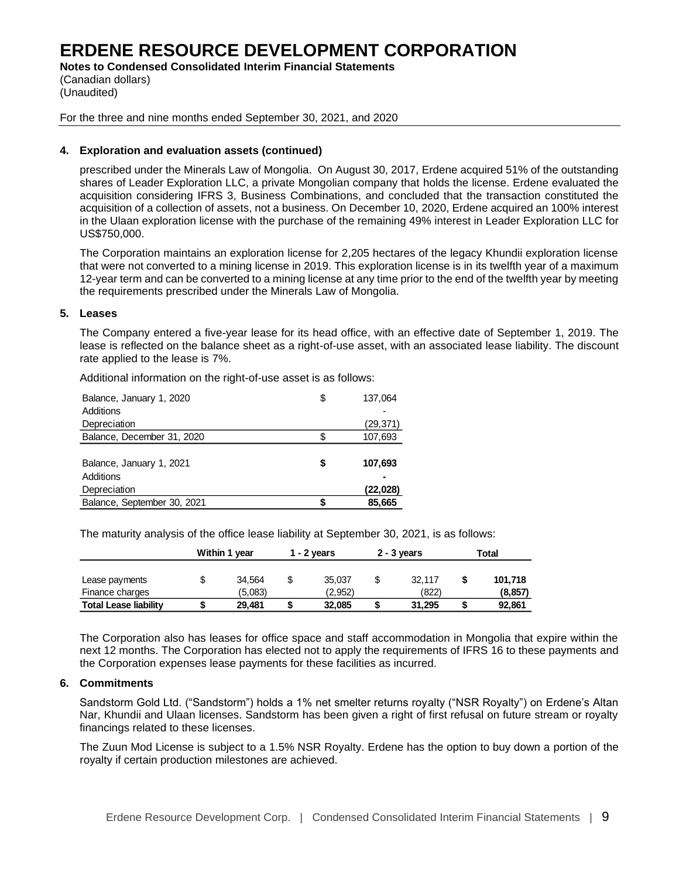# ERDENE RESOURCE DEVELOPMENT CORPORATION

**Notes to Condensed Consolidated Interim Financial Statements**
(Canadian dollars)
(Unaudited)

For the three and nine months ended September 30, 2021, and 2020

## 4. Exploration and evaluation assets (continued)

prescribed under the Minerals Law of Mongolia. On August 30, 2017, Erdene acquired 51% of the outstanding shares of Leader Exploration LLC, a private Mongolian company that holds the license. Erdene evaluated the acquisition considering IFRS 3, Business Combinations, and concluded that the transaction constituted the acquisition of a collection of assets, not a business. On December 10, 2020, Erdene acquired an 100% interest in the Ulaan exploration license with the purchase of the remaining 49% interest in Leader Exploration LLC for US$750,000.

The Corporation maintains an exploration license for 2,205 hectares of the legacy Khundii exploration license that were not converted to a mining license in 2019. This exploration license is in its twelfth year of a maximum 12-year term and can be converted to a mining license at any time prior to the end of the twelfth year by meeting the requirements prescribed under the Minerals Law of Mongolia.

## 5. Leases

The Company entered a five-year lease for its head office, with an effective date of September 1, 2019. The lease is reflected on the balance sheet as a right-of-use asset, with an associated lease liability. The discount rate applied to the lease is 7%.

Additional information on the right-of-use asset is as follows:

| | | |
|---|---|---|
| Balance, January 1, 2020 | $ | 137,064 |
| Additions | | - |
| Depreciation | | (29,371) |
| Balance, December 31, 2020 | $ | 107,693 |
| | | |
| **Balance, January 1, 2021** | **$** | **107,693** |
| Additions | | **-** |
| Depreciation | | **(22,028)** |
| Balance, September 30, 2021 | **$** | **85,665** |

The maturity analysis of the office lease liability at September 30, 2021, is as follows:

| | Within 1 year | 1 - 2 years | 2 - 3 years | Total |
|---|---|---|---|---|
| Lease payments | $ 34,564 | $ 35,037 | $ 32,117 | **$ 101,718** |
| Finance charges | (5,083) | (2,952) | (822) | **(8,857)** |
| **Total Lease liability** | **$ 29,481** | **$ 32,085** | **$ 31,295** | **$ 92,861** |

The Corporation also has leases for office space and staff accommodation in Mongolia that expire within the next 12 months. The Corporation has elected not to apply the requirements of IFRS 16 to these payments and the Corporation expenses lease payments for these facilities as incurred.

## 6. Commitments

Sandstorm Gold Ltd. ("Sandstorm") holds a 1% net smelter returns royalty ("NSR Royalty") on Erdene's Altan Nar, Khundii and Ulaan licenses. Sandstorm has been given a right of first refusal on future stream or royalty financings related to these licenses.

The Zuun Mod License is subject to a 1.5% NSR Royalty. Erdene has the option to buy down a portion of the royalty if certain production milestones are achieved.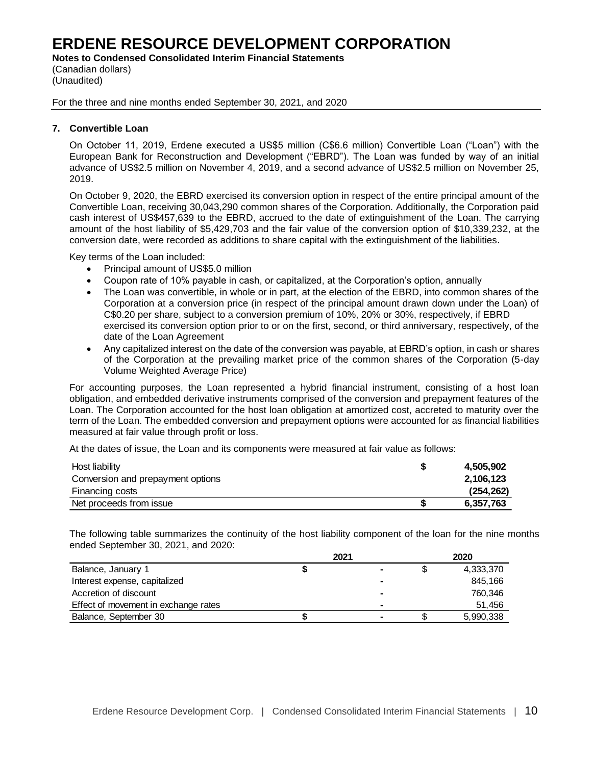### 7. Convertible Loan

On October 11, 2019, Erdene executed a US$5 million (C$6.6 million) Convertible Loan ("Loan") with the European Bank for Reconstruction and Development ("EBRD"). The Loan was funded by way of an initial advance of US$2.5 million on November 4, 2019, and a second advance of US$2.5 million on November 25, 2019.

On October 9, 2020, the EBRD exercised its conversion option in respect of the entire principal amount of the Convertible Loan, receiving 30,043,290 common shares of the Corporation. Additionally, the Corporation paid cash interest of US$457,639 to the EBRD, accrued to the date of extinguishment of the Loan. The carrying amount of the host liability of $5,429,703 and the fair value of the conversion option of $10,339,232, at the conversion date, were recorded as additions to share capital with the extinguishment of the liabilities.

Key terms of the Loan included:

- Principal amount of US$5.0 million
- Coupon rate of 10% payable in cash, or capitalized, at the Corporation's option, annually
- The Loan was convertible, in whole or in part, at the election of the EBRD, into common shares of the Corporation at a conversion price (in respect of the principal amount drawn down under the Loan) of C$0.20 per share, subject to a conversion premium of 10%, 20% or 30%, respectively, if EBRD exercised its conversion option prior to or on the first, second, or third anniversary, respectively, of the date of the Loan Agreement
- Any capitalized interest on the date of the conversion was payable, at EBRD's option, in cash or shares of the Corporation at the prevailing market price of the common shares of the Corporation (5-day Volume Weighted Average Price)

For accounting purposes, the Loan represented a hybrid financial instrument, consisting of a host loan obligation, and embedded derivative instruments comprised of the conversion and prepayment features of the Loan. The Corporation accounted for the host loan obligation at amortized cost, accreted to maturity over the term of the Loan. The embedded conversion and prepayment options were accounted for as financial liabilities measured at fair value through profit or loss.

At the dates of issue, the Loan and its components were measured at fair value as follows:

| | | |
|---|---|---|
| Host liability | $ | 4,505,902 |
| Conversion and prepayment options | | 2,106,123 |
| Financing costs | | (254,262) |
| **Net proceeds from issue** | **$** | **6,357,763** |

The following table summarizes the continuity of the host liability component of the loan for the nine months ended September 30, 2021, and 2020:

| | 2021 | | 2020 | |
|---|---|---|---|---|
| Balance, January 1 | $ | - | $ | 4,333,370 |
| Interest expense, capitalized | | - | | 845,166 |
| Accretion of discount | | - | | 760,346 |
| Effect of movement in exchange rates | | - | | 51,456 |
| Balance, September 30 | $ | - | $ | 5,990,338 |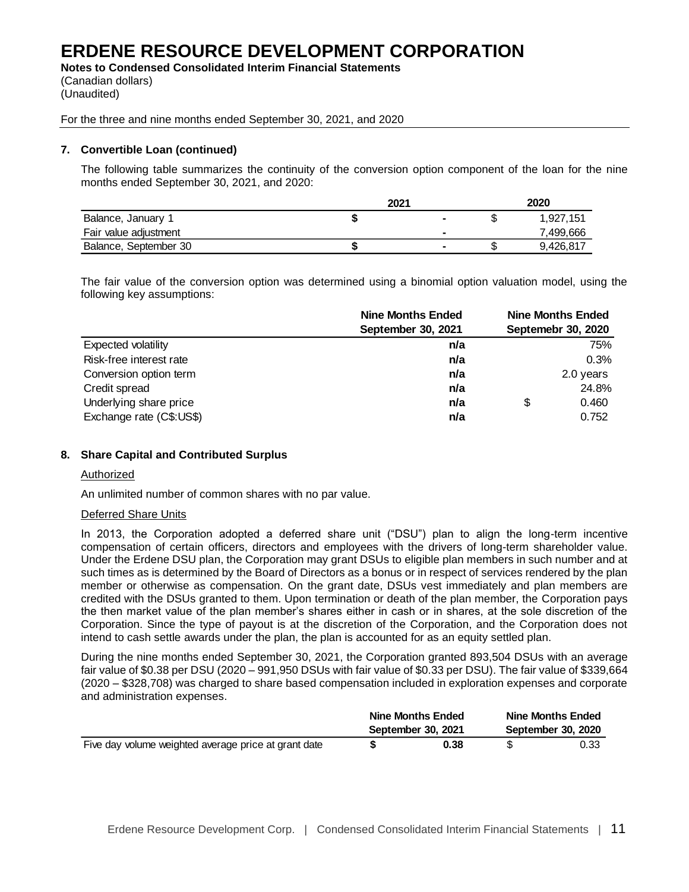# ERDENE RESOURCE DEVELOPMENT CORPORATION

**Notes to Condensed Consolidated Interim Financial Statements**
(Canadian dollars)
(Unaudited)

For the three and nine months ended September 30, 2021, and 2020

### 7. Convertible Loan (continued)

The following table summarizes the continuity of the conversion option component of the loan for the nine months ended September 30, 2021, and 2020:

| | 2021 | 2020 |
|---|---|---|
| Balance, January 1 | **$ -** | $ 1,927,151 |
| Fair value adjustment | **-** | 7,499,666 |
| Balance, September 30 | **$ -** | $ 9,426,817 |

The fair value of the conversion option was determined using a binomial option valuation model, using the following key assumptions:

| | Nine Months Ended September 30, 2021 | Nine Months Ended Septemebr 30, 2020 |
|---|---|---|
| Expected volatility | **n/a** | 75% |
| Risk-free interest rate | **n/a** | 0.3% |
| Conversion option term | **n/a** | 2.0 years |
| Credit spread | **n/a** | 24.8% |
| Underlying share price | **n/a** | $ 0.460 |
| Exchange rate (C$:US$) | **n/a** | 0.752 |

### 8. Share Capital and Contributed Surplus

Authorized

An unlimited number of common shares with no par value.

Deferred Share Units

In 2013, the Corporation adopted a deferred share unit ("DSU") plan to align the long-term incentive compensation of certain officers, directors and employees with the drivers of long-term shareholder value. Under the Erdene DSU plan, the Corporation may grant DSUs to eligible plan members in such number and at such times as is determined by the Board of Directors as a bonus or in respect of services rendered by the plan member or otherwise as compensation. On the grant date, DSUs vest immediately and plan members are credited with the DSUs granted to them. Upon termination or death of the plan member, the Corporation pays the then market value of the plan member's shares either in cash or in shares, at the sole discretion of the Corporation. Since the type of payout is at the discretion of the Corporation, and the Corporation does not intend to cash settle awards under the plan, the plan is accounted for as an equity settled plan.

During the nine months ended September 30, 2021, the Corporation granted 893,504 DSUs with an average fair value of $0.38 per DSU (2020 – 991,950 DSUs with fair value of $0.33 per DSU). The fair value of $339,664 (2020 – $328,708) was charged to share based compensation included in exploration expenses and corporate and administration expenses.

| | Nine Months Ended September 30, 2021 | Nine Months Ended September 30, 2020 |
|---|---|---|
| Five day volume weighted average price at grant date | **$ 0.38** | $ 0.33 |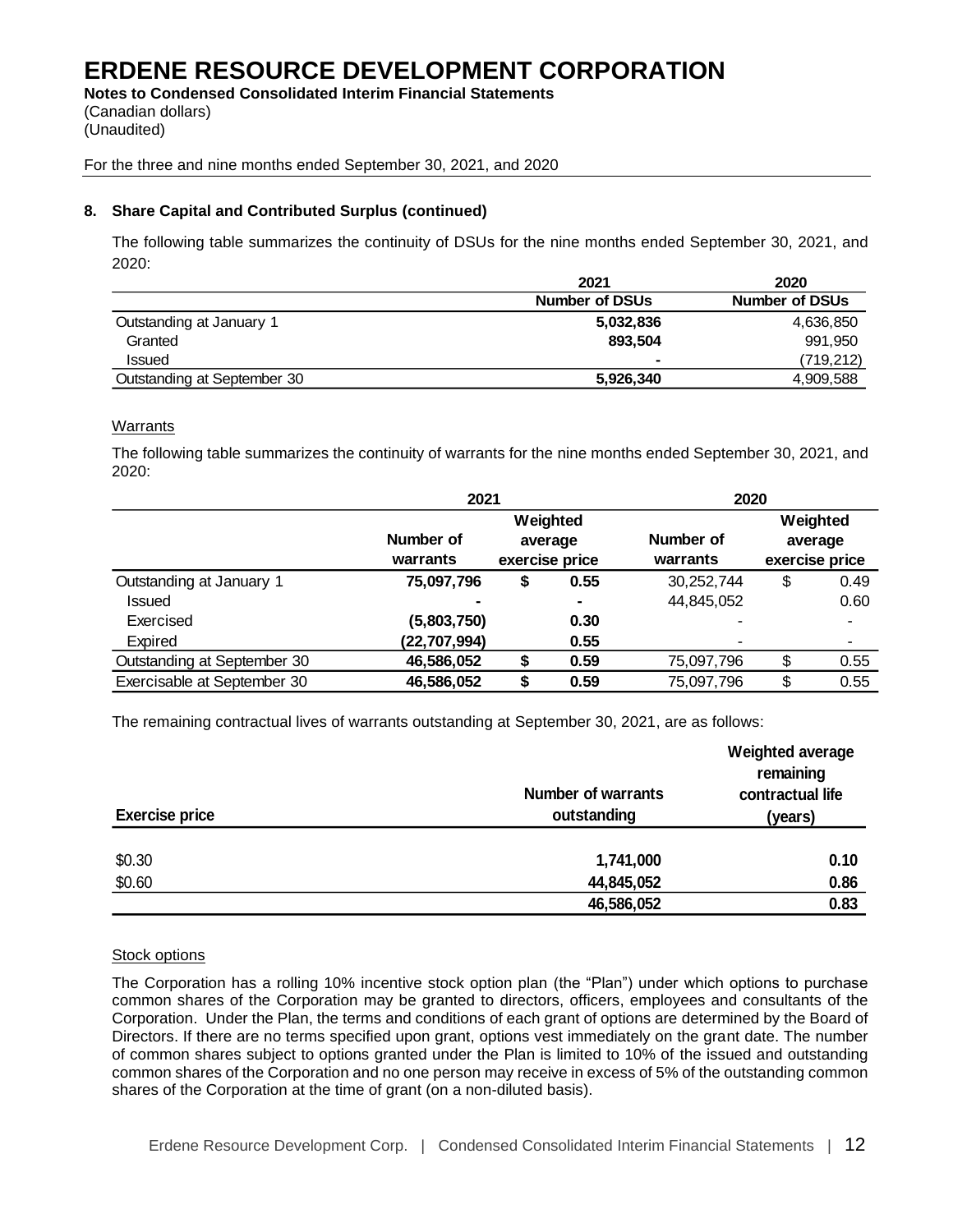# ERDENE RESOURCE DEVELOPMENT CORPORATION

**Notes to Condensed Consolidated Interim Financial Statements**
(Canadian dollars)
(Unaudited)

For the three and nine months ended September 30, 2021, and 2020

### 8. Share Capital and Contributed Surplus (continued)

The following table summarizes the continuity of DSUs for the nine months ended September 30, 2021, and 2020:

| | 2021 | 2020 |
|---|---|---|
| | **Number of DSUs** | **Number of DSUs** |
| Outstanding at January 1 | **5,032,836** | 4,636,850 |
| Granted | **893,504** | 991,950 |
| Issued | **-** | (719,212) |
| Outstanding at September 30 | **5,926,340** | 4,909,588 |

Warrants

The following table summarizes the continuity of warrants for the nine months ended September 30, 2021, and 2020:

| | 2021 | | 2020 | |
|---|---|---|---|---|
| | **Number of warrants** | **Weighted average exercise price** | **Number of warrants** | **Weighted average exercise price** |
| Outstanding at January 1 | **75,097,796** | **$ 0.55** | 30,252,744 | $ 0.49 |
| Issued | **-** | **-** | 44,845,052 | 0.60 |
| Exercised | **(5,803,750)** | **0.30** | - | - |
| Expired | **(22,707,994)** | **0.55** | - | - |
| Outstanding at September 30 | **46,586,052** | **$ 0.59** | 75,097,796 | $ 0.55 |
| Exercisable at September 30 | **46,586,052** | **$ 0.59** | 75,097,796 | $ 0.55 |

The remaining contractual lives of warrants outstanding at September 30, 2021, are as follows:

| Exercise price | Number of warrants outstanding | Weighted average remaining contractual life (years) |
|---|---|---|
| $0.30 | **1,741,000** | **0.10** |
| $0.60 | **44,845,052** | **0.86** |
| | **46,586,052** | **0.83** |

Stock options

The Corporation has a rolling 10% incentive stock option plan (the "Plan") under which options to purchase common shares of the Corporation may be granted to directors, officers, employees and consultants of the Corporation. Under the Plan, the terms and conditions of each grant of options are determined by the Board of Directors. If there are no terms specified upon grant, options vest immediately on the grant date. The number of common shares subject to options granted under the Plan is limited to 10% of the issued and outstanding common shares of the Corporation and no one person may receive in excess of 5% of the outstanding common shares of the Corporation at the time of grant (on a non-diluted basis).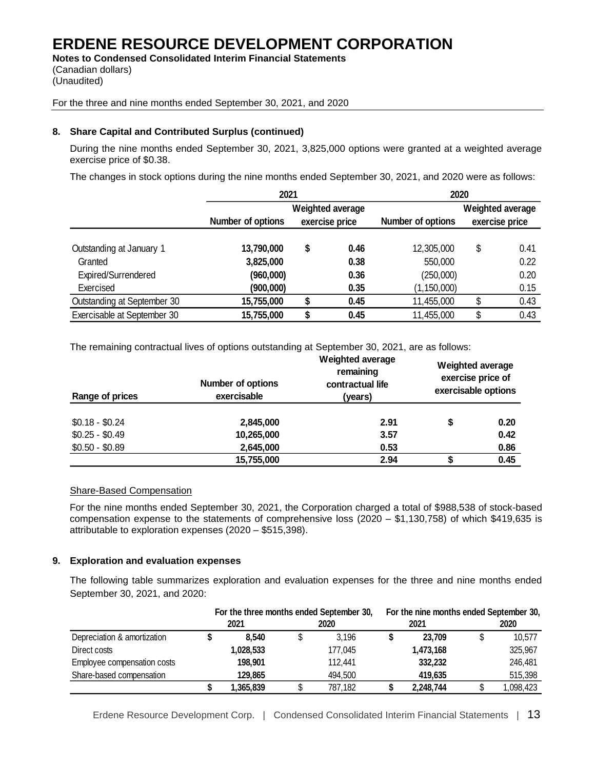# ERDENE RESOURCE DEVELOPMENT CORPORATION

**Notes to Condensed Consolidated Interim Financial Statements**
(Canadian dollars)
(Unaudited)

For the three and nine months ended September 30, 2021, and 2020

### 8. Share Capital and Contributed Surplus (continued)

During the nine months ended September 30, 2021, 3,825,000 options were granted at a weighted average exercise price of $0.38.

The changes in stock options during the nine months ended September 30, 2021, and 2020 were as follows:

| | 2021 | | | 2020 | | |
|---|---|---|---|---|---|---|
| | Number of options | Weighted average exercise price | | Number of options | Weighted average exercise price | |
| Outstanding at January 1 | **13,790,000** | **$** | **0.46** | 12,305,000 | $ | 0.41 |
| Granted | **3,825,000** | | **0.38** | 550,000 | | 0.22 |
| Expired/Surrendered | **(960,000)** | | **0.36** | (250,000) | | 0.20 |
| Exercised | **(900,000)** | | **0.35** | (1,150,000) | | 0.15 |
| Outstanding at September 30 | **15,755,000** | **$** | **0.45** | 11,455,000 | $ | 0.43 |
| Exercisable at September 30 | **15,755,000** | **$** | **0.45** | 11,455,000 | $ | 0.43 |

The remaining contractual lives of options outstanding at September 30, 2021, are as follows:

| Range of prices | Number of options exercisable | Weighted average remaining contractual life (years) | Weighted average exercise price of exercisable options | |
|---|---|---|---|---|
| $0.18 - $0.24 | **2,845,000** | **2.91** | **$** | **0.20** |
| $0.25 - $0.49 | **10,265,000** | **3.57** | | **0.42** |
| $0.50 - $0.89 | **2,645,000** | **0.53** | | **0.86** |
| | **15,755,000** | **2.94** | **$** | **0.45** |

<u>Share-Based Compensation</u>

For the nine months ended September 30, 2021, the Corporation charged a total of $988,538 of stock-based compensation expense to the statements of comprehensive loss (2020 – $1,130,758) of which $419,635 is attributable to exploration expenses (2020 – $515,398).

### 9. Exploration and evaluation expenses

The following table summarizes exploration and evaluation expenses for the three and nine months ended September 30, 2021, and 2020:

| | For the three months ended September 30, | | | | For the nine months ended September 30, | | | |
|---|---|---|---|---|---|---|---|---|
| | 2021 | | 2020 | | 2021 | | 2020 | |
| Depreciation & amortization | **$** | **8,540** | $ | 3,196 | **$** | **23,709** | $ | 10,577 |
| Direct costs | | **1,028,533** | | 177,045 | | **1,473,168** | | 325,967 |
| Employee compensation costs | | **198,901** | | 112,441 | | **332,232** | | 246,481 |
| Share-based compensation | | **129,865** | | 494,500 | | **419,635** | | 515,398 |
| | **$** | **1,365,839** | $ | 787,182 | **$** | **2,248,744** | $ | 1,098,423 |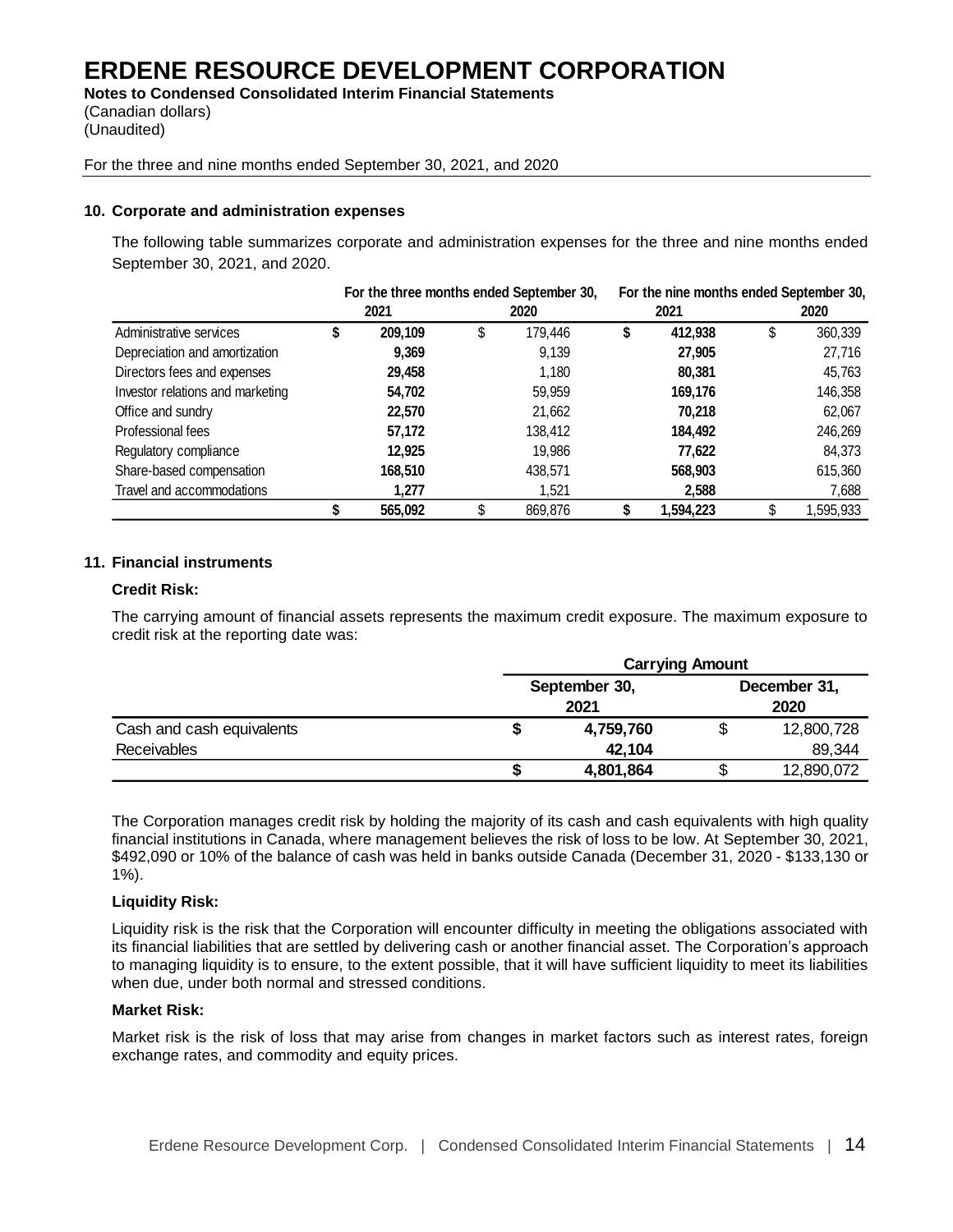# ERDENE RESOURCE DEVELOPMENT CORPORATION

**Notes to Condensed Consolidated Interim Financial Statements**
(Canadian dollars)
(Unaudited)

For the three and nine months ended September 30, 2021, and 2020

## 10. Corporate and administration expenses

The following table summarizes corporate and administration expenses for the three and nine months ended September 30, 2021, and 2020.

| | For the three months ended September 30, | | For the nine months ended September 30, | |
|---|---|---|---|---|
| | 2021 | 2020 | 2021 | 2020 |
| Administrative services | **$ 209,109** | $ 179,446 | **$ 412,938** | $ 360,339 |
| Depreciation and amortization | **9,369** | 9,139 | **27,905** | 27,716 |
| Directors fees and expenses | **29,458** | 1,180 | **80,381** | 45,763 |
| Investor relations and marketing | **54,702** | 59,959 | **169,176** | 146,358 |
| Office and sundry | **22,570** | 21,662 | **70,218** | 62,067 |
| Professional fees | **57,172** | 138,412 | **184,492** | 246,269 |
| Regulatory compliance | **12,925** | 19,986 | **77,622** | 84,373 |
| Share-based compensation | **168,510** | 438,571 | **568,903** | 615,360 |
| Travel and accommodations | **1,277** | 1,521 | **2,588** | 7,688 |
| | **$ 565,092** | $ 869,876 | **$ 1,594,223** | $ 1,595,933 |

## 11. Financial instruments

**Credit Risk:**

The carrying amount of financial assets represents the maximum credit exposure. The maximum exposure to credit risk at the reporting date was:

| | Carrying Amount | |
|---|---|---|
| | September 30, 2021 | December 31, 2020 |
| Cash and cash equivalents | **$ 4,759,760** | $ 12,800,728 |
| Receivables | **42,104** | 89,344 |
| | **$ 4,801,864** | $ 12,890,072 |

The Corporation manages credit risk by holding the majority of its cash and cash equivalents with high quality financial institutions in Canada, where management believes the risk of loss to be low. At September 30, 2021, $492,090 or 10% of the balance of cash was held in banks outside Canada (December 31, 2020 - $133,130 or 1%).

**Liquidity Risk:**

Liquidity risk is the risk that the Corporation will encounter difficulty in meeting the obligations associated with its financial liabilities that are settled by delivering cash or another financial asset. The Corporation's approach to managing liquidity is to ensure, to the extent possible, that it will have sufficient liquidity to meet its liabilities when due, under both normal and stressed conditions.

**Market Risk:**

Market risk is the risk of loss that may arise from changes in market factors such as interest rates, foreign exchange rates, and commodity and equity prices.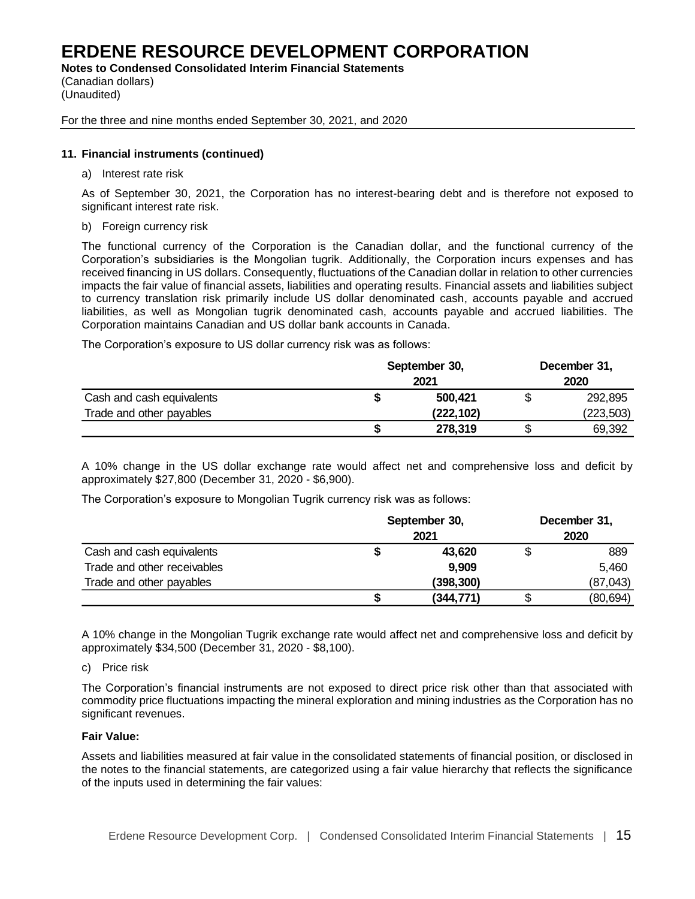# ERDENE RESOURCE DEVELOPMENT CORPORATION

**Notes to Condensed Consolidated Interim Financial Statements**
(Canadian dollars)
(Unaudited)

For the three and nine months ended September 30, 2021, and 2020

**11. Financial instruments (continued)**

a) Interest rate risk

As of September 30, 2021, the Corporation has no interest-bearing debt and is therefore not exposed to significant interest rate risk.

b) Foreign currency risk

The functional currency of the Corporation is the Canadian dollar, and the functional currency of the Corporation's subsidiaries is the Mongolian tugrik. Additionally, the Corporation incurs expenses and has received financing in US dollars. Consequently, fluctuations of the Canadian dollar in relation to other currencies impacts the fair value of financial assets, liabilities and operating results. Financial assets and liabilities subject to currency translation risk primarily include US dollar denominated cash, accounts payable and accrued liabilities, as well as Mongolian tugrik denominated cash, accounts payable and accrued liabilities. The Corporation maintains Canadian and US dollar bank accounts in Canada.

The Corporation's exposure to US dollar currency risk was as follows:

| | **September 30, 2021** | **December 31, 2020** |
|---|---|---|
| Cash and cash equivalents | **$ 500,421** | $ 292,895 |
| Trade and other payables | **(222,102)** | (223,503) |
| | **$ 278,319** | $ 69,392 |

A 10% change in the US dollar exchange rate would affect net and comprehensive loss and deficit by approximately $27,800 (December 31, 2020 - $6,900).

The Corporation's exposure to Mongolian Tugrik currency risk was as follows:

| | **September 30, 2021** | **December 31, 2020** |
|---|---|---|
| Cash and cash equivalents | **$ 43,620** | $ 889 |
| Trade and other receivables | **9,909** | 5,460 |
| Trade and other payables | **(398,300)** | (87,043) |
| | **$ (344,771)** | $ (80,694) |

A 10% change in the Mongolian Tugrik exchange rate would affect net and comprehensive loss and deficit by approximately $34,500 (December 31, 2020 - $8,100).

c) Price risk

The Corporation's financial instruments are not exposed to direct price risk other than that associated with commodity price fluctuations impacting the mineral exploration and mining industries as the Corporation has no significant revenues.

**Fair Value:**

Assets and liabilities measured at fair value in the consolidated statements of financial position, or disclosed in the notes to the financial statements, are categorized using a fair value hierarchy that reflects the significance of the inputs used in determining the fair values: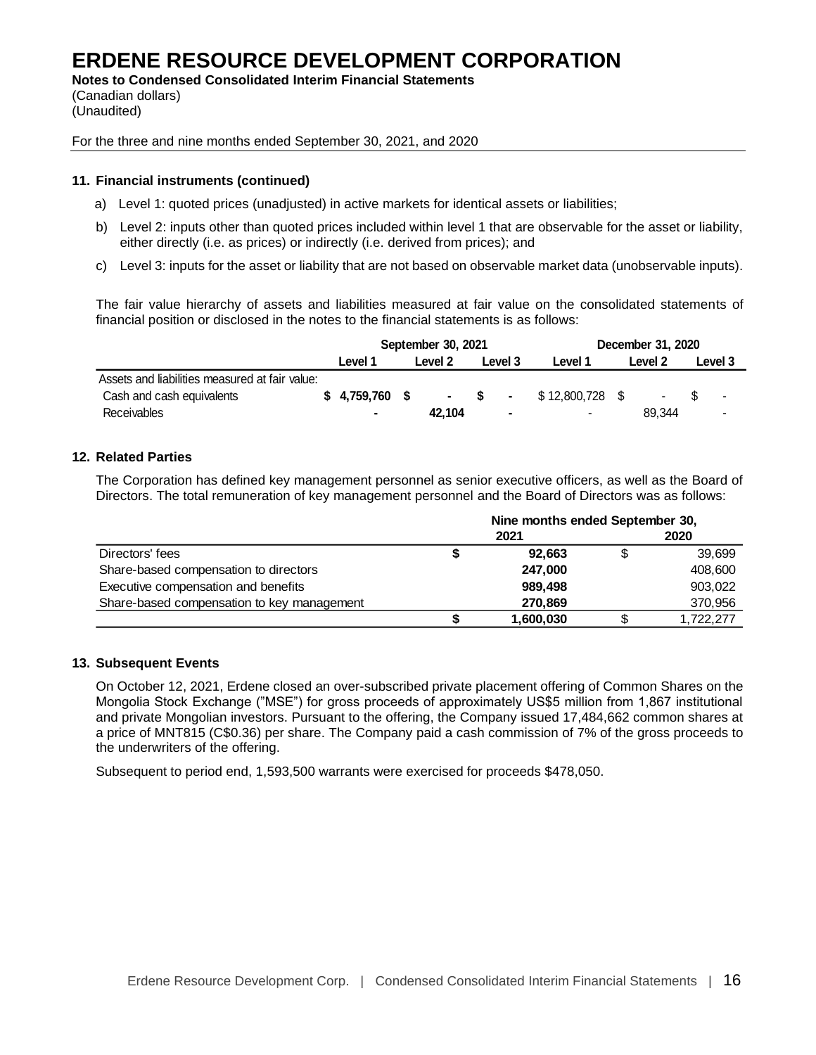# ERDENE RESOURCE DEVELOPMENT CORPORATION

**Notes to Condensed Consolidated Interim Financial Statements**
(Canadian dollars)
(Unaudited)

For the three and nine months ended September 30, 2021, and 2020

### 11. Financial instruments (continued)

a) Level 1: quoted prices (unadjusted) in active markets for identical assets or liabilities;

b) Level 2: inputs other than quoted prices included within level 1 that are observable for the asset or liability, either directly (i.e. as prices) or indirectly (i.e. derived from prices); and

c) Level 3: inputs for the asset or liability that are not based on observable market data (unobservable inputs).

The fair value hierarchy of assets and liabilities measured at fair value on the consolidated statements of financial position or disclosed in the notes to the financial statements is as follows:

| | September 30, 2021 | | | December 31, 2020 | | |
|---|---|---|---|---|---|---|
| | Level 1 | Level 2 | Level 3 | Level 1 | Level 2 | Level 3 |
| Assets and liabilities measured at fair value: | | | | | | |
| Cash and cash equivalents | **$ 4,759,760** | **$ -** | **$ -** | $ 12,800,728 | $ - | $ - |
| Receivables | **-** | **42,104** | **-** | - | 89,344 | - |

### 12. Related Parties

The Corporation has defined key management personnel as senior executive officers, as well as the Board of Directors. The total remuneration of key management personnel and the Board of Directors was as follows:

| | Nine months ended September 30, | |
|---|---|---|
| | 2021 | 2020 |
| Directors' fees | **$ 92,663** | $ 39,699 |
| Share-based compensation to directors | **247,000** | 408,600 |
| Executive compensation and benefits | **989,498** | 903,022 |
| Share-based compensation to key management | **270,869** | 370,956 |
| | **$ 1,600,030** | $ 1,722,277 |

### 13. Subsequent Events

On October 12, 2021, Erdene closed an over-subscribed private placement offering of Common Shares on the Mongolia Stock Exchange ("MSE") for gross proceeds of approximately US$5 million from 1,867 institutional and private Mongolian investors. Pursuant to the offering, the Company issued 17,484,662 common shares at a price of MNT815 (C$0.36) per share. The Company paid a cash commission of 7% of the gross proceeds to the underwriters of the offering.

Subsequent to period end, 1,593,500 warrants were exercised for proceeds $478,050.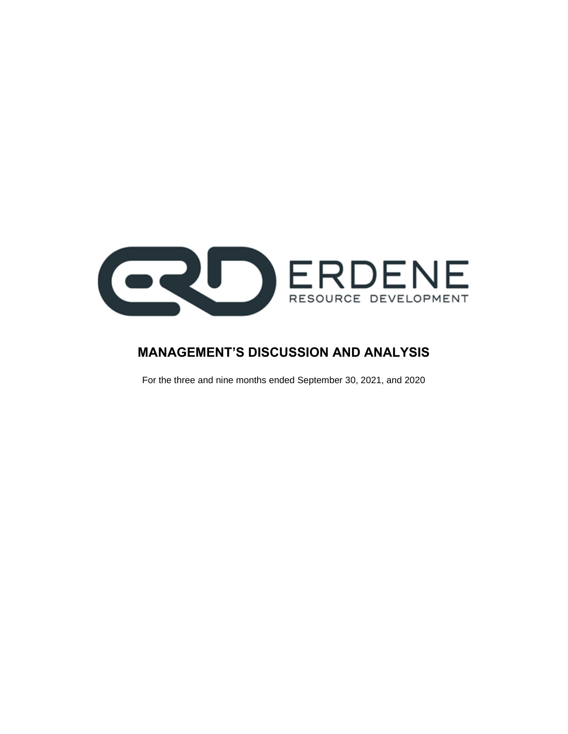ERDENE
RESOURCE DEVELOPMENT

# MANAGEMENT'S DISCUSSION AND ANALYSIS

For the three and nine months ended September 30, 2021, and 2020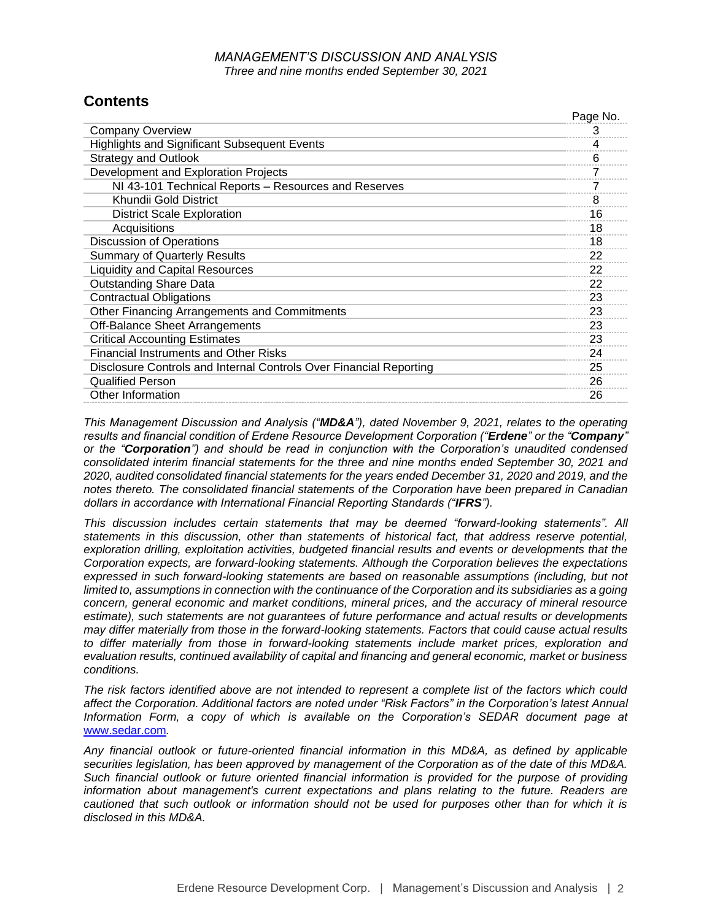*MANAGEMENT'S DISCUSSION AND ANALYSIS*
*Three and nine months ended September 30, 2021*

## Contents

| | Page No. |
|---|---|
| Company Overview | 3 |
| Highlights and Significant Subsequent Events | 4 |
| Strategy and Outlook | 6 |
| Development and Exploration Projects | 7 |
| NI 43-101 Technical Reports – Resources and Reserves | 7 |
| Khundii Gold District | 8 |
| District Scale Exploration | 16 |
| Acquisitions | 18 |
| Discussion of Operations | 18 |
| Summary of Quarterly Results | 22 |
| Liquidity and Capital Resources | 22 |
| Outstanding Share Data | 22 |
| Contractual Obligations | 23 |
| Other Financing Arrangements and Commitments | 23 |
| Off-Balance Sheet Arrangements | 23 |
| Critical Accounting Estimates | 23 |
| Financial Instruments and Other Risks | 24 |
| Disclosure Controls and Internal Controls Over Financial Reporting | 25 |
| Qualified Person | 26 |
| Other Information | 26 |

*This Management Discussion and Analysis ("**MD&A**"), dated November 9, 2021, relates to the operating results and financial condition of Erdene Resource Development Corporation ("**Erdene**" or the "**Company**" or the "**Corporation**") and should be read in conjunction with the Corporation's unaudited condensed consolidated interim financial statements for the three and nine months ended September 30, 2021 and 2020, audited consolidated financial statements for the years ended December 31, 2020 and 2019, and the notes thereto. The consolidated financial statements of the Corporation have been prepared in Canadian dollars in accordance with International Financial Reporting Standards ("**IFRS**").*

*This discussion includes certain statements that may be deemed "forward-looking statements". All statements in this discussion, other than statements of historical fact, that address reserve potential, exploration drilling, exploitation activities, budgeted financial results and events or developments that the Corporation expects, are forward-looking statements. Although the Corporation believes the expectations expressed in such forward-looking statements are based on reasonable assumptions (including, but not limited to, assumptions in connection with the continuance of the Corporation and its subsidiaries as a going concern, general economic and market conditions, mineral prices, and the accuracy of mineral resource estimate), such statements are not guarantees of future performance and actual results or developments may differ materially from those in the forward-looking statements. Factors that could cause actual results to differ materially from those in forward-looking statements include market prices, exploration and evaluation results, continued availability of capital and financing and general economic, market or business conditions.*

*The risk factors identified above are not intended to represent a complete list of the factors which could affect the Corporation. Additional factors are noted under "Risk Factors" in the Corporation's latest Annual Information Form, a copy of which is available on the Corporation's SEDAR document page at [www.sedar.com](http://www.sedar.com).*

*Any financial outlook or future-oriented financial information in this MD&A, as defined by applicable securities legislation, has been approved by management of the Corporation as of the date of this MD&A. Such financial outlook or future oriented financial information is provided for the purpose of providing information about management's current expectations and plans relating to the future. Readers are cautioned that such outlook or information should not be used for purposes other than for which it is disclosed in this MD&A.*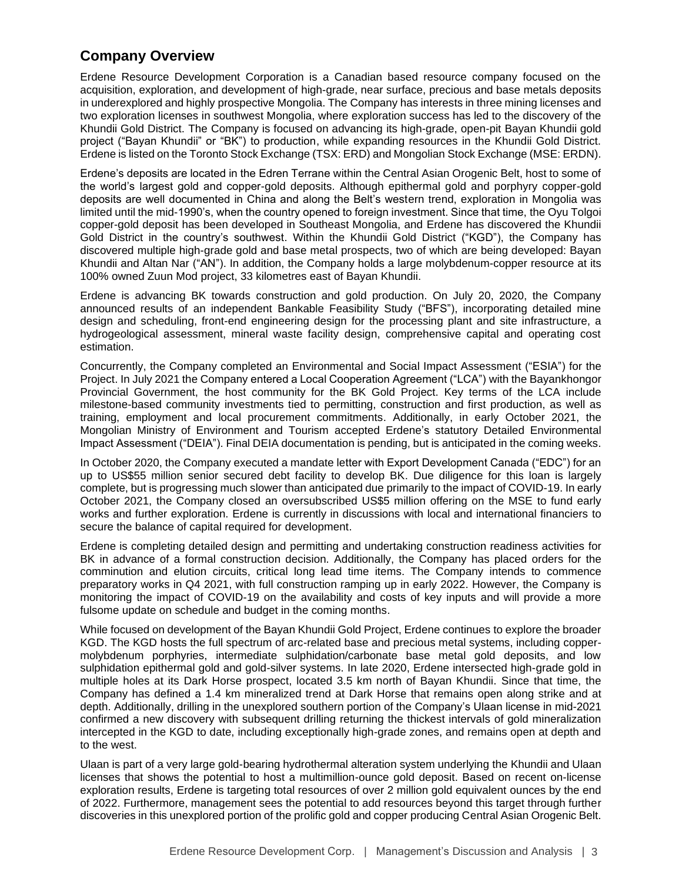## Company Overview

Erdene Resource Development Corporation is a Canadian based resource company focused on the acquisition, exploration, and development of high-grade, near surface, precious and base metals deposits in underexplored and highly prospective Mongolia. The Company has interests in three mining licenses and two exploration licenses in southwest Mongolia, where exploration success has led to the discovery of the Khundii Gold District. The Company is focused on advancing its high-grade, open-pit Bayan Khundii gold project ("Bayan Khundii" or "BK") to production, while expanding resources in the Khundii Gold District. Erdene is listed on the Toronto Stock Exchange (TSX: ERD) and Mongolian Stock Exchange (MSE: ERDN).

Erdene's deposits are located in the Edren Terrane within the Central Asian Orogenic Belt, host to some of the world's largest gold and copper-gold deposits. Although epithermal gold and porphyry copper-gold deposits are well documented in China and along the Belt's western trend, exploration in Mongolia was limited until the mid-1990's, when the country opened to foreign investment. Since that time, the Oyu Tolgoi copper-gold deposit has been developed in Southeast Mongolia, and Erdene has discovered the Khundii Gold District in the country's southwest. Within the Khundii Gold District ("KGD"), the Company has discovered multiple high-grade gold and base metal prospects, two of which are being developed: Bayan Khundii and Altan Nar ("AN"). In addition, the Company holds a large molybdenum-copper resource at its 100% owned Zuun Mod project, 33 kilometres east of Bayan Khundii.

Erdene is advancing BK towards construction and gold production. On July 20, 2020, the Company announced results of an independent Bankable Feasibility Study ("BFS"), incorporating detailed mine design and scheduling, front-end engineering design for the processing plant and site infrastructure, a hydrogeological assessment, mineral waste facility design, comprehensive capital and operating cost estimation.

Concurrently, the Company completed an Environmental and Social Impact Assessment ("ESIA") for the Project. In July 2021 the Company entered a Local Cooperation Agreement ("LCA") with the Bayankhongor Provincial Government, the host community for the BK Gold Project. Key terms of the LCA include milestone-based community investments tied to permitting, construction and first production, as well as training, employment and local procurement commitments. Additionally, in early October 2021, the Mongolian Ministry of Environment and Tourism accepted Erdene's statutory Detailed Environmental Impact Assessment ("DEIA"). Final DEIA documentation is pending, but is anticipated in the coming weeks.

In October 2020, the Company executed a mandate letter with Export Development Canada ("EDC") for an up to US$55 million senior secured debt facility to develop BK. Due diligence for this loan is largely complete, but is progressing much slower than anticipated due primarily to the impact of COVID-19. In early October 2021, the Company closed an oversubscribed US$5 million offering on the MSE to fund early works and further exploration. Erdene is currently in discussions with local and international financiers to secure the balance of capital required for development.

Erdene is completing detailed design and permitting and undertaking construction readiness activities for BK in advance of a formal construction decision. Additionally, the Company has placed orders for the comminution and elution circuits, critical long lead time items. The Company intends to commence preparatory works in Q4 2021, with full construction ramping up in early 2022. However, the Company is monitoring the impact of COVID-19 on the availability and costs of key inputs and will provide a more fulsome update on schedule and budget in the coming months.

While focused on development of the Bayan Khundii Gold Project, Erdene continues to explore the broader KGD. The KGD hosts the full spectrum of arc-related base and precious metal systems, including copper-molybdenum porphyries, intermediate sulphidation/carbonate base metal gold deposits, and low sulphidation epithermal gold and gold-silver systems. In late 2020, Erdene intersected high-grade gold in multiple holes at its Dark Horse prospect, located 3.5 km north of Bayan Khundii. Since that time, the Company has defined a 1.4 km mineralized trend at Dark Horse that remains open along strike and at depth. Additionally, drilling in the unexplored southern portion of the Company's Ulaan license in mid-2021 confirmed a new discovery with subsequent drilling returning the thickest intervals of gold mineralization intercepted in the KGD to date, including exceptionally high-grade zones, and remains open at depth and to the west.

Ulaan is part of a very large gold-bearing hydrothermal alteration system underlying the Khundii and Ulaan licenses that shows the potential to host a multimillion-ounce gold deposit. Based on recent on-license exploration results, Erdene is targeting total resources of over 2 million gold equivalent ounces by the end of 2022. Furthermore, management sees the potential to add resources beyond this target through further discoveries in this unexplored portion of the prolific gold and copper producing Central Asian Orogenic Belt.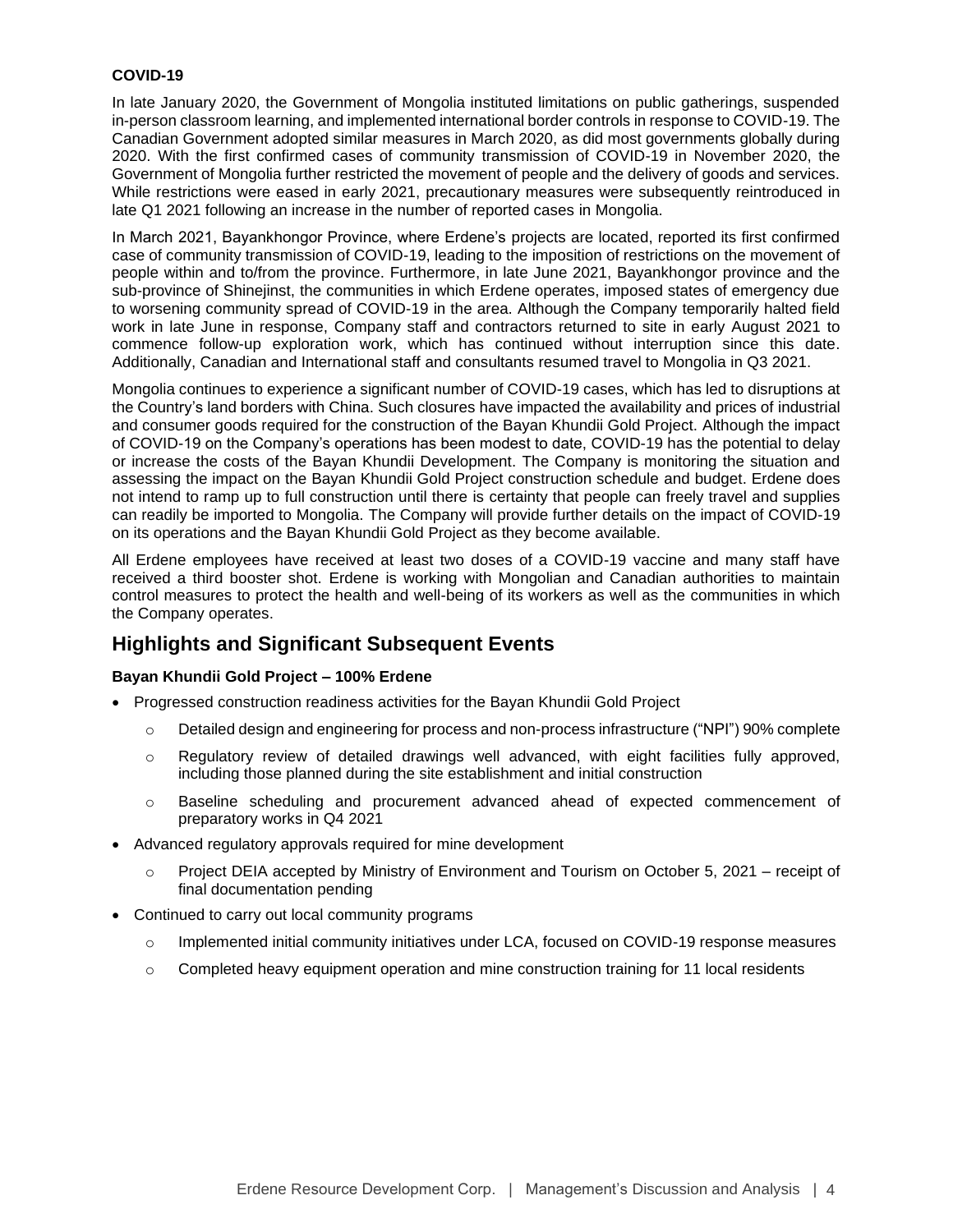**COVID-19**

In late January 2020, the Government of Mongolia instituted limitations on public gatherings, suspended in-person classroom learning, and implemented international border controls in response to COVID-19. The Canadian Government adopted similar measures in March 2020, as did most governments globally during 2020. With the first confirmed cases of community transmission of COVID-19 in November 2020, the Government of Mongolia further restricted the movement of people and the delivery of goods and services. While restrictions were eased in early 2021, precautionary measures were subsequently reintroduced in late Q1 2021 following an increase in the number of reported cases in Mongolia.

In March 2021, Bayankhongor Province, where Erdene's projects are located, reported its first confirmed case of community transmission of COVID-19, leading to the imposition of restrictions on the movement of people within and to/from the province. Furthermore, in late June 2021, Bayankhongor province and the sub-province of Shinejinst, the communities in which Erdene operates, imposed states of emergency due to worsening community spread of COVID-19 in the area. Although the Company temporarily halted field work in late June in response, Company staff and contractors returned to site in early August 2021 to commence follow-up exploration work, which has continued without interruption since this date. Additionally, Canadian and International staff and consultants resumed travel to Mongolia in Q3 2021.

Mongolia continues to experience a significant number of COVID-19 cases, which has led to disruptions at the Country's land borders with China. Such closures have impacted the availability and prices of industrial and consumer goods required for the construction of the Bayan Khundii Gold Project. Although the impact of COVID-19 on the Company's operations has been modest to date, COVID-19 has the potential to delay or increase the costs of the Bayan Khundii Development. The Company is monitoring the situation and assessing the impact on the Bayan Khundii Gold Project construction schedule and budget. Erdene does not intend to ramp up to full construction until there is certainty that people can freely travel and supplies can readily be imported to Mongolia. The Company will provide further details on the impact of COVID-19 on its operations and the Bayan Khundii Gold Project as they become available.

All Erdene employees have received at least two doses of a COVID-19 vaccine and many staff have received a third booster shot. Erdene is working with Mongolian and Canadian authorities to maintain control measures to protect the health and well-being of its workers as well as the communities in which the Company operates.

## Highlights and Significant Subsequent Events

**Bayan Khundii Gold Project – 100% Erdene**

- Progressed construction readiness activities for the Bayan Khundii Gold Project
  - Detailed design and engineering for process and non-process infrastructure ("NPI") 90% complete
  - Regulatory review of detailed drawings well advanced, with eight facilities fully approved, including those planned during the site establishment and initial construction
  - Baseline scheduling and procurement advanced ahead of expected commencement of preparatory works in Q4 2021
- Advanced regulatory approvals required for mine development
  - Project DEIA accepted by Ministry of Environment and Tourism on October 5, 2021 – receipt of final documentation pending
- Continued to carry out local community programs
  - Implemented initial community initiatives under LCA, focused on COVID-19 response measures
  - Completed heavy equipment operation and mine construction training for 11 local residents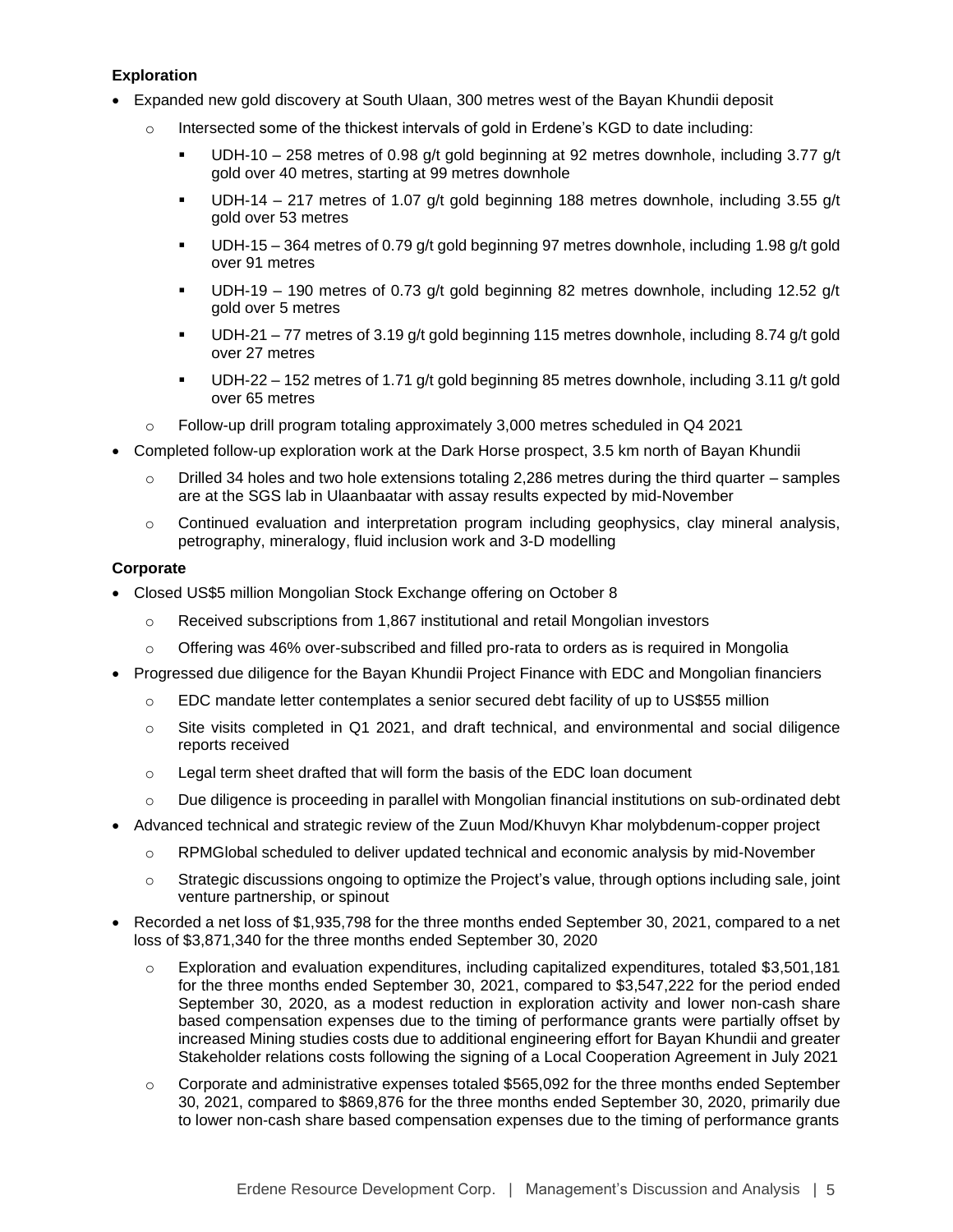**Exploration**

- Expanded new gold discovery at South Ulaan, 300 metres west of the Bayan Khundii deposit
  - Intersected some of the thickest intervals of gold in Erdene's KGD to date including:
    - UDH-10 – 258 metres of 0.98 g/t gold beginning at 92 metres downhole, including 3.77 g/t gold over 40 metres, starting at 99 metres downhole
    - UDH-14 – 217 metres of 1.07 g/t gold beginning 188 metres downhole, including 3.55 g/t gold over 53 metres
    - UDH-15 – 364 metres of 0.79 g/t gold beginning 97 metres downhole, including 1.98 g/t gold over 91 metres
    - UDH-19 – 190 metres of 0.73 g/t gold beginning 82 metres downhole, including 12.52 g/t gold over 5 metres
    - UDH-21 – 77 metres of 3.19 g/t gold beginning 115 metres downhole, including 8.74 g/t gold over 27 metres
    - UDH-22 – 152 metres of 1.71 g/t gold beginning 85 metres downhole, including 3.11 g/t gold over 65 metres
  - Follow-up drill program totaling approximately 3,000 metres scheduled in Q4 2021
- Completed follow-up exploration work at the Dark Horse prospect, 3.5 km north of Bayan Khundii
  - Drilled 34 holes and two hole extensions totaling 2,286 metres during the third quarter – samples are at the SGS lab in Ulaanbaatar with assay results expected by mid-November
  - Continued evaluation and interpretation program including geophysics, clay mineral analysis, petrography, mineralogy, fluid inclusion work and 3-D modelling

**Corporate**

- Closed US$5 million Mongolian Stock Exchange offering on October 8
  - Received subscriptions from 1,867 institutional and retail Mongolian investors
  - Offering was 46% over-subscribed and filled pro-rata to orders as is required in Mongolia
- Progressed due diligence for the Bayan Khundii Project Finance with EDC and Mongolian financiers
  - EDC mandate letter contemplates a senior secured debt facility of up to US$55 million
  - Site visits completed in Q1 2021, and draft technical, and environmental and social diligence reports received
  - Legal term sheet drafted that will form the basis of the EDC loan document
  - Due diligence is proceeding in parallel with Mongolian financial institutions on sub-ordinated debt
- Advanced technical and strategic review of the Zuun Mod/Khuvyn Khar molybdenum-copper project
  - RPMGlobal scheduled to deliver updated technical and economic analysis by mid-November
  - Strategic discussions ongoing to optimize the Project's value, through options including sale, joint venture partnership, or spinout
- Recorded a net loss of $1,935,798 for the three months ended September 30, 2021, compared to a net loss of $3,871,340 for the three months ended September 30, 2020
  - Exploration and evaluation expenditures, including capitalized expenditures, totaled $3,501,181 for the three months ended September 30, 2021, compared to $3,547,222 for the period ended September 30, 2020, as a modest reduction in exploration activity and lower non-cash share based compensation expenses due to the timing of performance grants were partially offset by increased Mining studies costs due to additional engineering effort for Bayan Khundii and greater Stakeholder relations costs following the signing of a Local Cooperation Agreement in July 2021
  - Corporate and administrative expenses totaled $565,092 for the three months ended September 30, 2021, compared to $869,876 for the three months ended September 30, 2020, primarily due to lower non-cash share based compensation expenses due to the timing of performance grants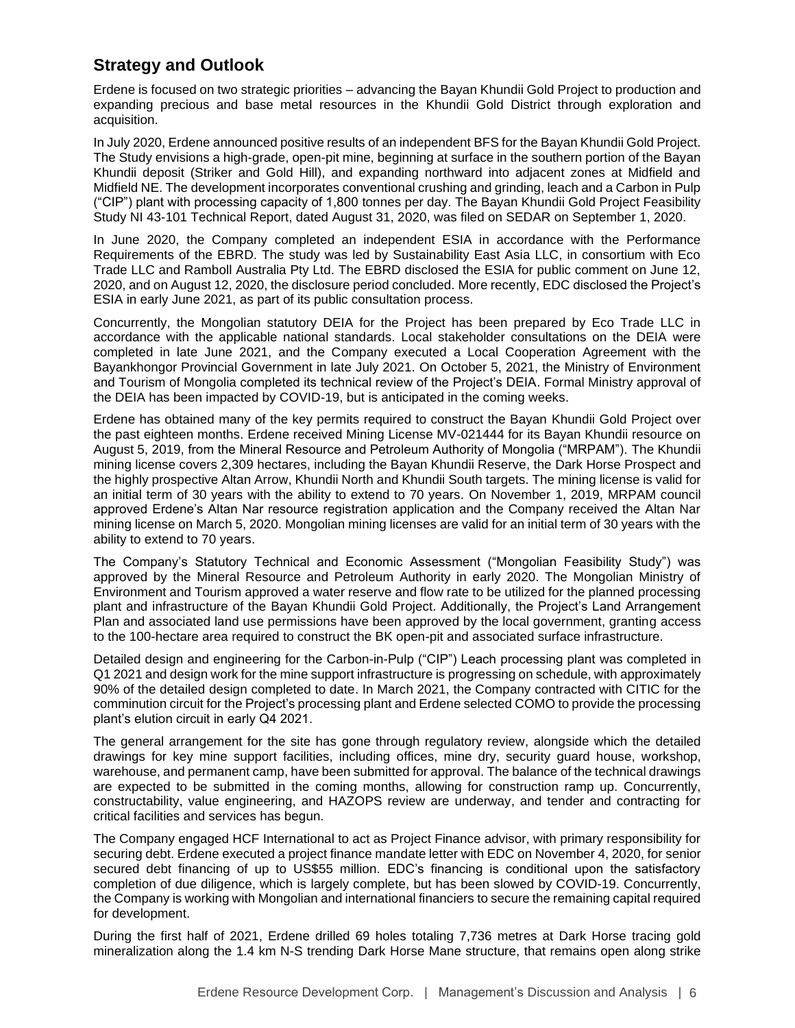## Strategy and Outlook

Erdene is focused on two strategic priorities – advancing the Bayan Khundii Gold Project to production and expanding precious and base metal resources in the Khundii Gold District through exploration and acquisition.

In July 2020, Erdene announced positive results of an independent BFS for the Bayan Khundii Gold Project. The Study envisions a high-grade, open-pit mine, beginning at surface in the southern portion of the Bayan Khundii deposit (Striker and Gold Hill), and expanding northward into adjacent zones at Midfield and Midfield NE. The development incorporates conventional crushing and grinding, leach and a Carbon in Pulp ("CIP") plant with processing capacity of 1,800 tonnes per day. The Bayan Khundii Gold Project Feasibility Study NI 43-101 Technical Report, dated August 31, 2020, was filed on SEDAR on September 1, 2020.

In June 2020, the Company completed an independent ESIA in accordance with the Performance Requirements of the EBRD. The study was led by Sustainability East Asia LLC, in consortium with Eco Trade LLC and Ramboll Australia Pty Ltd. The EBRD disclosed the ESIA for public comment on June 12, 2020, and on August 12, 2020, the disclosure period concluded. More recently, EDC disclosed the Project's ESIA in early June 2021, as part of its public consultation process.

Concurrently, the Mongolian statutory DEIA for the Project has been prepared by Eco Trade LLC in accordance with the applicable national standards. Local stakeholder consultations on the DEIA were completed in late June 2021, and the Company executed a Local Cooperation Agreement with the Bayankhongor Provincial Government in late July 2021. On October 5, 2021, the Ministry of Environment and Tourism of Mongolia completed its technical review of the Project's DEIA. Formal Ministry approval of the DEIA has been impacted by COVID-19, but is anticipated in the coming weeks.

Erdene has obtained many of the key permits required to construct the Bayan Khundii Gold Project over the past eighteen months. Erdene received Mining License MV-021444 for its Bayan Khundii resource on August 5, 2019, from the Mineral Resource and Petroleum Authority of Mongolia ("MRPAM"). The Khundii mining license covers 2,309 hectares, including the Bayan Khundii Reserve, the Dark Horse Prospect and the highly prospective Altan Arrow, Khundii North and Khundii South targets. The mining license is valid for an initial term of 30 years with the ability to extend to 70 years. On November 1, 2019, MRPAM council approved Erdene's Altan Nar resource registration application and the Company received the Altan Nar mining license on March 5, 2020. Mongolian mining licenses are valid for an initial term of 30 years with the ability to extend to 70 years.

The Company's Statutory Technical and Economic Assessment ("Mongolian Feasibility Study") was approved by the Mineral Resource and Petroleum Authority in early 2020. The Mongolian Ministry of Environment and Tourism approved a water reserve and flow rate to be utilized for the planned processing plant and infrastructure of the Bayan Khundii Gold Project. Additionally, the Project's Land Arrangement Plan and associated land use permissions have been approved by the local government, granting access to the 100-hectare area required to construct the BK open-pit and associated surface infrastructure.

Detailed design and engineering for the Carbon-in-Pulp ("CIP") Leach processing plant was completed in Q1 2021 and design work for the mine support infrastructure is progressing on schedule, with approximately 90% of the detailed design completed to date. In March 2021, the Company contracted with CITIC for the comminution circuit for the Project's processing plant and Erdene selected COMO to provide the processing plant's elution circuit in early Q4 2021.

The general arrangement for the site has gone through regulatory review, alongside which the detailed drawings for key mine support facilities, including offices, mine dry, security guard house, workshop, warehouse, and permanent camp, have been submitted for approval. The balance of the technical drawings are expected to be submitted in the coming months, allowing for construction ramp up. Concurrently, constructability, value engineering, and HAZOPS review are underway, and tender and contracting for critical facilities and services has begun.

The Company engaged HCF International to act as Project Finance advisor, with primary responsibility for securing debt. Erdene executed a project finance mandate letter with EDC on November 4, 2020, for senior secured debt financing of up to US$55 million. EDC's financing is conditional upon the satisfactory completion of due diligence, which is largely complete, but has been slowed by COVID-19. Concurrently, the Company is working with Mongolian and international financiers to secure the remaining capital required for development.

During the first half of 2021, Erdene drilled 69 holes totaling 7,736 metres at Dark Horse tracing gold mineralization along the 1.4 km N-S trending Dark Horse Mane structure, that remains open along strike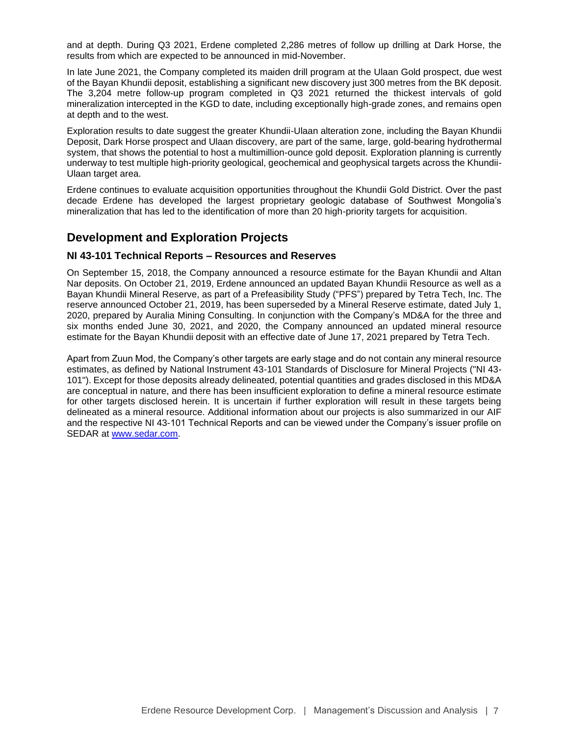and at depth. During Q3 2021, Erdene completed 2,286 metres of follow up drilling at Dark Horse, the results from which are expected to be announced in mid-November.

In late June 2021, the Company completed its maiden drill program at the Ulaan Gold prospect, due west of the Bayan Khundii deposit, establishing a significant new discovery just 300 metres from the BK deposit. The 3,204 metre follow-up program completed in Q3 2021 returned the thickest intervals of gold mineralization intercepted in the KGD to date, including exceptionally high-grade zones, and remains open at depth and to the west.

Exploration results to date suggest the greater Khundii-Ulaan alteration zone, including the Bayan Khundii Deposit, Dark Horse prospect and Ulaan discovery, are part of the same, large, gold-bearing hydrothermal system, that shows the potential to host a multimillion-ounce gold deposit. Exploration planning is currently underway to test multiple high-priority geological, geochemical and geophysical targets across the Khundii-Ulaan target area.

Erdene continues to evaluate acquisition opportunities throughout the Khundii Gold District. Over the past decade Erdene has developed the largest proprietary geologic database of Southwest Mongolia's mineralization that has led to the identification of more than 20 high-priority targets for acquisition.

## Development and Exploration Projects

### NI 43-101 Technical Reports – Resources and Reserves

On September 15, 2018, the Company announced a resource estimate for the Bayan Khundii and Altan Nar deposits. On October 21, 2019, Erdene announced an updated Bayan Khundii Resource as well as a Bayan Khundii Mineral Reserve, as part of a Prefeasibility Study ("PFS") prepared by Tetra Tech, Inc. The reserve announced October 21, 2019, has been superseded by a Mineral Reserve estimate, dated July 1, 2020, prepared by Auralia Mining Consulting. In conjunction with the Company's MD&A for the three and six months ended June 30, 2021, and 2020, the Company announced an updated mineral resource estimate for the Bayan Khundii deposit with an effective date of June 17, 2021 prepared by Tetra Tech.

Apart from Zuun Mod, the Company's other targets are early stage and do not contain any mineral resource estimates, as defined by National Instrument 43-101 Standards of Disclosure for Mineral Projects ("NI 43-101"). Except for those deposits already delineated, potential quantities and grades disclosed in this MD&A are conceptual in nature, and there has been insufficient exploration to define a mineral resource estimate for other targets disclosed herein. It is uncertain if further exploration will result in these targets being delineated as a mineral resource. Additional information about our projects is also summarized in our AIF and the respective NI 43-101 Technical Reports and can be viewed under the Company's issuer profile on SEDAR at [www.sedar.com](http://www.sedar.com).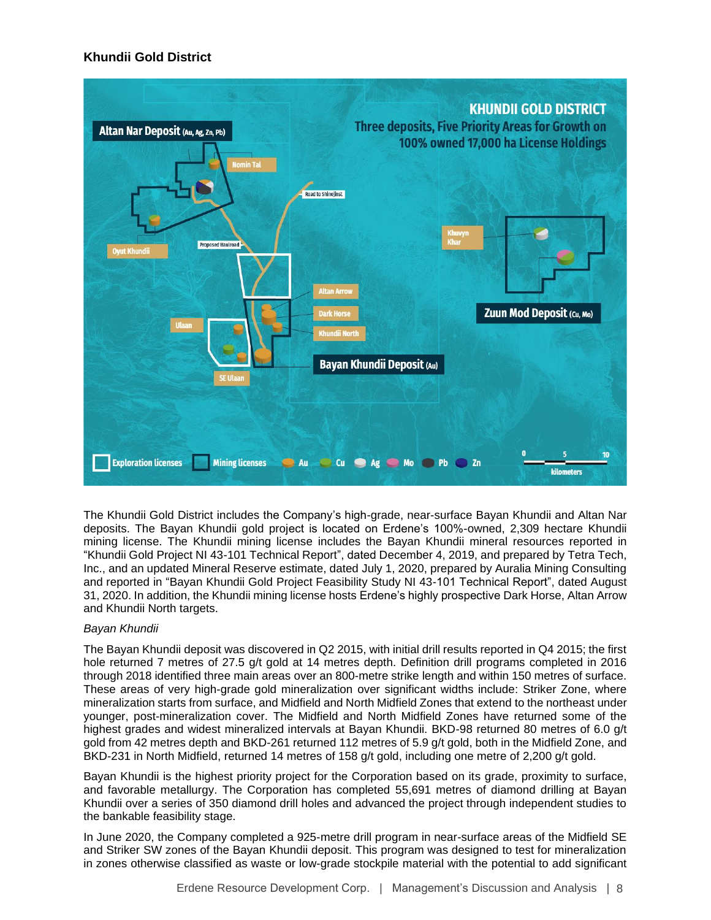## Khundii Gold District

The Khundii Gold District includes the Company's high-grade, near-surface Bayan Khundii and Altan Nar deposits. The Bayan Khundii gold project is located on Erdene's 100%-owned, 2,309 hectare Khundii mining license. The Khundii mining license includes the Bayan Khundii mineral resources reported in "Khundii Gold Project NI 43-101 Technical Report", dated December 4, 2019, and prepared by Tetra Tech, Inc., and an updated Mineral Reserve estimate, dated July 1, 2020, prepared by Auralia Mining Consulting and reported in "Bayan Khundii Gold Project Feasibility Study NI 43-101 Technical Report", dated August 31, 2020. In addition, the Khundii mining license hosts Erdene's highly prospective Dark Horse, Altan Arrow and Khundii North targets.

*Bayan Khundii*

The Bayan Khundii deposit was discovered in Q2 2015, with initial drill results reported in Q4 2015; the first hole returned 7 metres of 27.5 g/t gold at 14 metres depth. Definition drill programs completed in 2016 through 2018 identified three main areas over an 800-metre strike length and within 150 metres of surface. These areas of very high-grade gold mineralization over significant widths include: Striker Zone, where mineralization starts from surface, and Midfield and North Midfield Zones that extend to the northeast under younger, post-mineralization cover. The Midfield and North Midfield Zones have returned some of the highest grades and widest mineralized intervals at Bayan Khundii. BKD-98 returned 80 metres of 6.0 g/t gold from 42 metres depth and BKD-261 returned 112 metres of 5.9 g/t gold, both in the Midfield Zone, and BKD-231 in North Midfield, returned 14 metres of 158 g/t gold, including one metre of 2,200 g/t gold.

Bayan Khundii is the highest priority project for the Corporation based on its grade, proximity to surface, and favorable metallurgy. The Corporation has completed 55,691 metres of diamond drilling at Bayan Khundii over a series of 350 diamond drill holes and advanced the project through independent studies to the bankable feasibility stage.

In June 2020, the Company completed a 925-metre drill program in near-surface areas of the Midfield SE and Striker SW zones of the Bayan Khundii deposit. This program was designed to test for mineralization in zones otherwise classified as waste or low-grade stockpile material with the potential to add significant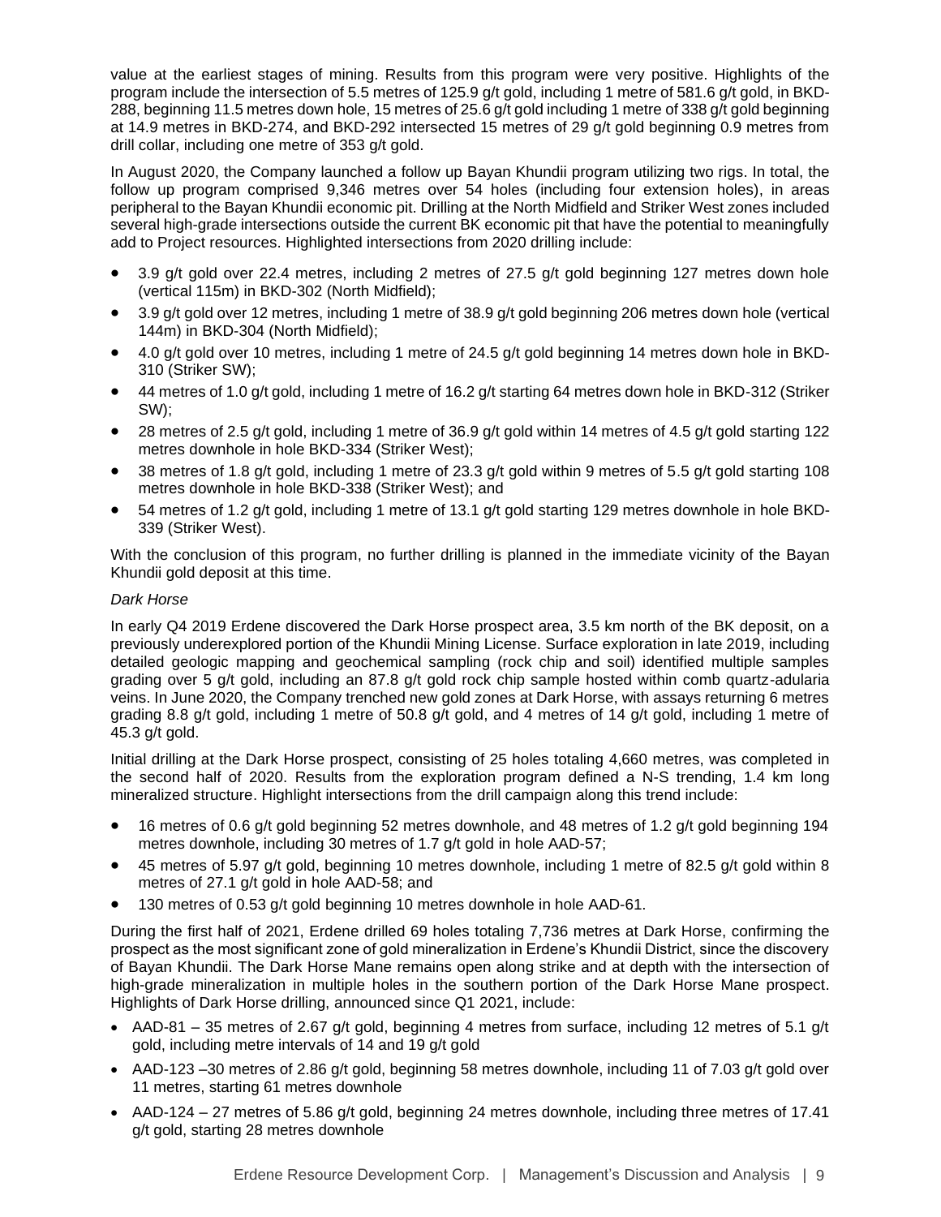value at the earliest stages of mining. Results from this program were very positive. Highlights of the program include the intersection of 5.5 metres of 125.9 g/t gold, including 1 metre of 581.6 g/t gold, in BKD-288, beginning 11.5 metres down hole, 15 metres of 25.6 g/t gold including 1 metre of 338 g/t gold beginning at 14.9 metres in BKD-274, and BKD-292 intersected 15 metres of 29 g/t gold beginning 0.9 metres from drill collar, including one metre of 353 g/t gold.

In August 2020, the Company launched a follow up Bayan Khundii program utilizing two rigs. In total, the follow up program comprised 9,346 metres over 54 holes (including four extension holes), in areas peripheral to the Bayan Khundii economic pit. Drilling at the North Midfield and Striker West zones included several high-grade intersections outside the current BK economic pit that have the potential to meaningfully add to Project resources. Highlighted intersections from 2020 drilling include:

- 3.9 g/t gold over 22.4 metres, including 2 metres of 27.5 g/t gold beginning 127 metres down hole (vertical 115m) in BKD-302 (North Midfield);
- 3.9 g/t gold over 12 metres, including 1 metre of 38.9 g/t gold beginning 206 metres down hole (vertical 144m) in BKD-304 (North Midfield);
- 4.0 g/t gold over 10 metres, including 1 metre of 24.5 g/t gold beginning 14 metres down hole in BKD-310 (Striker SW);
- 44 metres of 1.0 g/t gold, including 1 metre of 16.2 g/t starting 64 metres down hole in BKD-312 (Striker SW);
- 28 metres of 2.5 g/t gold, including 1 metre of 36.9 g/t gold within 14 metres of 4.5 g/t gold starting 122 metres downhole in hole BKD-334 (Striker West);
- 38 metres of 1.8 g/t gold, including 1 metre of 23.3 g/t gold within 9 metres of 5.5 g/t gold starting 108 metres downhole in hole BKD-338 (Striker West); and
- 54 metres of 1.2 g/t gold, including 1 metre of 13.1 g/t gold starting 129 metres downhole in hole BKD-339 (Striker West).

With the conclusion of this program, no further drilling is planned in the immediate vicinity of the Bayan Khundii gold deposit at this time.

*Dark Horse*

In early Q4 2019 Erdene discovered the Dark Horse prospect area, 3.5 km north of the BK deposit, on a previously underexplored portion of the Khundii Mining License. Surface exploration in late 2019, including detailed geologic mapping and geochemical sampling (rock chip and soil) identified multiple samples grading over 5 g/t gold, including an 87.8 g/t gold rock chip sample hosted within comb quartz-adularia veins. In June 2020, the Company trenched new gold zones at Dark Horse, with assays returning 6 metres grading 8.8 g/t gold, including 1 metre of 50.8 g/t gold, and 4 metres of 14 g/t gold, including 1 metre of 45.3 g/t gold.

Initial drilling at the Dark Horse prospect, consisting of 25 holes totaling 4,660 metres, was completed in the second half of 2020. Results from the exploration program defined a N-S trending, 1.4 km long mineralized structure. Highlight intersections from the drill campaign along this trend include:

- 16 metres of 0.6 g/t gold beginning 52 metres downhole, and 48 metres of 1.2 g/t gold beginning 194 metres downhole, including 30 metres of 1.7 g/t gold in hole AAD-57;
- 45 metres of 5.97 g/t gold, beginning 10 metres downhole, including 1 metre of 82.5 g/t gold within 8 metres of 27.1 g/t gold in hole AAD-58; and
- 130 metres of 0.53 g/t gold beginning 10 metres downhole in hole AAD-61.

During the first half of 2021, Erdene drilled 69 holes totaling 7,736 metres at Dark Horse, confirming the prospect as the most significant zone of gold mineralization in Erdene's Khundii District, since the discovery of Bayan Khundii. The Dark Horse Mane remains open along strike and at depth with the intersection of high-grade mineralization in multiple holes in the southern portion of the Dark Horse Mane prospect. Highlights of Dark Horse drilling, announced since Q1 2021, include:

- AAD-81 – 35 metres of 2.67 g/t gold, beginning 4 metres from surface, including 12 metres of 5.1 g/t gold, including metre intervals of 14 and 19 g/t gold
- AAD-123 –30 metres of 2.86 g/t gold, beginning 58 metres downhole, including 11 of 7.03 g/t gold over 11 metres, starting 61 metres downhole
- AAD-124 – 27 metres of 5.86 g/t gold, beginning 24 metres downhole, including three metres of 17.41 g/t gold, starting 28 metres downhole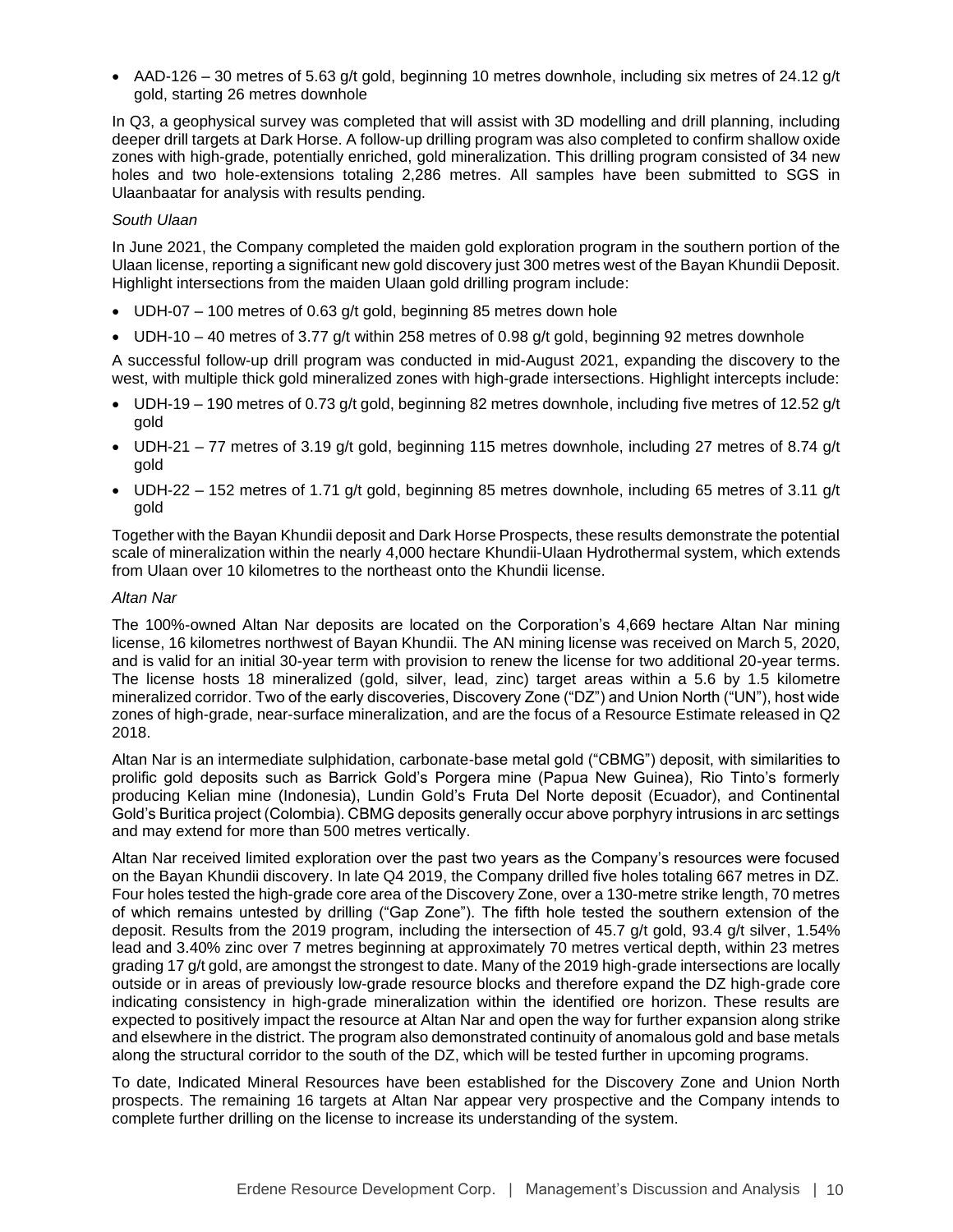- AAD-126 – 30 metres of 5.63 g/t gold, beginning 10 metres downhole, including six metres of 24.12 g/t gold, starting 26 metres downhole

In Q3, a geophysical survey was completed that will assist with 3D modelling and drill planning, including deeper drill targets at Dark Horse. A follow-up drilling program was also completed to confirm shallow oxide zones with high-grade, potentially enriched, gold mineralization. This drilling program consisted of 34 new holes and two hole-extensions totaling 2,286 metres. All samples have been submitted to SGS in Ulaanbaatar for analysis with results pending.

*South Ulaan*

In June 2021, the Company completed the maiden gold exploration program in the southern portion of the Ulaan license, reporting a significant new gold discovery just 300 metres west of the Bayan Khundii Deposit. Highlight intersections from the maiden Ulaan gold drilling program include:

- UDH-07 – 100 metres of 0.63 g/t gold, beginning 85 metres down hole
- UDH-10 – 40 metres of 3.77 g/t within 258 metres of 0.98 g/t gold, beginning 92 metres downhole

A successful follow-up drill program was conducted in mid-August 2021, expanding the discovery to the west, with multiple thick gold mineralized zones with high-grade intersections. Highlight intercepts include:

- UDH-19 – 190 metres of 0.73 g/t gold, beginning 82 metres downhole, including five metres of 12.52 g/t gold
- UDH-21 – 77 metres of 3.19 g/t gold, beginning 115 metres downhole, including 27 metres of 8.74 g/t gold
- UDH-22 – 152 metres of 1.71 g/t gold, beginning 85 metres downhole, including 65 metres of 3.11 g/t gold

Together with the Bayan Khundii deposit and Dark Horse Prospects, these results demonstrate the potential scale of mineralization within the nearly 4,000 hectare Khundii-Ulaan Hydrothermal system, which extends from Ulaan over 10 kilometres to the northeast onto the Khundii license.

*Altan Nar*

The 100%-owned Altan Nar deposits are located on the Corporation's 4,669 hectare Altan Nar mining license, 16 kilometres northwest of Bayan Khundii. The AN mining license was received on March 5, 2020, and is valid for an initial 30-year term with provision to renew the license for two additional 20-year terms. The license hosts 18 mineralized (gold, silver, lead, zinc) target areas within a 5.6 by 1.5 kilometre mineralized corridor. Two of the early discoveries, Discovery Zone ("DZ") and Union North ("UN"), host wide zones of high-grade, near-surface mineralization, and are the focus of a Resource Estimate released in Q2 2018.

Altan Nar is an intermediate sulphidation, carbonate-base metal gold ("CBMG") deposit, with similarities to prolific gold deposits such as Barrick Gold's Porgera mine (Papua New Guinea), Rio Tinto's formerly producing Kelian mine (Indonesia), Lundin Gold's Fruta Del Norte deposit (Ecuador), and Continental Gold's Buritica project (Colombia). CBMG deposits generally occur above porphyry intrusions in arc settings and may extend for more than 500 metres vertically.

Altan Nar received limited exploration over the past two years as the Company's resources were focused on the Bayan Khundii discovery. In late Q4 2019, the Company drilled five holes totaling 667 metres in DZ. Four holes tested the high-grade core area of the Discovery Zone, over a 130-metre strike length, 70 metres of which remains untested by drilling ("Gap Zone"). The fifth hole tested the southern extension of the deposit. Results from the 2019 program, including the intersection of 45.7 g/t gold, 93.4 g/t silver, 1.54% lead and 3.40% zinc over 7 metres beginning at approximately 70 metres vertical depth, within 23 metres grading 17 g/t gold, are amongst the strongest to date. Many of the 2019 high-grade intersections are locally outside or in areas of previously low-grade resource blocks and therefore expand the DZ high-grade core indicating consistency in high-grade mineralization within the identified ore horizon. These results are expected to positively impact the resource at Altan Nar and open the way for further expansion along strike and elsewhere in the district. The program also demonstrated continuity of anomalous gold and base metals along the structural corridor to the south of the DZ, which will be tested further in upcoming programs.

To date, Indicated Mineral Resources have been established for the Discovery Zone and Union North prospects. The remaining 16 targets at Altan Nar appear very prospective and the Company intends to complete further drilling on the license to increase its understanding of the system.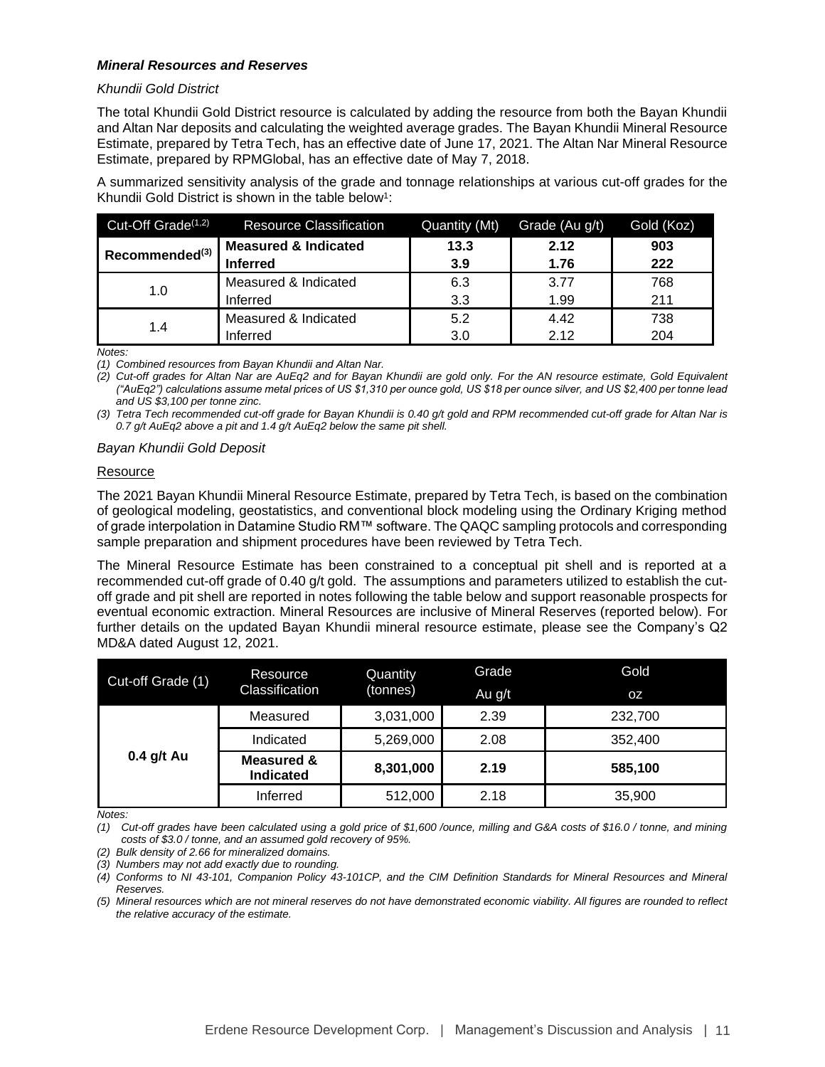### *Mineral Resources and Reserves*

*Khundii Gold District*

The total Khundii Gold District resource is calculated by adding the resource from both the Bayan Khundii and Altan Nar deposits and calculating the weighted average grades. The Bayan Khundii Mineral Resource Estimate, prepared by Tetra Tech, has an effective date of June 17, 2021. The Altan Nar Mineral Resource Estimate, prepared by RPMGlobal, has an effective date of May 7, 2018.

A summarized sensitivity analysis of the grade and tonnage relationships at various cut-off grades for the Khundii Gold District is shown in the table below[1]:

| Cut-Off Grade(1,2) | Resource Classification | Quantity (Mt) | Grade (Au g/t) | Gold (Koz) |
|---|---|---|---|---|
| **Recommended(3)** | **Measured & Indicated** | **13.3** | **2.12** | **903** |
| | **Inferred** | **3.9** | **1.76** | **222** |
| 1.0 | Measured & Indicated | 6.3 | 3.77 | 768 |
| | Inferred | 3.3 | 1.99 | 211 |
| 1.4 | Measured & Indicated | 5.2 | 4.42 | 738 |
| | Inferred | 3.0 | 2.12 | 204 |

*Notes:*

*(1) Combined resources from Bayan Khundii and Altan Nar.*

*(2) Cut-off grades for Altan Nar are AuEq2 and for Bayan Khundii are gold only. For the AN resource estimate, Gold Equivalent ("AuEq2") calculations assume metal prices of US $1,310 per ounce gold, US $18 per ounce silver, and US $2,400 per tonne lead and US $3,100 per tonne zinc.*

*(3) Tetra Tech recommended cut-off grade for Bayan Khundii is 0.40 g/t gold and RPM recommended cut-off grade for Altan Nar is 0.7 g/t AuEq2 above a pit and 1.4 g/t AuEq2 below the same pit shell.*

*Bayan Khundii Gold Deposit*

Resource

The 2021 Bayan Khundii Mineral Resource Estimate, prepared by Tetra Tech, is based on the combination of geological modeling, geostatistics, and conventional block modeling using the Ordinary Kriging method of grade interpolation in Datamine Studio RM™ software. The QAQC sampling protocols and corresponding sample preparation and shipment procedures have been reviewed by Tetra Tech.

The Mineral Resource Estimate has been constrained to a conceptual pit shell and is reported at a recommended cut-off grade of 0.40 g/t gold. The assumptions and parameters utilized to establish the cut-off grade and pit shell are reported in notes following the table below and support reasonable prospects for eventual economic extraction. Mineral Resources are inclusive of Mineral Reserves (reported below). For further details on the updated Bayan Khundii mineral resource estimate, please see the Company's Q2 MD&A dated August 12, 2021.

| Cut-off Grade (1) | Resource Classification | Quantity (tonnes) | Grade Au g/t | Gold oz |
|---|---|---|---|---|
| **0.4 g/t Au** | Measured | 3,031,000 | 2.39 | 232,700 |
| | Indicated | 5,269,000 | 2.08 | 352,400 |
| | **Measured & Indicated** | **8,301,000** | **2.19** | **585,100** |
| | Inferred | 512,000 | 2.18 | 35,900 |

*Notes:*

*(1) Cut-off grades have been calculated using a gold price of $1,600 /ounce, milling and G&A costs of $16.0 / tonne, and mining costs of $3.0 / tonne, and an assumed gold recovery of 95%.*

*(2) Bulk density of 2.66 for mineralized domains.*

*(3) Numbers may not add exactly due to rounding.*

*(4) Conforms to NI 43-101, Companion Policy 43-101CP, and the CIM Definition Standards for Mineral Resources and Mineral Reserves.*

*(5) Mineral resources which are not mineral reserves do not have demonstrated economic viability. All figures are rounded to reflect the relative accuracy of the estimate.*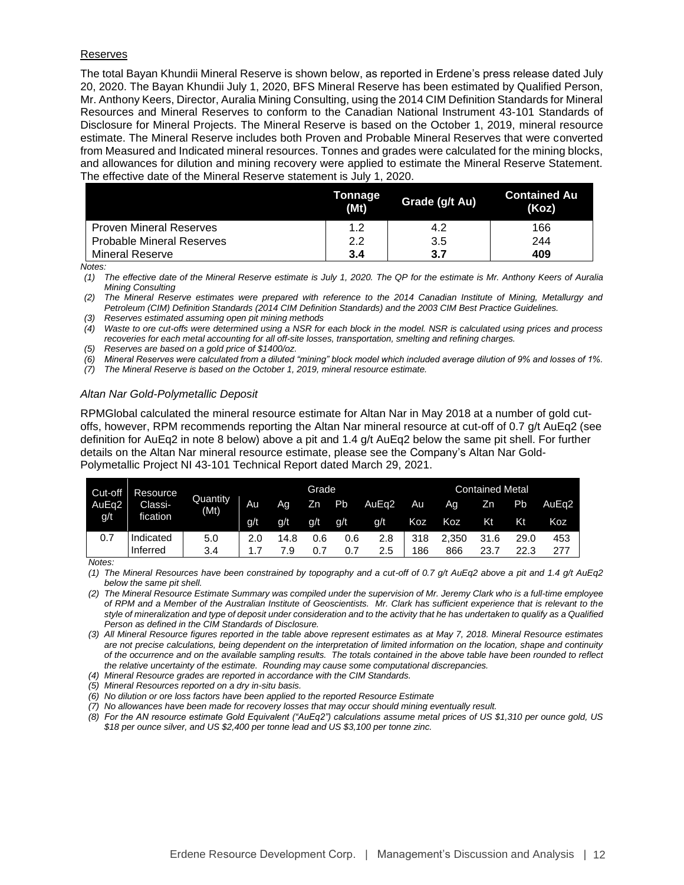Reserves

The total Bayan Khundii Mineral Reserve is shown below, as reported in Erdene's press release dated July 20, 2020. The Bayan Khundii July 1, 2020, BFS Mineral Reserve has been estimated by Qualified Person, Mr. Anthony Keers, Director, Auralia Mining Consulting, using the 2014 CIM Definition Standards for Mineral Resources and Mineral Reserves to conform to the Canadian National Instrument 43-101 Standards of Disclosure for Mineral Projects. The Mineral Reserve is based on the October 1, 2019, mineral resource estimate. The Mineral Reserve includes both Proven and Probable Mineral Reserves that were converted from Measured and Indicated mineral resources. Tonnes and grades were calculated for the mining blocks, and allowances for dilution and mining recovery were applied to estimate the Mineral Reserve Statement. The effective date of the Mineral Reserve statement is July 1, 2020.

| | Tonnage (Mt) | Grade (g/t Au) | Contained Au (Koz) |
|---|---|---|---|
| Proven Mineral Reserves | 1.2 | 4.2 | 166 |
| Probable Mineral Reserves | 2.2 | 3.5 | 244 |
| Mineral Reserve | **3.4** | **3.7** | **409** |

*Notes:*

*(1) The effective date of the Mineral Reserve estimate is July 1, 2020. The QP for the estimate is Mr. Anthony Keers of Auralia Mining Consulting*

*(2) The Mineral Reserve estimates were prepared with reference to the 2014 Canadian Institute of Mining, Metallurgy and Petroleum (CIM) Definition Standards (2014 CIM Definition Standards) and the 2003 CIM Best Practice Guidelines.*

*(3) Reserves estimated assuming open pit mining methods*

*(4) Waste to ore cut-offs were determined using a NSR for each block in the model. NSR is calculated using prices and process recoveries for each metal accounting for all off-site losses, transportation, smelting and refining charges.*

*(5) Reserves are based on a gold price of $1400/oz.*

*(6) Mineral Reserves were calculated from a diluted "mining" block model which included average dilution of 9% and losses of 1%.*

*(7) The Mineral Reserve is based on the October 1, 2019, mineral resource estimate.*

*Altan Nar Gold-Polymetallic Deposit*

RPMGlobal calculated the mineral resource estimate for Altan Nar in May 2018 at a number of gold cut-offs, however, RPM recommends reporting the Altan Nar mineral resource at cut-off of 0.7 g/t AuEq2 (see definition for AuEq2 in note 8 below) above a pit and 1.4 g/t AuEq2 below the same pit shell. For further details on the Altan Nar mineral resource estimate, please see the Company's Altan Nar Gold-Polymetallic Project NI 43-101 Technical Report dated March 29, 2021.

| Cut-off AuEq2 g/t | Resource Classi-fication | Quantity (Mt) | Grade | | | | | Contained Metal | | | | |
|---|---|---|---|---|---|---|---|---|---|---|---|---|
| | | | Au | Ag | Zn | Pb | AuEq2 | Au | Ag | Zn | Pb | AuEq2 |
| | | | g/t | g/t | g/t | g/t | g/t | Koz | Koz | Kt | Kt | Koz |
| 0.7 | Indicated | 5.0 | 2.0 | 14.8 | 0.6 | 0.6 | 2.8 | 318 | 2,350 | 31.6 | 29.0 | 453 |
| | Inferred | 3.4 | 1.7 | 7.9 | 0.7 | 0.7 | 2.5 | 186 | 866 | 23.7 | 22.3 | 277 |

*Notes:*

*(1) The Mineral Resources have been constrained by topography and a cut-off of 0.7 g/t AuEq2 above a pit and 1.4 g/t AuEq2 below the same pit shell.*

*(2) The Mineral Resource Estimate Summary was compiled under the supervision of Mr. Jeremy Clark who is a full-time employee of RPM and a Member of the Australian Institute of Geoscientists. Mr. Clark has sufficient experience that is relevant to the style of mineralization and type of deposit under consideration and to the activity that he has undertaken to qualify as a Qualified Person as defined in the CIM Standards of Disclosure.*

*(3) All Mineral Resource figures reported in the table above represent estimates as at May 7, 2018. Mineral Resource estimates are not precise calculations, being dependent on the interpretation of limited information on the location, shape and continuity of the occurrence and on the available sampling results. The totals contained in the above table have been rounded to reflect the relative uncertainty of the estimate. Rounding may cause some computational discrepancies.*

*(4) Mineral Resource grades are reported in accordance with the CIM Standards.*

*(5) Mineral Resources reported on a dry in-situ basis.*

*(6) No dilution or ore loss factors have been applied to the reported Resource Estimate*

*(7) No allowances have been made for recovery losses that may occur should mining eventually result.*

*(8) For the AN resource estimate Gold Equivalent ("AuEq2") calculations assume metal prices of US $1,310 per ounce gold, US $18 per ounce silver, and US $2,400 per tonne lead and US $3,100 per tonne zinc.*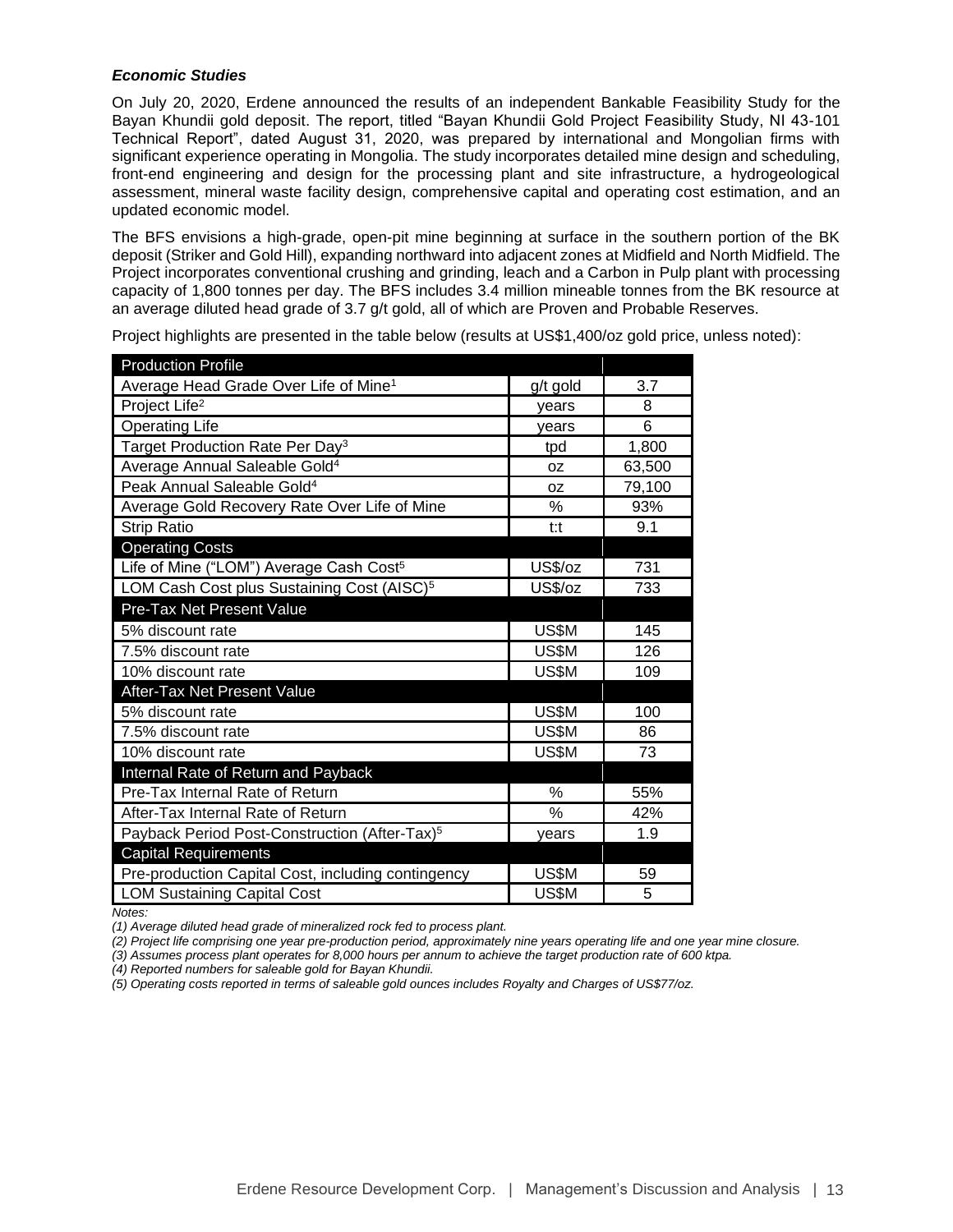### ***Economic Studies***

On July 20, 2020, Erdene announced the results of an independent Bankable Feasibility Study for the Bayan Khundii gold deposit. The report, titled "Bayan Khundii Gold Project Feasibility Study, NI 43-101 Technical Report", dated August 31, 2020, was prepared by international and Mongolian firms with significant experience operating in Mongolia. The study incorporates detailed mine design and scheduling, front-end engineering and design for the processing plant and site infrastructure, a hydrogeological assessment, mineral waste facility design, comprehensive capital and operating cost estimation, and an updated economic model.

The BFS envisions a high-grade, open-pit mine beginning at surface in the southern portion of the BK deposit (Striker and Gold Hill), expanding northward into adjacent zones at Midfield and North Midfield. The Project incorporates conventional crushing and grinding, leach and a Carbon in Pulp plant with processing capacity of 1,800 tonnes per day. The BFS includes 3.4 million mineable tonnes from the BK resource at an average diluted head grade of 3.7 g/t gold, all of which are Proven and Probable Reserves.

Project highlights are presented in the table below (results at US$1,400/oz gold price, unless noted):

| Production Profile | | |
|---|---|---|
| Average Head Grade Over Life of Mine[1] | g/t gold | 3.7 |
| Project Life[2] | years | 8 |
| Operating Life | years | 6 |
| Target Production Rate Per Day[3] | tpd | 1,800 |
| Average Annual Saleable Gold[4] | oz | 63,500 |
| Peak Annual Saleable Gold[4] | oz | 79,100 |
| Average Gold Recovery Rate Over Life of Mine | % | 93% |
| Strip Ratio | t:t | 9.1 |
| **Operating Costs** | | |
| Life of Mine ("LOM") Average Cash Cost[5] | US$/oz | 731 |
| LOM Cash Cost plus Sustaining Cost (AISC)[5] | US$/oz | 733 |
| **Pre-Tax Net Present Value** | | |
| 5% discount rate | US$M | 145 |
| 7.5% discount rate | US$M | 126 |
| 10% discount rate | US$M | 109 |
| **After-Tax Net Present Value** | | |
| 5% discount rate | US$M | 100 |
| 7.5% discount rate | US$M | 86 |
| 10% discount rate | US$M | 73 |
| **Internal Rate of Return and Payback** | | |
| Pre-Tax Internal Rate of Return | % | 55% |
| After-Tax Internal Rate of Return | % | 42% |
| Payback Period Post-Construction (After-Tax)[5] | years | 1.9 |
| **Capital Requirements** | | |
| Pre-production Capital Cost, including contingency | US$M | 59 |
| LOM Sustaining Capital Cost | US$M | 5 |

*Notes:*

*(1) Average diluted head grade of mineralized rock fed to process plant.*

*(2) Project life comprising one year pre-production period, approximately nine years operating life and one year mine closure.*

*(3) Assumes process plant operates for 8,000 hours per annum to achieve the target production rate of 600 ktpa.*

*(4) Reported numbers for saleable gold for Bayan Khundii.*

*(5) Operating costs reported in terms of saleable gold ounces includes Royalty and Charges of US$77/oz.*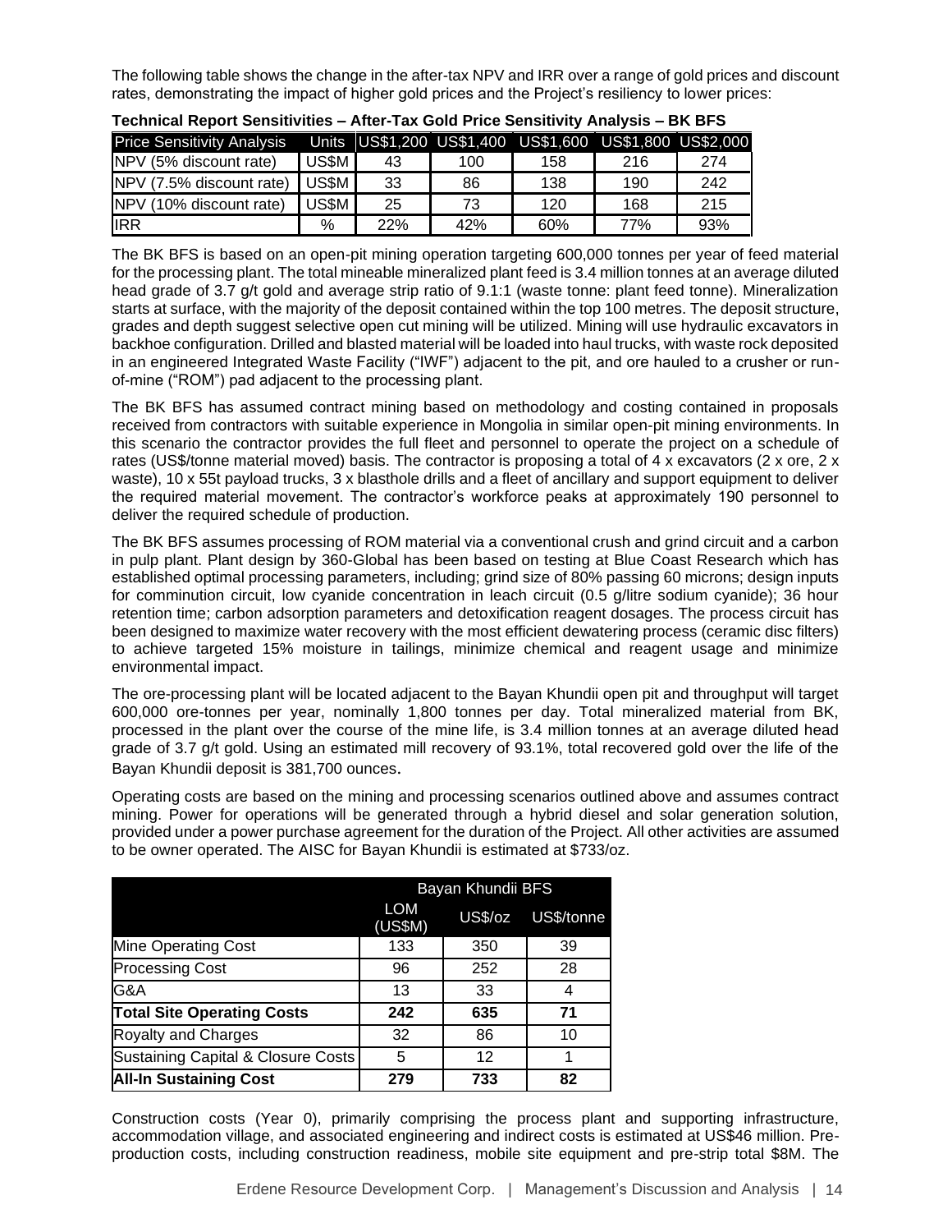The following table shows the change in the after-tax NPV and IRR over a range of gold prices and discount rates, demonstrating the impact of higher gold prices and the Project's resiliency to lower prices:

**Technical Report Sensitivities – After-Tax Gold Price Sensitivity Analysis – BK BFS**

| Price Sensitivity Analysis | Units | US$1,200 | US$1,400 | US$1,600 | US$1,800 | US$2,000 |
|---|---|---|---|---|---|---|
| NPV (5% discount rate) | US$M | 43 | 100 | 158 | 216 | 274 |
| NPV (7.5% discount rate) | US$M | 33 | 86 | 138 | 190 | 242 |
| NPV (10% discount rate) | US$M | 25 | 73 | 120 | 168 | 215 |
| IRR | % | 22% | 42% | 60% | 77% | 93% |

The BK BFS is based on an open-pit mining operation targeting 600,000 tonnes per year of feed material for the processing plant. The total mineable mineralized plant feed is 3.4 million tonnes at an average diluted head grade of 3.7 g/t gold and average strip ratio of 9.1:1 (waste tonne: plant feed tonne). Mineralization starts at surface, with the majority of the deposit contained within the top 100 metres. The deposit structure, grades and depth suggest selective open cut mining will be utilized. Mining will use hydraulic excavators in backhoe configuration. Drilled and blasted material will be loaded into haul trucks, with waste rock deposited in an engineered Integrated Waste Facility ("IWF") adjacent to the pit, and ore hauled to a crusher or run-of-mine ("ROM") pad adjacent to the processing plant.

The BK BFS has assumed contract mining based on methodology and costing contained in proposals received from contractors with suitable experience in Mongolia in similar open-pit mining environments. In this scenario the contractor provides the full fleet and personnel to operate the project on a schedule of rates (US$/tonne material moved) basis. The contractor is proposing a total of 4 x excavators (2 x ore, 2 x waste), 10 x 55t payload trucks, 3 x blasthole drills and a fleet of ancillary and support equipment to deliver the required material movement. The contractor's workforce peaks at approximately 190 personnel to deliver the required schedule of production.

The BK BFS assumes processing of ROM material via a conventional crush and grind circuit and a carbon in pulp plant. Plant design by 360-Global has been based on testing at Blue Coast Research which has established optimal processing parameters, including; grind size of 80% passing 60 microns; design inputs for comminution circuit, low cyanide concentration in leach circuit (0.5 g/litre sodium cyanide); 36 hour retention time; carbon adsorption parameters and detoxification reagent dosages. The process circuit has been designed to maximize water recovery with the most efficient dewatering process (ceramic disc filters) to achieve targeted 15% moisture in tailings, minimize chemical and reagent usage and minimize environmental impact.

The ore-processing plant will be located adjacent to the Bayan Khundii open pit and throughput will target 600,000 ore-tonnes per year, nominally 1,800 tonnes per day. Total mineralized material from BK, processed in the plant over the course of the mine life, is 3.4 million tonnes at an average diluted head grade of 3.7 g/t gold. Using an estimated mill recovery of 93.1%, total recovered gold over the life of the Bayan Khundii deposit is 381,700 ounces.

Operating costs are based on the mining and processing scenarios outlined above and assumes contract mining. Power for operations will be generated through a hybrid diesel and solar generation solution, provided under a power purchase agreement for the duration of the Project. All other activities are assumed to be owner operated. The AISC for Bayan Khundii is estimated at $733/oz.

| | Bayan Khundii BFS | | |
|---|---|---|---|
| | LOM (US$M) | US$/oz | US$/tonne |
| Mine Operating Cost | 133 | 350 | 39 |
| Processing Cost | 96 | 252 | 28 |
| G&A | 13 | 33 | 4 |
| **Total Site Operating Costs** | **242** | **635** | **71** |
| Royalty and Charges | 32 | 86 | 10 |
| Sustaining Capital & Closure Costs | 5 | 12 | 1 |
| **All-In Sustaining Cost** | **279** | **733** | **82** |

Construction costs (Year 0), primarily comprising the process plant and supporting infrastructure, accommodation village, and associated engineering and indirect costs is estimated at US$46 million. Pre-production costs, including construction readiness, mobile site equipment and pre-strip total $8M. The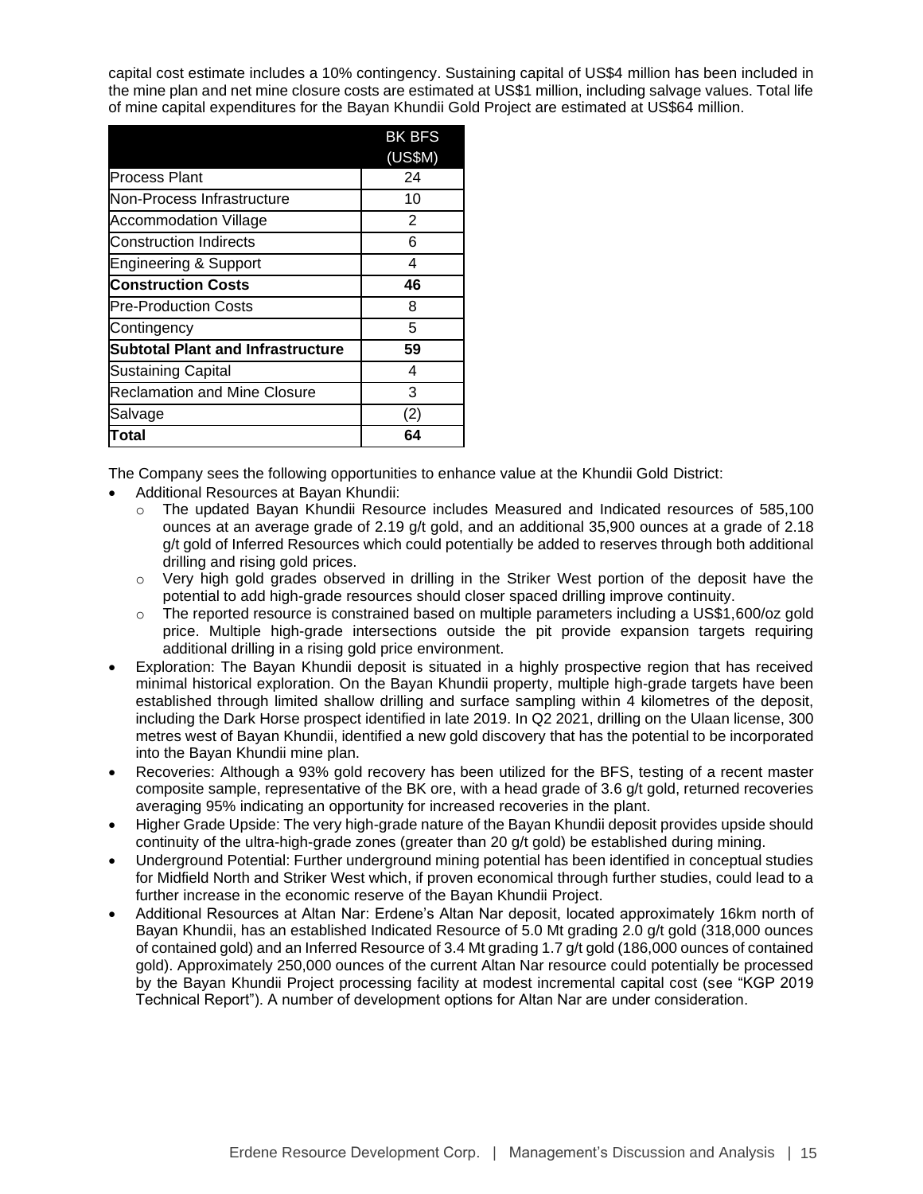capital cost estimate includes a 10% contingency. Sustaining capital of US$4 million has been included in the mine plan and net mine closure costs are estimated at US$1 million, including salvage values. Total life of mine capital expenditures for the Bayan Khundii Gold Project are estimated at US$64 million.

| | BK BFS (US$M) |
|---|---|
| Process Plant | 24 |
| Non-Process Infrastructure | 10 |
| Accommodation Village | 2 |
| Construction Indirects | 6 |
| Engineering & Support | 4 |
| **Construction Costs** | **46** |
| Pre-Production Costs | 8 |
| Contingency | 5 |
| **Subtotal Plant and Infrastructure** | **59** |
| Sustaining Capital | 4 |
| Reclamation and Mine Closure | 3 |
| Salvage | (2) |
| **Total** | **64** |

The Company sees the following opportunities to enhance value at the Khundii Gold District:

- Additional Resources at Bayan Khundii:
  - The updated Bayan Khundii Resource includes Measured and Indicated resources of 585,100 ounces at an average grade of 2.19 g/t gold, and an additional 35,900 ounces at a grade of 2.18 g/t gold of Inferred Resources which could potentially be added to reserves through both additional drilling and rising gold prices.
  - Very high gold grades observed in drilling in the Striker West portion of the deposit have the potential to add high-grade resources should closer spaced drilling improve continuity.
  - The reported resource is constrained based on multiple parameters including a US$1,600/oz gold price. Multiple high-grade intersections outside the pit provide expansion targets requiring additional drilling in a rising gold price environment.
- Exploration: The Bayan Khundii deposit is situated in a highly prospective region that has received minimal historical exploration. On the Bayan Khundii property, multiple high-grade targets have been established through limited shallow drilling and surface sampling within 4 kilometres of the deposit, including the Dark Horse prospect identified in late 2019. In Q2 2021, drilling on the Ulaan license, 300 metres west of Bayan Khundii, identified a new gold discovery that has the potential to be incorporated into the Bayan Khundii mine plan.
- Recoveries: Although a 93% gold recovery has been utilized for the BFS, testing of a recent master composite sample, representative of the BK ore, with a head grade of 3.6 g/t gold, returned recoveries averaging 95% indicating an opportunity for increased recoveries in the plant.
- Higher Grade Upside: The very high-grade nature of the Bayan Khundii deposit provides upside should continuity of the ultra-high-grade zones (greater than 20 g/t gold) be established during mining.
- Underground Potential: Further underground mining potential has been identified in conceptual studies for Midfield North and Striker West which, if proven economical through further studies, could lead to a further increase in the economic reserve of the Bayan Khundii Project.
- Additional Resources at Altan Nar: Erdene's Altan Nar deposit, located approximately 16km north of Bayan Khundii, has an established Indicated Resource of 5.0 Mt grading 2.0 g/t gold (318,000 ounces of contained gold) and an Inferred Resource of 3.4 Mt grading 1.7 g/t gold (186,000 ounces of contained gold). Approximately 250,000 ounces of the current Altan Nar resource could potentially be processed by the Bayan Khundii Project processing facility at modest incremental capital cost (see "KGP 2019 Technical Report"). A number of development options for Altan Nar are under consideration.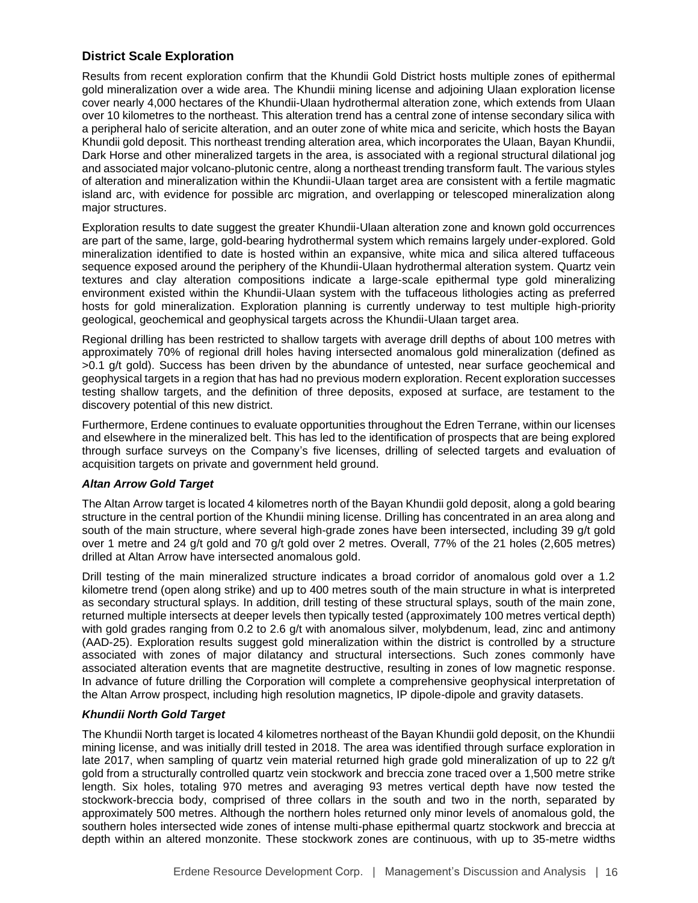## District Scale Exploration

Results from recent exploration confirm that the Khundii Gold District hosts multiple zones of epithermal gold mineralization over a wide area. The Khundii mining license and adjoining Ulaan exploration license cover nearly 4,000 hectares of the Khundii-Ulaan hydrothermal alteration zone, which extends from Ulaan over 10 kilometres to the northeast. This alteration trend has a central zone of intense secondary silica with a peripheral halo of sericite alteration, and an outer zone of white mica and sericite, which hosts the Bayan Khundii gold deposit. This northeast trending alteration area, which incorporates the Ulaan, Bayan Khundii, Dark Horse and other mineralized targets in the area, is associated with a regional structural dilational jog and associated major volcano-plutonic centre, along a northeast trending transform fault. The various styles of alteration and mineralization within the Khundii-Ulaan target area are consistent with a fertile magmatic island arc, with evidence for possible arc migration, and overlapping or telescoped mineralization along major structures.

Exploration results to date suggest the greater Khundii-Ulaan alteration zone and known gold occurrences are part of the same, large, gold-bearing hydrothermal system which remains largely under-explored. Gold mineralization identified to date is hosted within an expansive, white mica and silica altered tuffaceous sequence exposed around the periphery of the Khundii-Ulaan hydrothermal alteration system. Quartz vein textures and clay alteration compositions indicate a large-scale epithermal type gold mineralizing environment existed within the Khundii-Ulaan system with the tuffaceous lithologies acting as preferred hosts for gold mineralization. Exploration planning is currently underway to test multiple high-priority geological, geochemical and geophysical targets across the Khundii-Ulaan target area.

Regional drilling has been restricted to shallow targets with average drill depths of about 100 metres with approximately 70% of regional drill holes having intersected anomalous gold mineralization (defined as >0.1 g/t gold). Success has been driven by the abundance of untested, near surface geochemical and geophysical targets in a region that has had no previous modern exploration. Recent exploration successes testing shallow targets, and the definition of three deposits, exposed at surface, are testament to the discovery potential of this new district.

Furthermore, Erdene continues to evaluate opportunities throughout the Edren Terrane, within our licenses and elsewhere in the mineralized belt. This has led to the identification of prospects that are being explored through surface surveys on the Company's five licenses, drilling of selected targets and evaluation of acquisition targets on private and government held ground.

### *Altan Arrow Gold Target*

The Altan Arrow target is located 4 kilometres north of the Bayan Khundii gold deposit, along a gold bearing structure in the central portion of the Khundii mining license. Drilling has concentrated in an area along and south of the main structure, where several high-grade zones have been intersected, including 39 g/t gold over 1 metre and 24 g/t gold and 70 g/t gold over 2 metres. Overall, 77% of the 21 holes (2,605 metres) drilled at Altan Arrow have intersected anomalous gold.

Drill testing of the main mineralized structure indicates a broad corridor of anomalous gold over a 1.2 kilometre trend (open along strike) and up to 400 metres south of the main structure in what is interpreted as secondary structural splays. In addition, drill testing of these structural splays, south of the main zone, returned multiple intersects at deeper levels then typically tested (approximately 100 metres vertical depth) with gold grades ranging from 0.2 to 2.6 g/t with anomalous silver, molybdenum, lead, zinc and antimony (AAD-25). Exploration results suggest gold mineralization within the district is controlled by a structure associated with zones of major dilatancy and structural intersections. Such zones commonly have associated alteration events that are magnetite destructive, resulting in zones of low magnetic response. In advance of future drilling the Corporation will complete a comprehensive geophysical interpretation of the Altan Arrow prospect, including high resolution magnetics, IP dipole-dipole and gravity datasets.

### *Khundii North Gold Target*

The Khundii North target is located 4 kilometres northeast of the Bayan Khundii gold deposit, on the Khundii mining license, and was initially drill tested in 2018. The area was identified through surface exploration in late 2017, when sampling of quartz vein material returned high grade gold mineralization of up to 22 g/t gold from a structurally controlled quartz vein stockwork and breccia zone traced over a 1,500 metre strike length. Six holes, totaling 970 metres and averaging 93 metres vertical depth have now tested the stockwork-breccia body, comprised of three collars in the south and two in the north, separated by approximately 500 metres. Although the northern holes returned only minor levels of anomalous gold, the southern holes intersected wide zones of intense multi-phase epithermal quartz stockwork and breccia at depth within an altered monzonite. These stockwork zones are continuous, with up to 35-metre widths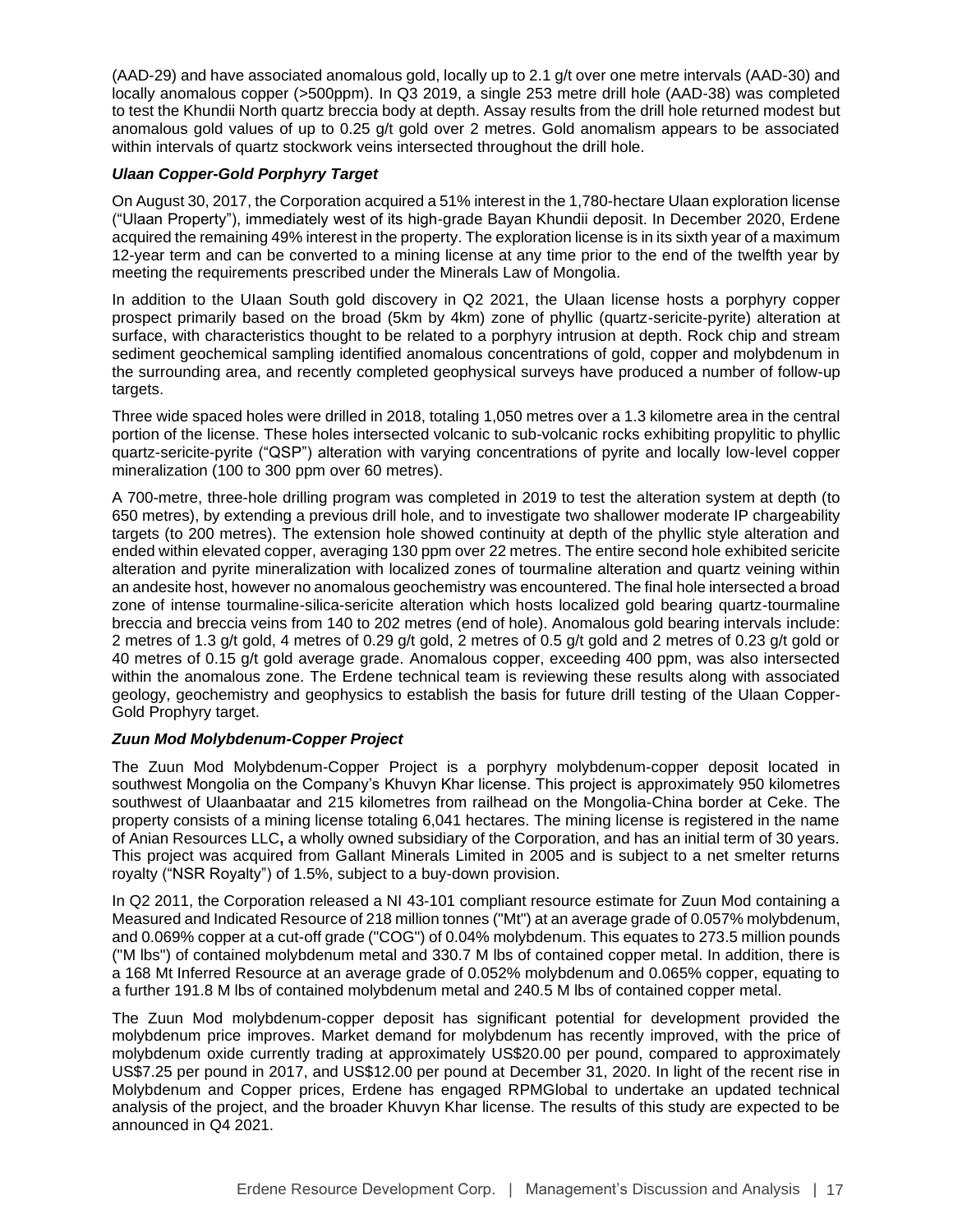(AAD-29) and have associated anomalous gold, locally up to 2.1 g/t over one metre intervals (AAD-30) and locally anomalous copper (>500ppm). In Q3 2019, a single 253 metre drill hole (AAD-38) was completed to test the Khundii North quartz breccia body at depth. Assay results from the drill hole returned modest but anomalous gold values of up to 0.25 g/t gold over 2 metres. Gold anomalism appears to be associated within intervals of quartz stockwork veins intersected throughout the drill hole.

### *Ulaan Copper-Gold Porphyry Target*

On August 30, 2017, the Corporation acquired a 51% interest in the 1,780-hectare Ulaan exploration license ("Ulaan Property"), immediately west of its high-grade Bayan Khundii deposit. In December 2020, Erdene acquired the remaining 49% interest in the property. The exploration license is in its sixth year of a maximum 12-year term and can be converted to a mining license at any time prior to the end of the twelfth year by meeting the requirements prescribed under the Minerals Law of Mongolia.

In addition to the UIaan South gold discovery in Q2 2021, the Ulaan license hosts a porphyry copper prospect primarily based on the broad (5km by 4km) zone of phyllic (quartz-sericite-pyrite) alteration at surface, with characteristics thought to be related to a porphyry intrusion at depth. Rock chip and stream sediment geochemical sampling identified anomalous concentrations of gold, copper and molybdenum in the surrounding area, and recently completed geophysical surveys have produced a number of follow-up targets.

Three wide spaced holes were drilled in 2018, totaling 1,050 metres over a 1.3 kilometre area in the central portion of the license. These holes intersected volcanic to sub-volcanic rocks exhibiting propylitic to phyllic quartz-sericite-pyrite ("QSP") alteration with varying concentrations of pyrite and locally low-level copper mineralization (100 to 300 ppm over 60 metres).

A 700-metre, three-hole drilling program was completed in 2019 to test the alteration system at depth (to 650 metres), by extending a previous drill hole, and to investigate two shallower moderate IP chargeability targets (to 200 metres). The extension hole showed continuity at depth of the phyllic style alteration and ended within elevated copper, averaging 130 ppm over 22 metres. The entire second hole exhibited sericite alteration and pyrite mineralization with localized zones of tourmaline alteration and quartz veining within an andesite host, however no anomalous geochemistry was encountered. The final hole intersected a broad zone of intense tourmaline-silica-sericite alteration which hosts localized gold bearing quartz-tourmaline breccia and breccia veins from 140 to 202 metres (end of hole). Anomalous gold bearing intervals include: 2 metres of 1.3 g/t gold, 4 metres of 0.29 g/t gold, 2 metres of 0.5 g/t gold and 2 metres of 0.23 g/t gold or 40 metres of 0.15 g/t gold average grade. Anomalous copper, exceeding 400 ppm, was also intersected within the anomalous zone. The Erdene technical team is reviewing these results along with associated geology, geochemistry and geophysics to establish the basis for future drill testing of the Ulaan Copper-Gold Prophyry target.

### *Zuun Mod Molybdenum-Copper Project*

The Zuun Mod Molybdenum-Copper Project is a porphyry molybdenum-copper deposit located in southwest Mongolia on the Company's Khuvyn Khar license. This project is approximately 950 kilometres southwest of Ulaanbaatar and 215 kilometres from railhead on the Mongolia-China border at Ceke. The property consists of a mining license totaling 6,041 hectares. The mining license is registered in the name of Anian Resources LLC, a wholly owned subsidiary of the Corporation, and has an initial term of 30 years. This project was acquired from Gallant Minerals Limited in 2005 and is subject to a net smelter returns royalty ("NSR Royalty") of 1.5%, subject to a buy-down provision.

In Q2 2011, the Corporation released a NI 43-101 compliant resource estimate for Zuun Mod containing a Measured and Indicated Resource of 218 million tonnes ("Mt") at an average grade of 0.057% molybdenum, and 0.069% copper at a cut-off grade ("COG") of 0.04% molybdenum. This equates to 273.5 million pounds ("M lbs") of contained molybdenum metal and 330.7 M lbs of contained copper metal. In addition, there is a 168 Mt Inferred Resource at an average grade of 0.052% molybdenum and 0.065% copper, equating to a further 191.8 M lbs of contained molybdenum metal and 240.5 M lbs of contained copper metal.

The Zuun Mod molybdenum-copper deposit has significant potential for development provided the molybdenum price improves. Market demand for molybdenum has recently improved, with the price of molybdenum oxide currently trading at approximately US$20.00 per pound, compared to approximately US$7.25 per pound in 2017, and US$12.00 per pound at December 31, 2020. In light of the recent rise in Molybdenum and Copper prices, Erdene has engaged RPMGlobal to undertake an updated technical analysis of the project, and the broader Khuvyn Khar license. The results of this study are expected to be announced in Q4 2021.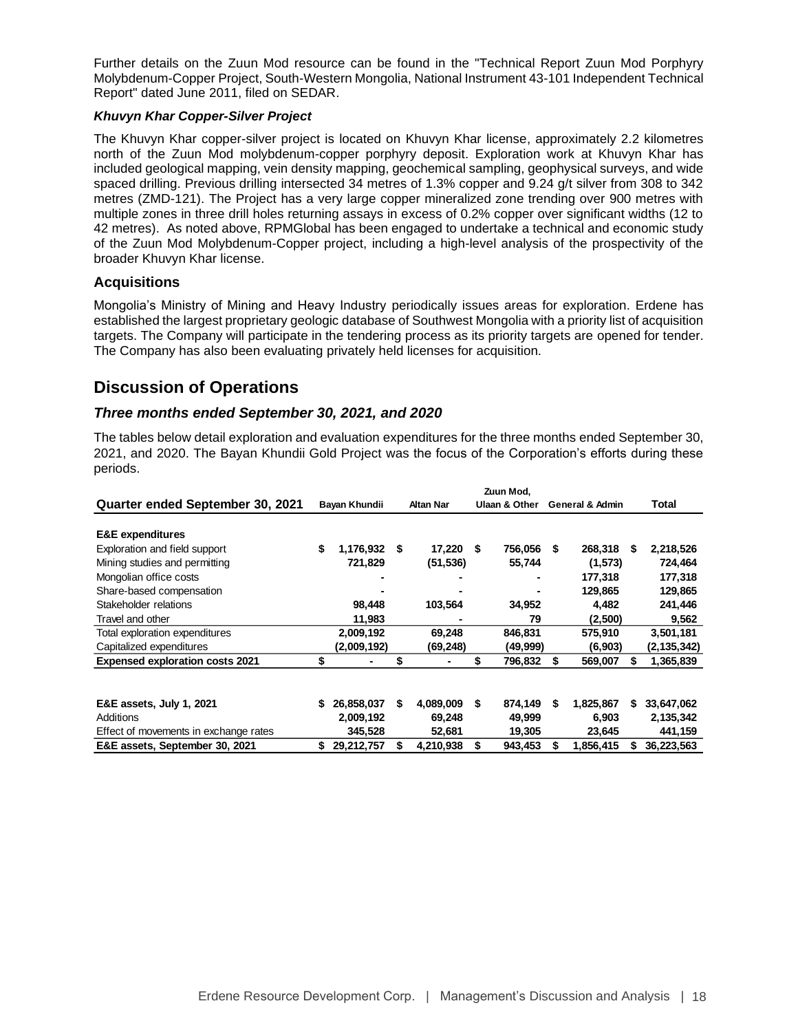Further details on the Zuun Mod resource can be found in the "Technical Report Zuun Mod Porphyry Molybdenum-Copper Project, South-Western Mongolia, National Instrument 43-101 Independent Technical Report" dated June 2011, filed on SEDAR.

### *Khuvyn Khar Copper-Silver Project*

The Khuvyn Khar copper-silver project is located on Khuvyn Khar license, approximately 2.2 kilometres north of the Zuun Mod molybdenum-copper porphyry deposit. Exploration work at Khuvyn Khar has included geological mapping, vein density mapping, geochemical sampling, geophysical surveys, and wide spaced drilling. Previous drilling intersected 34 metres of 1.3% copper and 9.24 g/t silver from 308 to 342 metres (ZMD-121). The Project has a very large copper mineralized zone trending over 900 metres with multiple zones in three drill holes returning assays in excess of 0.2% copper over significant widths (12 to 42 metres). As noted above, RPMGlobal has been engaged to undertake a technical and economic study of the Zuun Mod Molybdenum-Copper project, including a high-level analysis of the prospectivity of the broader Khuvyn Khar license.

### Acquisitions

Mongolia's Ministry of Mining and Heavy Industry periodically issues areas for exploration. Erdene has established the largest proprietary geologic database of Southwest Mongolia with a priority list of acquisition targets. The Company will participate in the tendering process as its priority targets are opened for tender. The Company has also been evaluating privately held licenses for acquisition.

## Discussion of Operations

### *Three months ended September 30, 2021, and 2020*

The tables below detail exploration and evaluation expenditures for the three months ended September 30, 2021, and 2020. The Bayan Khundii Gold Project was the focus of the Corporation's efforts during these periods.

| Quarter ended September 30, 2021 | Bayan Khundii | Altan Nar | Zuun Mod, Ulaan & Other | General & Admin | Total |
|---|---|---|---|---|---|
| **E&E expenditures** | | | | | |
| Exploration and field support | $ 1,176,932 | $ 17,220 | $ 756,056 | $ 268,318 | $ 2,218,526 |
| Mining studies and permitting | 721,829 | (51,536) | 55,744 | (1,573) | 724,464 |
| Mongolian office costs | - | - | - | 177,318 | 177,318 |
| Share-based compensation | - | - | - | 129,865 | 129,865 |
| Stakeholder relations | 98,448 | 103,564 | 34,952 | 4,482 | 241,446 |
| Travel and other | 11,983 | - | 79 | (2,500) | 9,562 |
| Total exploration expenditures | 2,009,192 | 69,248 | 846,831 | 575,910 | 3,501,181 |
| Capitalized expenditures | (2,009,192) | (69,248) | (49,999) | (6,903) | (2,135,342) |
| **Expensed exploration costs 2021** | $ - | $ - | $ 796,832 | $ 569,007 | $ 1,365,839 |
| | | | | | |
| **E&E assets, July 1, 2021** | $ 26,858,037 | $ 4,089,009 | $ 874,149 | $ 1,825,867 | $ 33,647,062 |
| Additions | 2,009,192 | 69,248 | 49,999 | 6,903 | 2,135,342 |
| Effect of movements in exchange rates | 345,528 | 52,681 | 19,305 | 23,645 | 441,159 |
| **E&E assets, September 30, 2021** | $ 29,212,757 | $ 4,210,938 | $ 943,453 | $ 1,856,415 | $ 36,223,563 |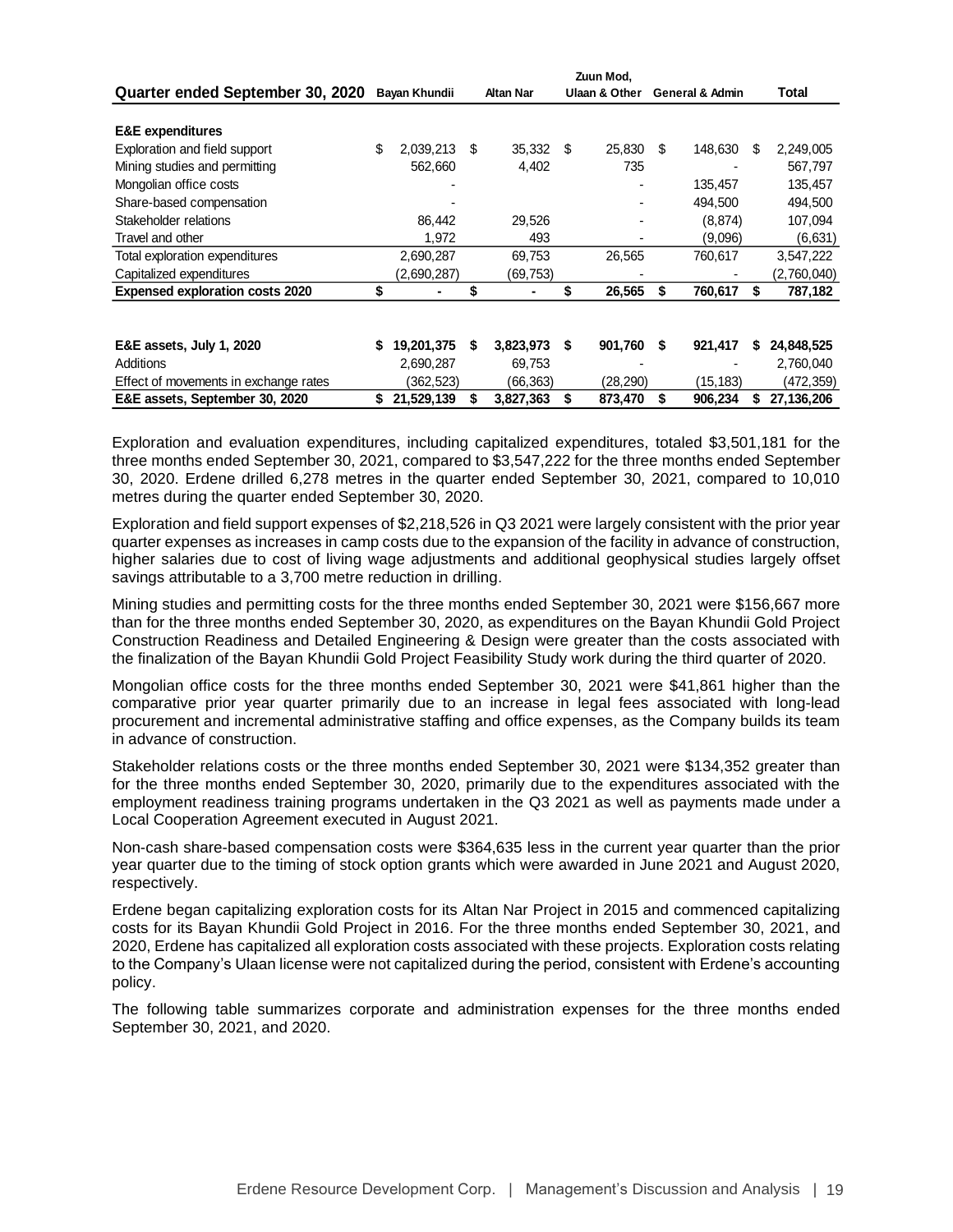| Quarter ended September 30, 2020 | Bayan Khundii | Altan Nar | Zuun Mod, Ulaan & Other | General & Admin | Total |
|---|---|---|---|---|---|
| **E&E expenditures** | | | | | |
| Exploration and field support | $ 2,039,213 | $ 35,332 | $ 25,830 | $ 148,630 | $ 2,249,005 |
| Mining studies and permitting | 562,660 | 4,402 | 735 | - | 567,797 |
| Mongolian office costs | - | | - | 135,457 | 135,457 |
| Share-based compensation | - | | - | 494,500 | 494,500 |
| Stakeholder relations | 86,442 | 29,526 | - | (8,874) | 107,094 |
| Travel and other | 1,972 | 493 | - | (9,096) | (6,631) |
| Total exploration expenditures | 2,690,287 | 69,753 | 26,565 | 760,617 | 3,547,222 |
| Capitalized expenditures | (2,690,287) | (69,753) | - | - | (2,760,040) |
| **Expensed exploration costs 2020** | **$ -** | **$ -** | **$ 26,565** | **$ 760,617** | **$ 787,182** |
| | | | | | |
| **E&E assets, July 1, 2020** | **$ 19,201,375** | **$ 3,823,973** | **$ 901,760** | **$ 921,417** | **$ 24,848,525** |
| Additions | 2,690,287 | 69,753 | - | - | 2,760,040 |
| Effect of movements in exchange rates | (362,523) | (66,363) | (28,290) | (15,183) | (472,359) |
| **E&E assets, September 30, 2020** | **$ 21,529,139** | **$ 3,827,363** | **$ 873,470** | **$ 906,234** | **$ 27,136,206** |

Exploration and evaluation expenditures, including capitalized expenditures, totaled $3,501,181 for the three months ended September 30, 2021, compared to $3,547,222 for the three months ended September 30, 2020. Erdene drilled 6,278 metres in the quarter ended September 30, 2021, compared to 10,010 metres during the quarter ended September 30, 2020.

Exploration and field support expenses of $2,218,526 in Q3 2021 were largely consistent with the prior year quarter expenses as increases in camp costs due to the expansion of the facility in advance of construction, higher salaries due to cost of living wage adjustments and additional geophysical studies largely offset savings attributable to a 3,700 metre reduction in drilling.

Mining studies and permitting costs for the three months ended September 30, 2021 were $156,667 more than for the three months ended September 30, 2020, as expenditures on the Bayan Khundii Gold Project Construction Readiness and Detailed Engineering & Design were greater than the costs associated with the finalization of the Bayan Khundii Gold Project Feasibility Study work during the third quarter of 2020.

Mongolian office costs for the three months ended September 30, 2021 were $41,861 higher than the comparative prior year quarter primarily due to an increase in legal fees associated with long-lead procurement and incremental administrative staffing and office expenses, as the Company builds its team in advance of construction.

Stakeholder relations costs or the three months ended September 30, 2021 were $134,352 greater than for the three months ended September 30, 2020, primarily due to the expenditures associated with the employment readiness training programs undertaken in the Q3 2021 as well as payments made under a Local Cooperation Agreement executed in August 2021.

Non-cash share-based compensation costs were $364,635 less in the current year quarter than the prior year quarter due to the timing of stock option grants which were awarded in June 2021 and August 2020, respectively.

Erdene began capitalizing exploration costs for its Altan Nar Project in 2015 and commenced capitalizing costs for its Bayan Khundii Gold Project in 2016. For the three months ended September 30, 2021, and 2020, Erdene has capitalized all exploration costs associated with these projects. Exploration costs relating to the Company's Ulaan license were not capitalized during the period, consistent with Erdene's accounting policy.

The following table summarizes corporate and administration expenses for the three months ended September 30, 2021, and 2020.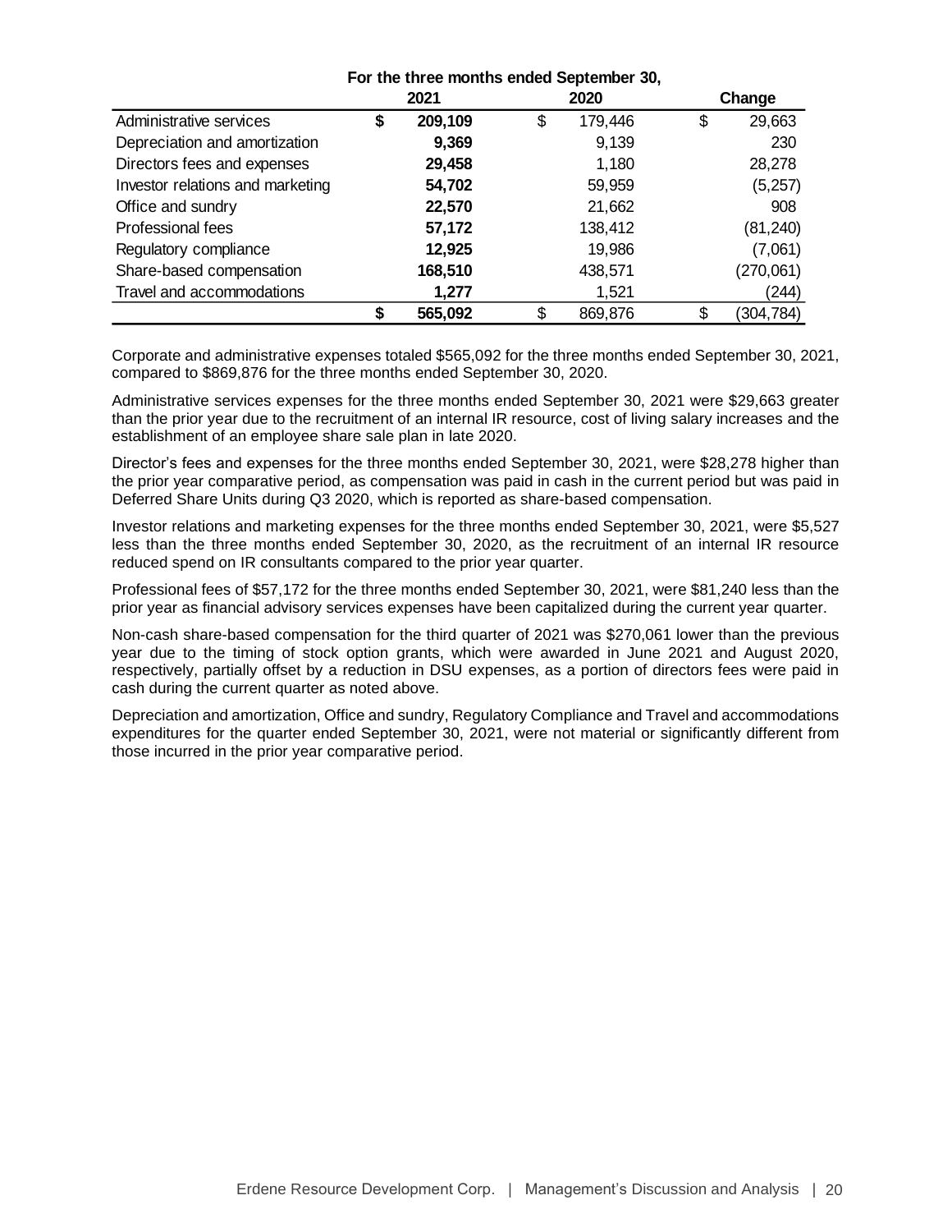| | For the three months ended September 30, | | |
|---|---|---|---|
| | **2021** | **2020** | **Change** |
| Administrative services | **$ 209,109** | $ 179,446 | $ 29,663 |
| Depreciation and amortization | **9,369** | 9,139 | 230 |
| Directors fees and expenses | **29,458** | 1,180 | 28,278 |
| Investor relations and marketing | **54,702** | 59,959 | (5,257) |
| Office and sundry | **22,570** | 21,662 | 908 |
| Professional fees | **57,172** | 138,412 | (81,240) |
| Regulatory compliance | **12,925** | 19,986 | (7,061) |
| Share-based compensation | **168,510** | 438,571 | (270,061) |
| Travel and accommodations | **1,277** | 1,521 | (244) |
| | **$ 565,092** | $ 869,876 | $ (304,784) |

Corporate and administrative expenses totaled $565,092 for the three months ended September 30, 2021, compared to $869,876 for the three months ended September 30, 2020.

Administrative services expenses for the three months ended September 30, 2021 were $29,663 greater than the prior year due to the recruitment of an internal IR resource, cost of living salary increases and the establishment of an employee share sale plan in late 2020.

Director's fees and expenses for the three months ended September 30, 2021, were $28,278 higher than the prior year comparative period, as compensation was paid in cash in the current period but was paid in Deferred Share Units during Q3 2020, which is reported as share-based compensation.

Investor relations and marketing expenses for the three months ended September 30, 2021, were $5,527 less than the three months ended September 30, 2020, as the recruitment of an internal IR resource reduced spend on IR consultants compared to the prior year quarter.

Professional fees of $57,172 for the three months ended September 30, 2021, were $81,240 less than the prior year as financial advisory services expenses have been capitalized during the current year quarter.

Non-cash share-based compensation for the third quarter of 2021 was $270,061 lower than the previous year due to the timing of stock option grants, which were awarded in June 2021 and August 2020, respectively, partially offset by a reduction in DSU expenses, as a portion of directors fees were paid in cash during the current quarter as noted above.

Depreciation and amortization, Office and sundry, Regulatory Compliance and Travel and accommodations expenditures for the quarter ended September 30, 2021, were not material or significantly different from those incurred in the prior year comparative period.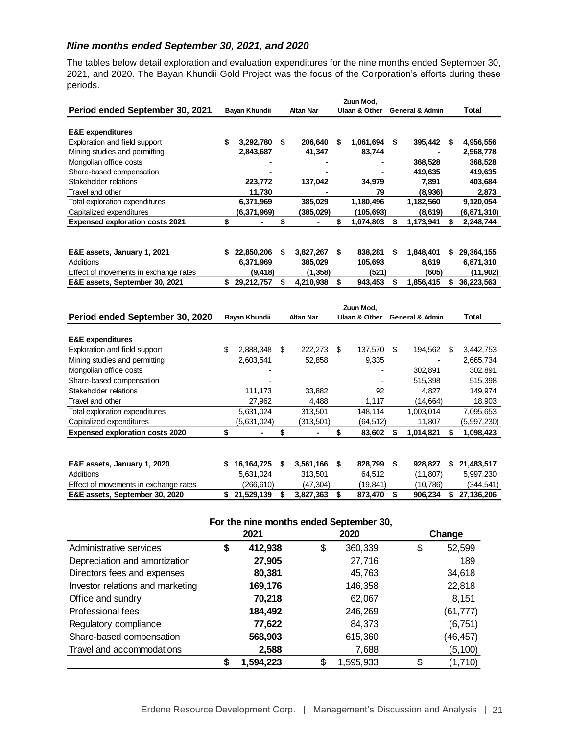### *Nine months ended September 30, 2021, and 2020*

The tables below detail exploration and evaluation expenditures for the nine months ended September 30, 2021, and 2020. The Bayan Khundii Gold Project was the focus of the Corporation's efforts during these periods.

| Period ended September 30, 2021 | Bayan Khundii | Altan Nar | Zuun Mod, Ulaan & Other | General & Admin | Total |
|---|---|---|---|---|---|
| **E&E expenditures** | | | | | |
| Exploration and field support | **$ 3,292,780** | **$ 206,640** | **$ 1,061,694** | **$ 395,442** | **$ 4,956,556** |
| Mining studies and permitting | **2,843,687** | **41,347** | **83,744** | **-** | **2,968,778** |
| Mongolian office costs | **-** | **-** | **-** | **368,528** | **368,528** |
| Share-based compensation | **-** | **-** | **-** | **419,635** | **419,635** |
| Stakeholder relations | **223,772** | **137,042** | **34,979** | **7,891** | **403,684** |
| Travel and other | **11,730** | **-** | **79** | **(8,936)** | **2,873** |
| Total exploration expenditures | **6,371,969** | **385,029** | **1,180,496** | **1,182,560** | **9,120,054** |
| Capitalized expenditures | **(6,371,969)** | **(385,029)** | **(105,693)** | **(8,619)** | **(6,871,310)** |
| **Expensed exploration costs 2021** | **$ -** | **$ -** | **$ 1,074,803** | **$ 1,173,941** | **$ 2,248,744** |
| | | | | | |
| **E&E assets, January 1, 2021** | **$ 22,850,206** | **$ 3,827,267** | **$ 838,281** | **$ 1,848,401** | **$ 29,364,155** |
| Additions | **6,371,969** | **385,029** | **105,693** | **8,619** | **6,871,310** |
| Effect of movements in exchange rates | **(9,418)** | **(1,358)** | **(521)** | **(605)** | **(11,902)** |
| **E&E assets, September 30, 2021** | **$ 29,212,757** | **$ 4,210,938** | **$ 943,453** | **$ 1,856,415** | **$ 36,223,563** |

| Period ended September 30, 2020 | Bayan Khundii | Altan Nar | Zuun Mod, Ulaan & Other | General & Admin | Total |
|---|---|---|---|---|---|
| **E&E expenditures** | | | | | |
| Exploration and field support | $ 2,888,348 | $ 222,273 | $ 137,570 | $ 194,562 | $ 3,442,753 |
| Mining studies and permitting | 2,603,541 | 52,858 | 9,335 | - | 2,665,734 |
| Mongolian office costs | - | | - | 302,891 | 302,891 |
| Share-based compensation | - | | - | 515,398 | 515,398 |
| Stakeholder relations | 111,173 | 33,882 | 92 | 4,827 | 149,974 |
| Travel and other | 27,962 | 4,488 | 1,117 | (14,664) | 18,903 |
| Total exploration expenditures | 5,631,024 | 313,501 | 148,114 | 1,003,014 | 7,095,653 |
| Capitalized expenditures | (5,631,024) | (313,501) | (64,512) | 11,807 | (5,997,230) |
| **Expensed exploration costs 2020** | **$ -** | **$ -** | **$ 83,602** | **$ 1,014,821** | **$ 1,098,423** |
| | | | | | |
| **E&E assets, January 1, 2020** | **$ 16,164,725** | **$ 3,561,166** | **$ 828,799** | **$ 928,827** | **$ 21,483,517** |
| Additions | 5,631,024 | 313,501 | 64,512 | (11,807) | 5,997,230 |
| Effect of movements in exchange rates | (266,610) | (47,304) | (19,841) | (10,786) | (344,541) |
| **E&E assets, September 30, 2020** | **$ 21,529,139** | **$ 3,827,363** | **$ 873,470** | **$ 906,234** | **$ 27,136,206** |

| | For the nine months ended September 30, | | |
|---|---|---|---|
| | 2021 | 2020 | Change |
| Administrative services | **$ 412,938** | $ 360,339 | $ 52,599 |
| Depreciation and amortization | **27,905** | 27,716 | 189 |
| Directors fees and expenses | **80,381** | 45,763 | 34,618 |
| Investor relations and marketing | **169,176** | 146,358 | 22,818 |
| Office and sundry | **70,218** | 62,067 | 8,151 |
| Professional fees | **184,492** | 246,269 | (61,777) |
| Regulatory compliance | **77,622** | 84,373 | (6,751) |
| Share-based compensation | **568,903** | 615,360 | (46,457) |
| Travel and accommodations | **2,588** | 7,688 | (5,100) |
| | **$ 1,594,223** | $ 1,595,933 | $ (1,710) |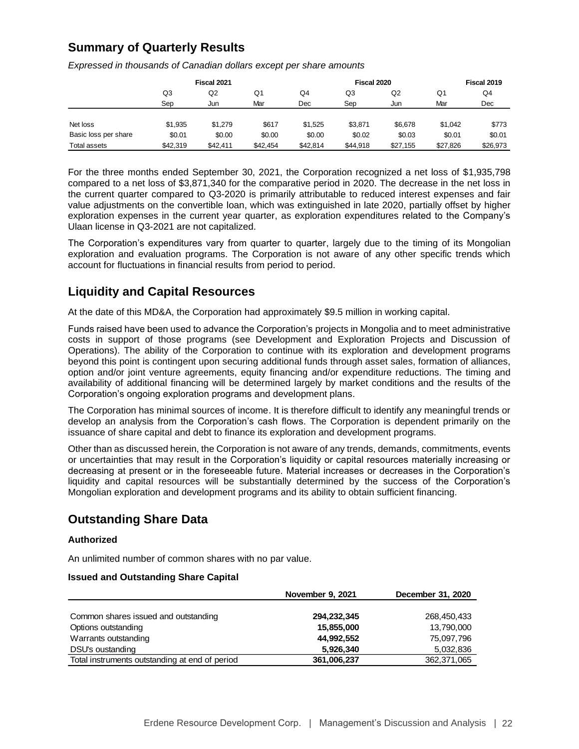## Summary of Quarterly Results

*Expressed in thousands of Canadian dollars except per share amounts*

| | Fiscal 2021 | | | Fiscal 2020 | | | | Fiscal 2019 |
|---|---|---|---|---|---|---|---|---|
| | Q3 | Q2 | Q1 | Q4 | Q3 | Q2 | Q1 | Q4 |
| | Sep | Jun | Mar | Dec | Sep | Jun | Mar | Dec |
| Net loss | $1,935 | $1,279 | $617 | $1,525 | $3,871 | $6,678 | $1,042 | $773 |
| Basic loss per share | $0.01 | $0.00 | $0.00 | $0.00 | $0.02 | $0.03 | $0.01 | $0.01 |
| Total assets | $42,319 | $42,411 | $42,454 | $42,814 | $44,918 | $27,155 | $27,826 | $26,973 |

For the three months ended September 30, 2021, the Corporation recognized a net loss of $1,935,798 compared to a net loss of $3,871,340 for the comparative period in 2020. The decrease in the net loss in the current quarter compared to Q3-2020 is primarily attributable to reduced interest expenses and fair value adjustments on the convertible loan, which was extinguished in late 2020, partially offset by higher exploration expenses in the current year quarter, as exploration expenditures related to the Company's Ulaan license in Q3-2021 are not capitalized.

The Corporation's expenditures vary from quarter to quarter, largely due to the timing of its Mongolian exploration and evaluation programs. The Corporation is not aware of any other specific trends which account for fluctuations in financial results from period to period.

## Liquidity and Capital Resources

At the date of this MD&A, the Corporation had approximately $9.5 million in working capital.

Funds raised have been used to advance the Corporation's projects in Mongolia and to meet administrative costs in support of those programs (see Development and Exploration Projects and Discussion of Operations). The ability of the Corporation to continue with its exploration and development programs beyond this point is contingent upon securing additional funds through asset sales, formation of alliances, option and/or joint venture agreements, equity financing and/or expenditure reductions. The timing and availability of additional financing will be determined largely by market conditions and the results of the Corporation's ongoing exploration programs and development plans.

The Corporation has minimal sources of income. It is therefore difficult to identify any meaningful trends or develop an analysis from the Corporation's cash flows. The Corporation is dependent primarily on the issuance of share capital and debt to finance its exploration and development programs.

Other than as discussed herein, the Corporation is not aware of any trends, demands, commitments, events or uncertainties that may result in the Corporation's liquidity or capital resources materially increasing or decreasing at present or in the foreseeable future. Material increases or decreases in the Corporation's liquidity and capital resources will be substantially determined by the success of the Corporation's Mongolian exploration and development programs and its ability to obtain sufficient financing.

## Outstanding Share Data

### Authorized

An unlimited number of common shares with no par value.

### Issued and Outstanding Share Capital

| | November 9, 2021 | December 31, 2020 |
|---|---|---|
| Common shares issued and outstanding | **294,232,345** | 268,450,433 |
| Options outstanding | **15,855,000** | 13,790,000 |
| Warrants outstanding | **44,992,552** | 75,097,796 |
| DSU's oustanding | **5,926,340** | 5,032,836 |
| Total instruments outstanding at end of period | **361,006,237** | 362,371,065 |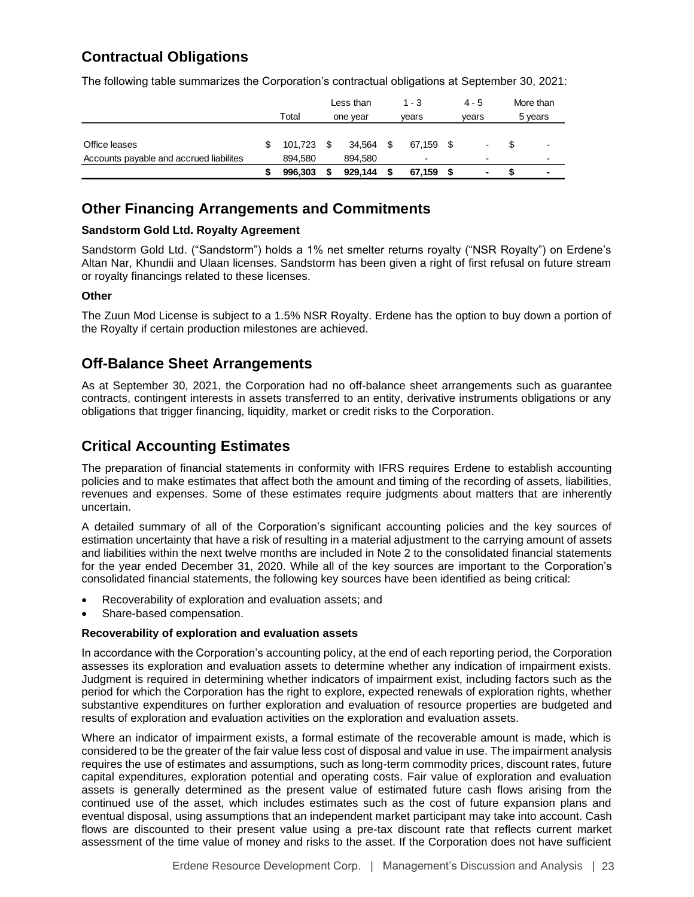## Contractual Obligations

The following table summarizes the Corporation's contractual obligations at September 30, 2021:

| | Total | Less than one year | 1 - 3 years | 4 - 5 years | More than 5 years |
|---|---|---|---|---|---|
| Office leases | $ 101,723 | $ 34,564 | $ 67,159 | $ - | $ - |
| Accounts payable and accrued liabilites | 894,580 | 894,580 | - | - | - |
| | **$ 996,303** | **$ 929,144** | **$ 67,159** | **$ -** | **$ -** |

## Other Financing Arrangements and Commitments

**Sandstorm Gold Ltd. Royalty Agreement**

Sandstorm Gold Ltd. ("Sandstorm") holds a 1% net smelter returns royalty ("NSR Royalty") on Erdene's Altan Nar, Khundii and Ulaan licenses. Sandstorm has been given a right of first refusal on future stream or royalty financings related to these licenses.

**Other**

The Zuun Mod License is subject to a 1.5% NSR Royalty. Erdene has the option to buy down a portion of the Royalty if certain production milestones are achieved.

## Off-Balance Sheet Arrangements

As at September 30, 2021, the Corporation had no off-balance sheet arrangements such as guarantee contracts, contingent interests in assets transferred to an entity, derivative instruments obligations or any obligations that trigger financing, liquidity, market or credit risks to the Corporation.

## Critical Accounting Estimates

The preparation of financial statements in conformity with IFRS requires Erdene to establish accounting policies and to make estimates that affect both the amount and timing of the recording of assets, liabilities, revenues and expenses. Some of these estimates require judgments about matters that are inherently uncertain.

A detailed summary of all of the Corporation's significant accounting policies and the key sources of estimation uncertainty that have a risk of resulting in a material adjustment to the carrying amount of assets and liabilities within the next twelve months are included in Note 2 to the consolidated financial statements for the year ended December 31, 2020. While all of the key sources are important to the Corporation's consolidated financial statements, the following key sources have been identified as being critical:

- Recoverability of exploration and evaluation assets; and
- Share-based compensation.

**Recoverability of exploration and evaluation assets**

In accordance with the Corporation's accounting policy, at the end of each reporting period, the Corporation assesses its exploration and evaluation assets to determine whether any indication of impairment exists. Judgment is required in determining whether indicators of impairment exist, including factors such as the period for which the Corporation has the right to explore, expected renewals of exploration rights, whether substantive expenditures on further exploration and evaluation of resource properties are budgeted and results of exploration and evaluation activities on the exploration and evaluation assets.

Where an indicator of impairment exists, a formal estimate of the recoverable amount is made, which is considered to be the greater of the fair value less cost of disposal and value in use. The impairment analysis requires the use of estimates and assumptions, such as long-term commodity prices, discount rates, future capital expenditures, exploration potential and operating costs. Fair value of exploration and evaluation assets is generally determined as the present value of estimated future cash flows arising from the continued use of the asset, which includes estimates such as the cost of future expansion plans and eventual disposal, using assumptions that an independent market participant may take into account. Cash flows are discounted to their present value using a pre-tax discount rate that reflects current market assessment of the time value of money and risks to the asset. If the Corporation does not have sufficient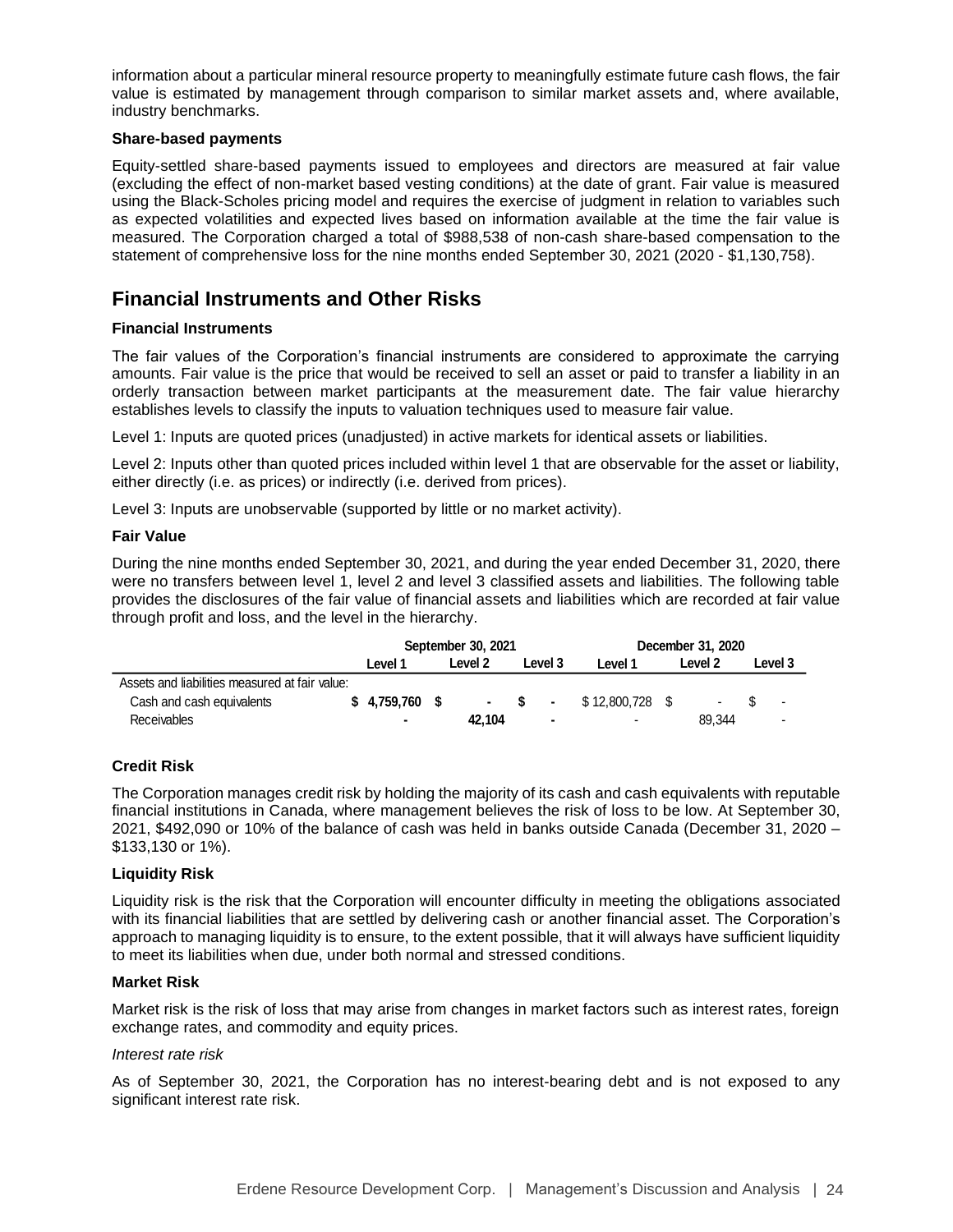information about a particular mineral resource property to meaningfully estimate future cash flows, the fair value is estimated by management through comparison to similar market assets and, where available, industry benchmarks.

**Share-based payments**

Equity-settled share-based payments issued to employees and directors are measured at fair value (excluding the effect of non-market based vesting conditions) at the date of grant. Fair value is measured using the Black-Scholes pricing model and requires the exercise of judgment in relation to variables such as expected volatilities and expected lives based on information available at the time the fair value is measured. The Corporation charged a total of $988,538 of non-cash share-based compensation to the statement of comprehensive loss for the nine months ended September 30, 2021 (2020 - $1,130,758).

## Financial Instruments and Other Risks

**Financial Instruments**

The fair values of the Corporation's financial instruments are considered to approximate the carrying amounts. Fair value is the price that would be received to sell an asset or paid to transfer a liability in an orderly transaction between market participants at the measurement date. The fair value hierarchy establishes levels to classify the inputs to valuation techniques used to measure fair value.

Level 1: Inputs are quoted prices (unadjusted) in active markets for identical assets or liabilities.

Level 2: Inputs other than quoted prices included within level 1 that are observable for the asset or liability, either directly (i.e. as prices) or indirectly (i.e. derived from prices).

Level 3: Inputs are unobservable (supported by little or no market activity).

**Fair Value**

During the nine months ended September 30, 2021, and during the year ended December 31, 2020, there were no transfers between level 1, level 2 and level 3 classified assets and liabilities. The following table provides the disclosures of the fair value of financial assets and liabilities which are recorded at fair value through profit and loss, and the level in the hierarchy.

| | September 30, 2021 | | | December 31, 2020 | | |
|---|---|---|---|---|---|---|
| | Level 1 | Level 2 | Level 3 | Level 1 | Level 2 | Level 3 |
| Assets and liabilities measured at fair value: | | | | | | |
| Cash and cash equivalents | $ 4,759,760 | $ - | $ - | $ 12,800,728 | $ - | $ - |
| Receivables | - | 42,104 | - | - | 89,344 | - |

**Credit Risk**

The Corporation manages credit risk by holding the majority of its cash and cash equivalents with reputable financial institutions in Canada, where management believes the risk of loss to be low. At September 30, 2021, $492,090 or 10% of the balance of cash was held in banks outside Canada (December 31, 2020 – $133,130 or 1%).

**Liquidity Risk**

Liquidity risk is the risk that the Corporation will encounter difficulty in meeting the obligations associated with its financial liabilities that are settled by delivering cash or another financial asset. The Corporation's approach to managing liquidity is to ensure, to the extent possible, that it will always have sufficient liquidity to meet its liabilities when due, under both normal and stressed conditions.

**Market Risk**

Market risk is the risk of loss that may arise from changes in market factors such as interest rates, foreign exchange rates, and commodity and equity prices.

*Interest rate risk*

As of September 30, 2021, the Corporation has no interest-bearing debt and is not exposed to any significant interest rate risk.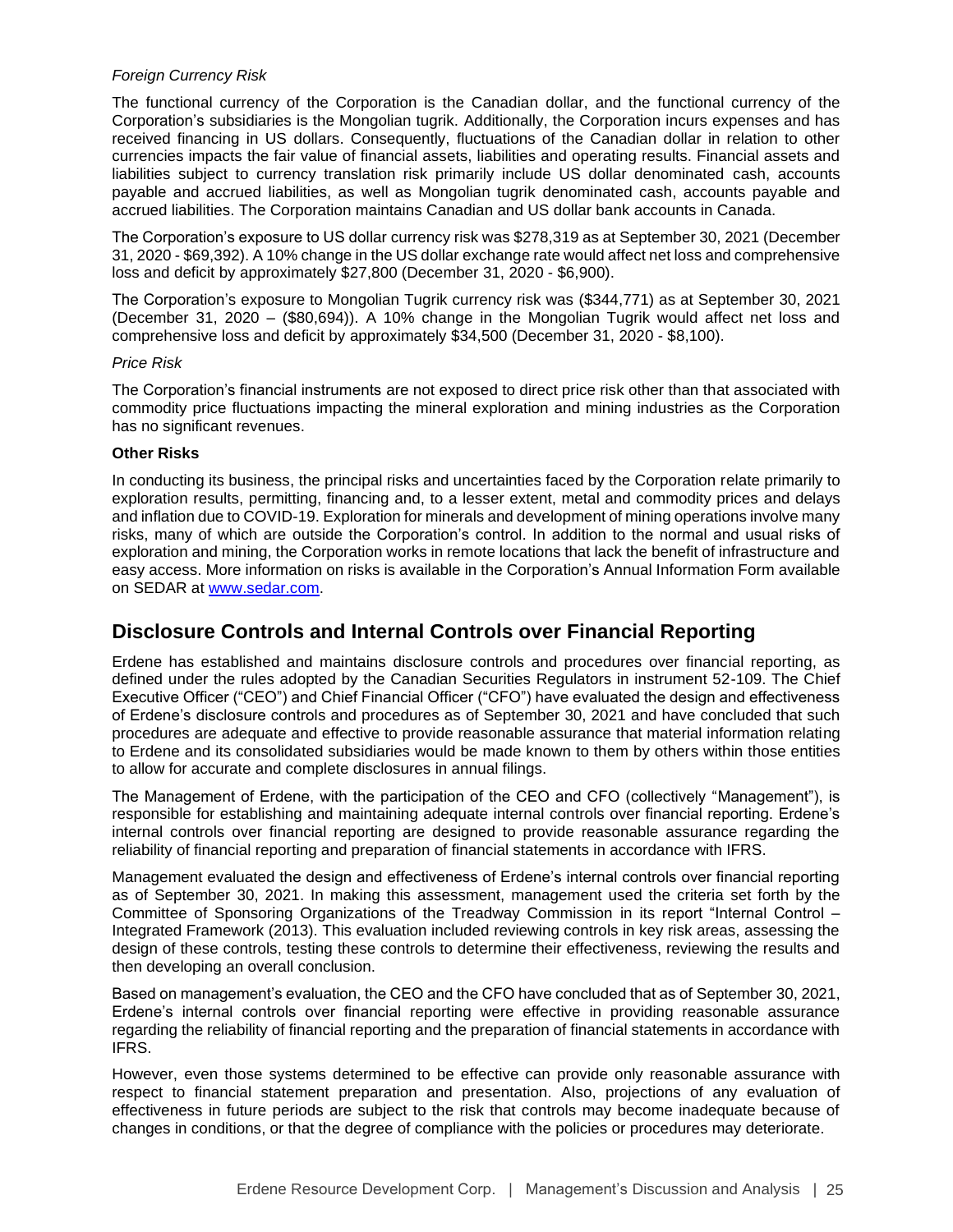*Foreign Currency Risk*

The functional currency of the Corporation is the Canadian dollar, and the functional currency of the Corporation's subsidiaries is the Mongolian tugrik. Additionally, the Corporation incurs expenses and has received financing in US dollars. Consequently, fluctuations of the Canadian dollar in relation to other currencies impacts the fair value of financial assets, liabilities and operating results. Financial assets and liabilities subject to currency translation risk primarily include US dollar denominated cash, accounts payable and accrued liabilities, as well as Mongolian tugrik denominated cash, accounts payable and accrued liabilities. The Corporation maintains Canadian and US dollar bank accounts in Canada.

The Corporation's exposure to US dollar currency risk was $278,319 as at September 30, 2021 (December 31, 2020 - $69,392). A 10% change in the US dollar exchange rate would affect net loss and comprehensive loss and deficit by approximately $27,800 (December 31, 2020 - $6,900).

The Corporation's exposure to Mongolian Tugrik currency risk was ($344,771) as at September 30, 2021 (December 31, 2020 – ($80,694)). A 10% change in the Mongolian Tugrik would affect net loss and comprehensive loss and deficit by approximately $34,500 (December 31, 2020 - $8,100).

*Price Risk*

The Corporation's financial instruments are not exposed to direct price risk other than that associated with commodity price fluctuations impacting the mineral exploration and mining industries as the Corporation has no significant revenues.

**Other Risks**

In conducting its business, the principal risks and uncertainties faced by the Corporation relate primarily to exploration results, permitting, financing and, to a lesser extent, metal and commodity prices and delays and inflation due to COVID-19. Exploration for minerals and development of mining operations involve many risks, many of which are outside the Corporation's control. In addition to the normal and usual risks of exploration and mining, the Corporation works in remote locations that lack the benefit of infrastructure and easy access. More information on risks is available in the Corporation's Annual Information Form available on SEDAR at www.sedar.com.

## Disclosure Controls and Internal Controls over Financial Reporting

Erdene has established and maintains disclosure controls and procedures over financial reporting, as defined under the rules adopted by the Canadian Securities Regulators in instrument 52-109. The Chief Executive Officer ("CEO") and Chief Financial Officer ("CFO") have evaluated the design and effectiveness of Erdene's disclosure controls and procedures as of September 30, 2021 and have concluded that such procedures are adequate and effective to provide reasonable assurance that material information relating to Erdene and its consolidated subsidiaries would be made known to them by others within those entities to allow for accurate and complete disclosures in annual filings.

The Management of Erdene, with the participation of the CEO and CFO (collectively "Management"), is responsible for establishing and maintaining adequate internal controls over financial reporting. Erdene's internal controls over financial reporting are designed to provide reasonable assurance regarding the reliability of financial reporting and preparation of financial statements in accordance with IFRS.

Management evaluated the design and effectiveness of Erdene's internal controls over financial reporting as of September 30, 2021. In making this assessment, management used the criteria set forth by the Committee of Sponsoring Organizations of the Treadway Commission in its report "Internal Control – Integrated Framework (2013). This evaluation included reviewing controls in key risk areas, assessing the design of these controls, testing these controls to determine their effectiveness, reviewing the results and then developing an overall conclusion.

Based on management's evaluation, the CEO and the CFO have concluded that as of September 30, 2021, Erdene's internal controls over financial reporting were effective in providing reasonable assurance regarding the reliability of financial reporting and the preparation of financial statements in accordance with IFRS.

However, even those systems determined to be effective can provide only reasonable assurance with respect to financial statement preparation and presentation. Also, projections of any evaluation of effectiveness in future periods are subject to the risk that controls may become inadequate because of changes in conditions, or that the degree of compliance with the policies or procedures may deteriorate.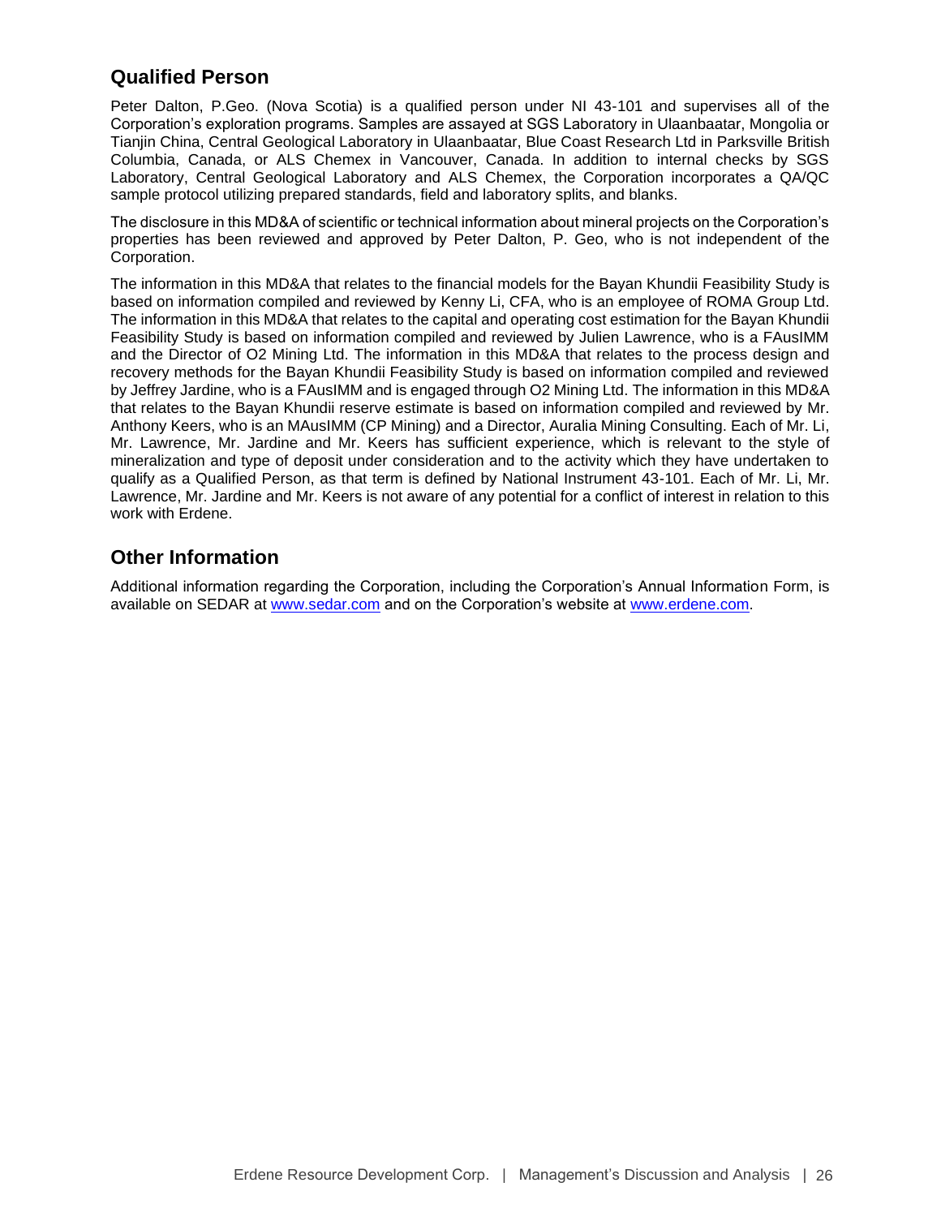## Qualified Person

Peter Dalton, P.Geo. (Nova Scotia) is a qualified person under NI 43-101 and supervises all of the Corporation's exploration programs. Samples are assayed at SGS Laboratory in Ulaanbaatar, Mongolia or Tianjin China, Central Geological Laboratory in Ulaanbaatar, Blue Coast Research Ltd in Parksville British Columbia, Canada, or ALS Chemex in Vancouver, Canada. In addition to internal checks by SGS Laboratory, Central Geological Laboratory and ALS Chemex, the Corporation incorporates a QA/QC sample protocol utilizing prepared standards, field and laboratory splits, and blanks.

The disclosure in this MD&A of scientific or technical information about mineral projects on the Corporation's properties has been reviewed and approved by Peter Dalton, P. Geo, who is not independent of the Corporation.

The information in this MD&A that relates to the financial models for the Bayan Khundii Feasibility Study is based on information compiled and reviewed by Kenny Li, CFA, who is an employee of ROMA Group Ltd. The information in this MD&A that relates to the capital and operating cost estimation for the Bayan Khundii Feasibility Study is based on information compiled and reviewed by Julien Lawrence, who is a FAusIMM and the Director of O2 Mining Ltd. The information in this MD&A that relates to the process design and recovery methods for the Bayan Khundii Feasibility Study is based on information compiled and reviewed by Jeffrey Jardine, who is a FAusIMM and is engaged through O2 Mining Ltd. The information in this MD&A that relates to the Bayan Khundii reserve estimate is based on information compiled and reviewed by Mr. Anthony Keers, who is an MAusIMM (CP Mining) and a Director, Auralia Mining Consulting. Each of Mr. Li, Mr. Lawrence, Mr. Jardine and Mr. Keers has sufficient experience, which is relevant to the style of mineralization and type of deposit under consideration and to the activity which they have undertaken to qualify as a Qualified Person, as that term is defined by National Instrument 43-101. Each of Mr. Li, Mr. Lawrence, Mr. Jardine and Mr. Keers is not aware of any potential for a conflict of interest in relation to this work with Erdene.

## Other Information

Additional information regarding the Corporation, including the Corporation's Annual Information Form, is available on SEDAR at www.sedar.com and on the Corporation's website at www.erdene.com.